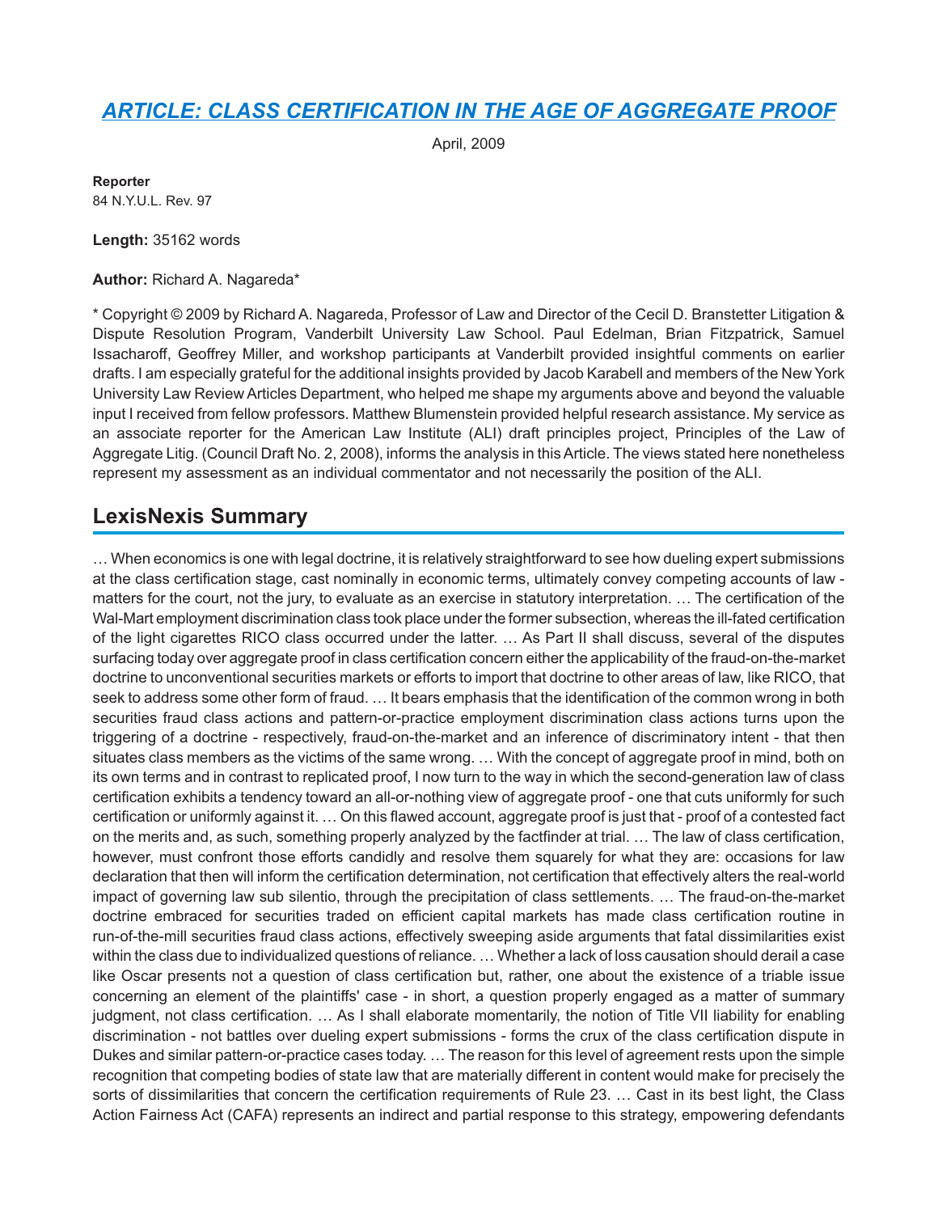# [ARTICLE: CLASS CERTIFICATION IN THE AGE OF AGGREGATE PROOF]

April, 2009

**Reporter**
84 N.Y.U.L. Rev. 97

**Length:** 35162 words

**Author:** Richard A. Nagareda*

* Copyright © 2009 by Richard A. Nagareda, Professor of Law and Director of the Cecil D. Branstetter Litigation & Dispute Resolution Program, Vanderbilt University Law School. Paul Edelman, Brian Fitzpatrick, Samuel Issacharoff, Geoffrey Miller, and workshop participants at Vanderbilt provided insightful comments on earlier drafts. I am especially grateful for the additional insights provided by Jacob Karabell and members of the New York University Law Review Articles Department, who helped me shape my arguments above and beyond the valuable input I received from fellow professors. Matthew Blumenstein provided helpful research assistance. My service as an associate reporter for the American Law Institute (ALI) draft principles project, Principles of the Law of Aggregate Litig. (Council Draft No. 2, 2008), informs the analysis in this Article. The views stated here nonetheless represent my assessment as an individual commentator and not necessarily the position of the ALI.

## LexisNexis Summary

… When economics is one with legal doctrine, it is relatively straightforward to see how dueling expert submissions at the class certification stage, cast nominally in economic terms, ultimately convey competing accounts of law - matters for the court, not the jury, to evaluate as an exercise in statutory interpretation. … The certification of the Wal-Mart employment discrimination class took place under the former subsection, whereas the ill-fated certification of the light cigarettes RICO class occurred under the latter. … As Part II shall discuss, several of the disputes surfacing today over aggregate proof in class certification concern either the applicability of the fraud-on-the-market doctrine to unconventional securities markets or efforts to import that doctrine to other areas of law, like RICO, that seek to address some other form of fraud. … It bears emphasis that the identification of the common wrong in both securities fraud class actions and pattern-or-practice employment discrimination class actions turns upon the triggering of a doctrine - respectively, fraud-on-the-market and an inference of discriminatory intent - that then situates class members as the victims of the same wrong. … With the concept of aggregate proof in mind, both on its own terms and in contrast to replicated proof, I now turn to the way in which the second-generation law of class certification exhibits a tendency toward an all-or-nothing view of aggregate proof - one that cuts uniformly for such certification or uniformly against it. … On this flawed account, aggregate proof is just that - proof of a contested fact on the merits and, as such, something properly analyzed by the factfinder at trial. … The law of class certification, however, must confront those efforts candidly and resolve them squarely for what they are: occasions for law declaration that then will inform the certification determination, not certification that effectively alters the real-world impact of governing law sub silentio, through the precipitation of class settlements. … The fraud-on-the-market doctrine embraced for securities traded on efficient capital markets has made class certification routine in run-of-the-mill securities fraud class actions, effectively sweeping aside arguments that fatal dissimilarities exist within the class due to individualized questions of reliance. … Whether a lack of loss causation should derail a case like Oscar presents not a question of class certification but, rather, one about the existence of a triable issue concerning an element of the plaintiffs' case - in short, a question properly engaged as a matter of summary judgment, not class certification. … As I shall elaborate momentarily, the notion of Title VII liability for enabling discrimination - not battles over dueling expert submissions - forms the crux of the class certification dispute in Dukes and similar pattern-or-practice cases today. … The reason for this level of agreement rests upon the simple recognition that competing bodies of state law that are materially different in content would make for precisely the sorts of dissimilarities that concern the certification requirements of Rule 23. … Cast in its best light, the Class Action Fairness Act (CAFA) represents an indirect and partial response to this strategy, empowering defendants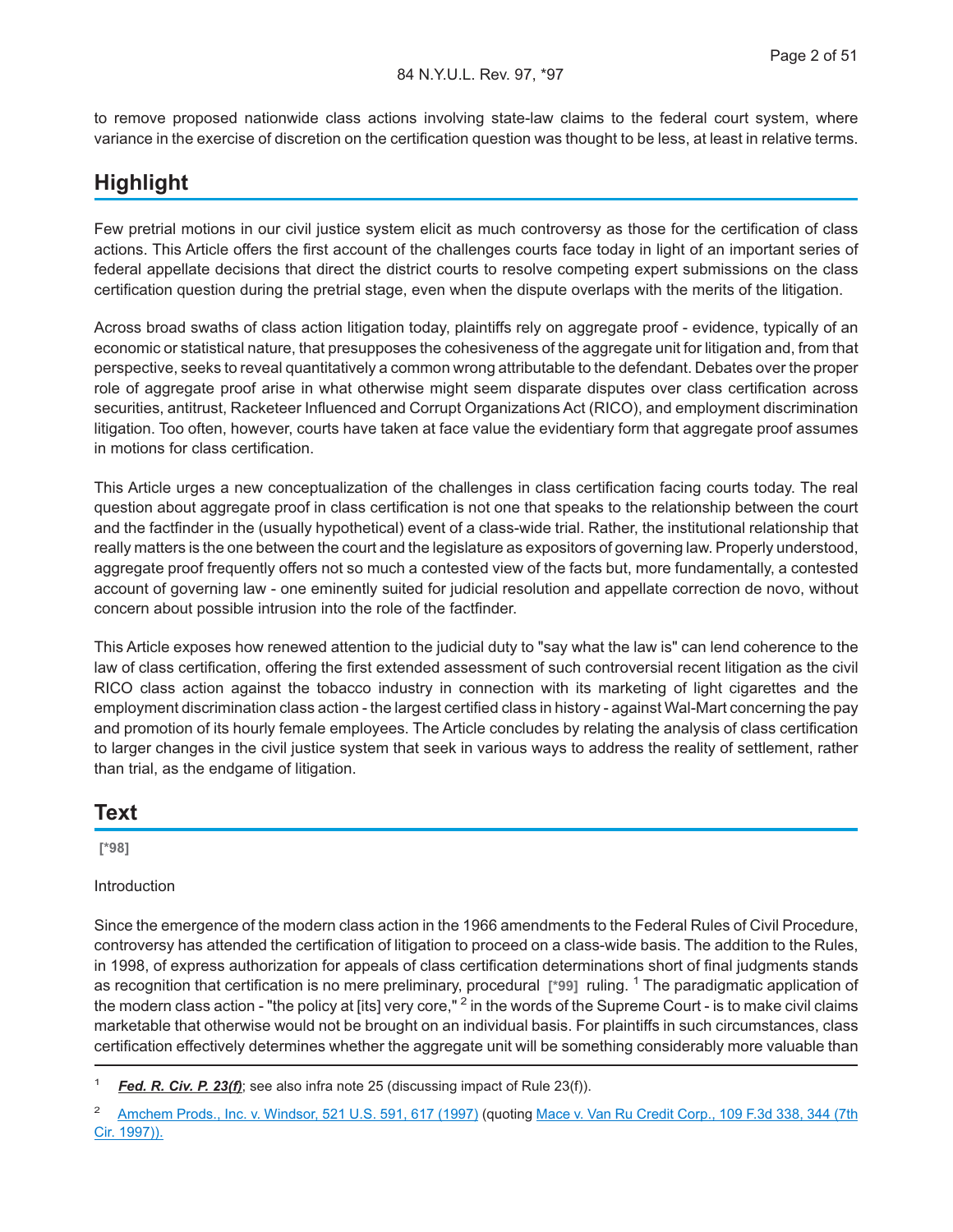to remove proposed nationwide class actions involving state-law claims to the federal court system, where variance in the exercise of discretion on the certification question was thought to be less, at least in relative terms.

## Highlight

Few pretrial motions in our civil justice system elicit as much controversy as those for the certification of class actions. This Article offers the first account of the challenges courts face today in light of an important series of federal appellate decisions that direct the district courts to resolve competing expert submissions on the class certification question during the pretrial stage, even when the dispute overlaps with the merits of the litigation.

Across broad swaths of class action litigation today, plaintiffs rely on aggregate proof - evidence, typically of an economic or statistical nature, that presupposes the cohesiveness of the aggregate unit for litigation and, from that perspective, seeks to reveal quantitatively a common wrong attributable to the defendant. Debates over the proper role of aggregate proof arise in what otherwise might seem disparate disputes over class certification across securities, antitrust, Racketeer Influenced and Corrupt Organizations Act (RICO), and employment discrimination litigation. Too often, however, courts have taken at face value the evidentiary form that aggregate proof assumes in motions for class certification.

This Article urges a new conceptualization of the challenges in class certification facing courts today. The real question about aggregate proof in class certification is not one that speaks to the relationship between the court and the factfinder in the (usually hypothetical) event of a class-wide trial. Rather, the institutional relationship that really matters is the one between the court and the legislature as expositors of governing law. Properly understood, aggregate proof frequently offers not so much a contested view of the facts but, more fundamentally, a contested account of governing law - one eminently suited for judicial resolution and appellate correction de novo, without concern about possible intrusion into the role of the factfinder.

This Article exposes how renewed attention to the judicial duty to "say what the law is" can lend coherence to the law of class certification, offering the first extended assessment of such controversial recent litigation as the civil RICO class action against the tobacco industry in connection with its marketing of light cigarettes and the employment discrimination class action - the largest certified class in history - against Wal-Mart concerning the pay and promotion of its hourly female employees. The Article concludes by relating the analysis of class certification to larger changes in the civil justice system that seek in various ways to address the reality of settlement, rather than trial, as the endgame of litigation.

## Text

**[*98]**

Introduction

Since the emergence of the modern class action in the 1966 amendments to the Federal Rules of Civil Procedure, controversy has attended the certification of litigation to proceed on a class-wide basis. The addition to the Rules, in 1998, of express authorization for appeals of class certification determinations short of final judgments stands as recognition that certification is no mere preliminary, procedural **[*99]** ruling. [1] The paradigmatic application of the modern class action - "the policy at [its] very core," [2] in the words of the Supreme Court - is to make civil claims marketable that otherwise would not be brought on an individual basis. For plaintiffs in such circumstances, class certification effectively determines whether the aggregate unit will be something considerably more valuable than

[1] ***Fed. R. Civ. P. 23(f)***; see also infra note 25 (discussing impact of Rule 23(f)).

[2] Amchem Prods., Inc. v. Windsor, 521 U.S. 591, 617 (1997) (quoting Mace v. Van Ru Credit Corp., 109 F.3d 338, 344 (7th Cir. 1997)).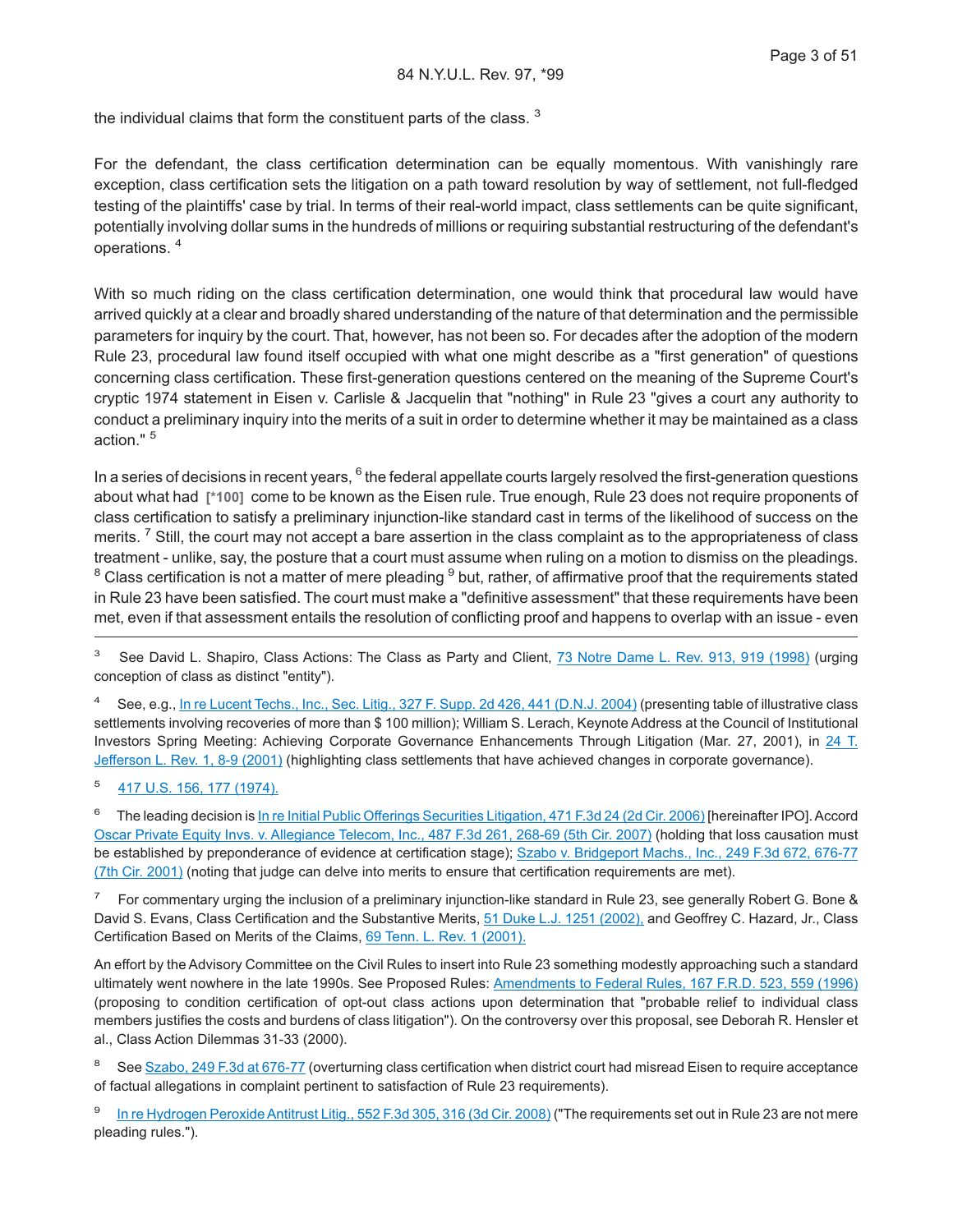the individual claims that form the constituent parts of the class. [3]

For the defendant, the class certification determination can be equally momentous. With vanishingly rare exception, class certification sets the litigation on a path toward resolution by way of settlement, not full-fledged testing of the plaintiffs' case by trial. In terms of their real-world impact, class settlements can be quite significant, potentially involving dollar sums in the hundreds of millions or requiring substantial restructuring of the defendant's operations. [4]

With so much riding on the class certification determination, one would think that procedural law would have arrived quickly at a clear and broadly shared understanding of the nature of that determination and the permissible parameters for inquiry by the court. That, however, has not been so. For decades after the adoption of the modern Rule 23, procedural law found itself occupied with what one might describe as a "first generation" of questions concerning class certification. These first-generation questions centered on the meaning of the Supreme Court's cryptic 1974 statement in Eisen v. Carlisle & Jacquelin that "nothing" in Rule 23 "gives a court any authority to conduct a preliminary inquiry into the merits of a suit in order to determine whether it may be maintained as a class action." [5]

In a series of decisions in recent years, [6] the federal appellate courts largely resolved the first-generation questions about what had **[*100]** come to be known as the Eisen rule. True enough, Rule 23 does not require proponents of class certification to satisfy a preliminary injunction-like standard cast in terms of the likelihood of success on the merits. [7] Still, the court may not accept a bare assertion in the class complaint as to the appropriateness of class treatment - unlike, say, the posture that a court must assume when ruling on a motion to dismiss on the pleadings. [8] Class certification is not a matter of mere pleading [9] but, rather, of affirmative proof that the requirements stated in Rule 23 have been satisfied. The court must make a "definitive assessment" that these requirements have been met, even if that assessment entails the resolution of conflicting proof and happens to overlap with an issue - even

---

[3] See David L. Shapiro, Class Actions: The Class as Party and Client, 73 Notre Dame L. Rev. 913, 919 (1998) (urging conception of class as distinct "entity").

[4] See, e.g., In re Lucent Techs., Inc., Sec. Litig., 327 F. Supp. 2d 426, 441 (D.N.J. 2004) (presenting table of illustrative class settlements involving recoveries of more than $ 100 million); William S. Lerach, Keynote Address at the Council of Institutional Investors Spring Meeting: Achieving Corporate Governance Enhancements Through Litigation (Mar. 27, 2001), in 24 T. Jefferson L. Rev. 1, 8-9 (2001) (highlighting class settlements that have achieved changes in corporate governance).

[5] 417 U.S. 156, 177 (1974).

[6] The leading decision is In re Initial Public Offerings Securities Litigation, 471 F.3d 24 (2d Cir. 2006) [hereinafter IPO]. Accord Oscar Private Equity Invs. v. Allegiance Telecom, Inc., 487 F.3d 261, 268-69 (5th Cir. 2007) (holding that loss causation must be established by preponderance of evidence at certification stage); Szabo v. Bridgeport Machs., Inc., 249 F.3d 672, 676-77 (7th Cir. 2001) (noting that judge can delve into merits to ensure that certification requirements are met).

[7] For commentary urging the inclusion of a preliminary injunction-like standard in Rule 23, see generally Robert G. Bone & David S. Evans, Class Certification and the Substantive Merits, 51 Duke L.J. 1251 (2002), and Geoffrey C. Hazard, Jr., Class Certification Based on Merits of the Claims, 69 Tenn. L. Rev. 1 (2001).

An effort by the Advisory Committee on the Civil Rules to insert into Rule 23 something modestly approaching such a standard ultimately went nowhere in the late 1990s. See Proposed Rules: Amendments to Federal Rules, 167 F.R.D. 523, 559 (1996) (proposing to condition certification of opt-out class actions upon determination that "probable relief to individual class members justifies the costs and burdens of class litigation"). On the controversy over this proposal, see Deborah R. Hensler et al., Class Action Dilemmas 31-33 (2000).

[8] See Szabo, 249 F.3d at 676-77 (overturning class certification when district court had misread Eisen to require acceptance of factual allegations in complaint pertinent to satisfaction of Rule 23 requirements).

[9] In re Hydrogen Peroxide Antitrust Litig., 552 F.3d 305, 316 (3d Cir. 2008) ("The requirements set out in Rule 23 are not mere pleading rules.").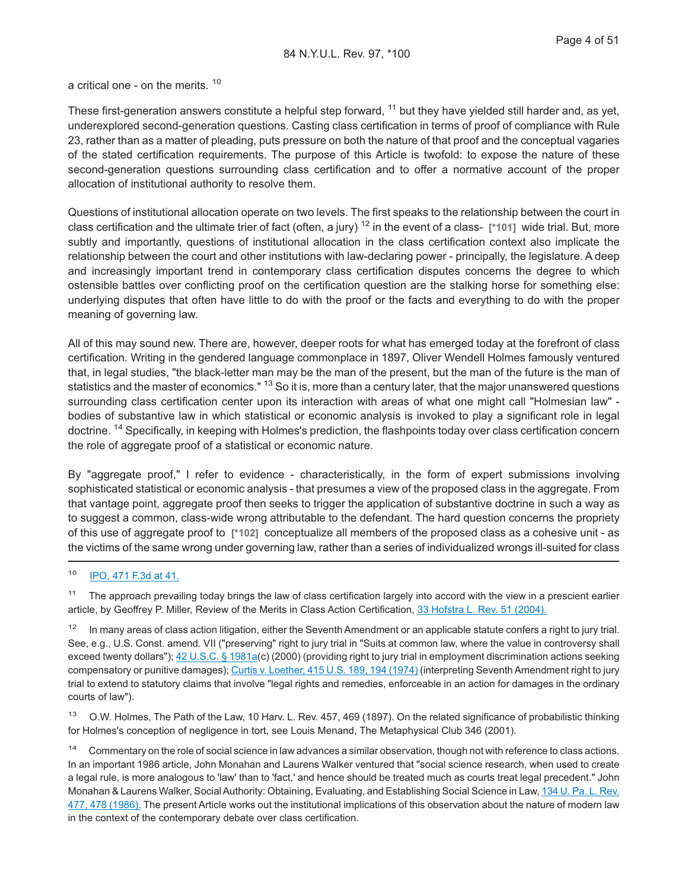a critical one - on the merits. [10]

These first-generation answers constitute a helpful step forward, [11] but they have yielded still harder and, as yet, underexplored second-generation questions. Casting class certification in terms of proof of compliance with Rule 23, rather than as a matter of pleading, puts pressure on both the nature of that proof and the conceptual vagaries of the stated certification requirements. The purpose of this Article is twofold: to expose the nature of these second-generation questions surrounding class certification and to offer a normative account of the proper allocation of institutional authority to resolve them.

Questions of institutional allocation operate on two levels. The first speaks to the relationship between the court in class certification and the ultimate trier of fact (often, a jury) [12] in the event of a class- [*101] wide trial. But, more subtly and importantly, questions of institutional allocation in the class certification context also implicate the relationship between the court and other institutions with law-declaring power - principally, the legislature. A deep and increasingly important trend in contemporary class certification disputes concerns the degree to which ostensible battles over conflicting proof on the certification question are the stalking horse for something else: underlying disputes that often have little to do with the proof or the facts and everything to do with the proper meaning of governing law.

All of this may sound new. There are, however, deeper roots for what has emerged today at the forefront of class certification. Writing in the gendered language commonplace in 1897, Oliver Wendell Holmes famously ventured that, in legal studies, "the black-letter man may be the man of the present, but the man of the future is the man of statistics and the master of economics." [13] So it is, more than a century later, that the major unanswered questions surrounding class certification center upon its interaction with areas of what one might call "Holmesian law" - bodies of substantive law in which statistical or economic analysis is invoked to play a significant role in legal doctrine. [14] Specifically, in keeping with Holmes's prediction, the flashpoints today over class certification concern the role of aggregate proof of a statistical or economic nature.

By "aggregate proof," I refer to evidence - characteristically, in the form of expert submissions involving sophisticated statistical or economic analysis - that presumes a view of the proposed class in the aggregate. From that vantage point, aggregate proof then seeks to trigger the application of substantive doctrine in such a way as to suggest a common, class-wide wrong attributable to the defendant. The hard question concerns the propriety of this use of aggregate proof to [*102] conceptualize all members of the proposed class as a cohesive unit - as the victims of the same wrong under governing law, rather than a series of individualized wrongs ill-suited for class

---

[10] IPO, 471 F.3d at 41.

[11] The approach prevailing today brings the law of class certification largely into accord with the view in a prescient earlier article, by Geoffrey P. Miller, Review of the Merits in Class Action Certification, 33 Hofstra L. Rev. 51 (2004).

[12] In many areas of class action litigation, either the Seventh Amendment or an applicable statute confers a right to jury trial. See, e.g., U.S. Const. amend. VII ("preserving" right to jury trial in "Suits at common law, where the value in controversy shall exceed twenty dollars"); 42 U.S.C. § 1981a(c) (2000) (providing right to jury trial in employment discrimination actions seeking compensatory or punitive damages); Curtis v. Loether, 415 U.S. 189, 194 (1974) (interpreting Seventh Amendment right to jury trial to extend to statutory claims that involve "legal rights and remedies, enforceable in an action for damages in the ordinary courts of law").

[13] O.W. Holmes, The Path of the Law, 10 Harv. L. Rev. 457, 469 (1897). On the related significance of probabilistic thinking for Holmes's conception of negligence in tort, see Louis Menand, The Metaphysical Club 346 (2001).

[14] Commentary on the role of social science in law advances a similar observation, though not with reference to class actions. In an important 1986 article, John Monahan and Laurens Walker ventured that "social science research, when used to create a legal rule, is more analogous to 'law' than to 'fact,' and hence should be treated much as courts treat legal precedent." John Monahan & Laurens Walker, Social Authority: Obtaining, Evaluating, and Establishing Social Science in Law, 134 U. Pa. L. Rev. 477, 478 (1986). The present Article works out the institutional implications of this observation about the nature of modern law in the context of the contemporary debate over class certification.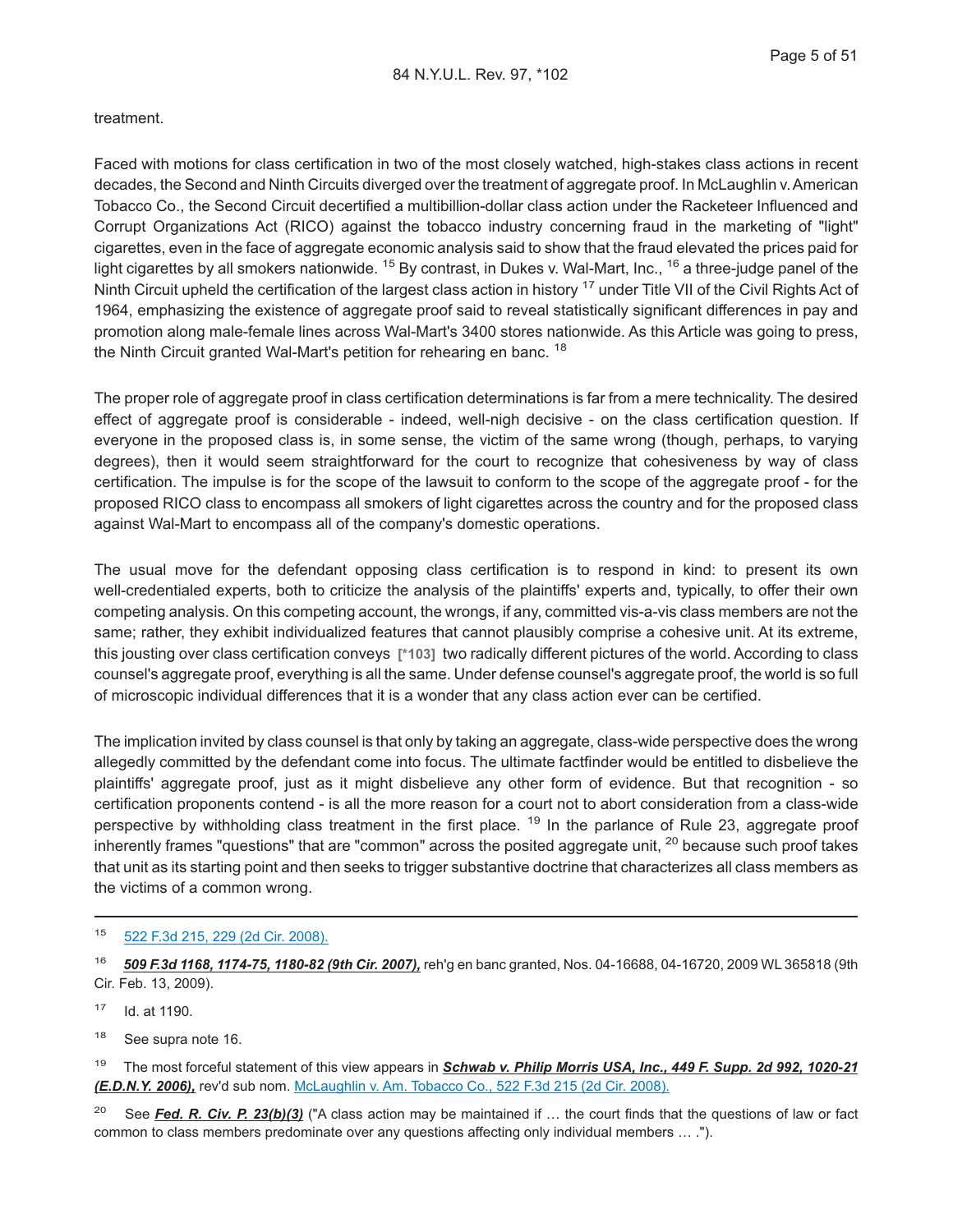treatment.

Faced with motions for class certification in two of the most closely watched, high-stakes class actions in recent decades, the Second and Ninth Circuits diverged over the treatment of aggregate proof. In McLaughlin v. American Tobacco Co., the Second Circuit decertified a multibillion-dollar class action under the Racketeer Influenced and Corrupt Organizations Act (RICO) against the tobacco industry concerning fraud in the marketing of "light" cigarettes, even in the face of aggregate economic analysis said to show that the fraud elevated the prices paid for light cigarettes by all smokers nationwide. [15] By contrast, in Dukes v. Wal-Mart, Inc., [16] a three-judge panel of the Ninth Circuit upheld the certification of the largest class action in history [17] under Title VII of the Civil Rights Act of 1964, emphasizing the existence of aggregate proof said to reveal statistically significant differences in pay and promotion along male-female lines across Wal-Mart's 3400 stores nationwide. As this Article was going to press, the Ninth Circuit granted Wal-Mart's petition for rehearing en banc. [18]

The proper role of aggregate proof in class certification determinations is far from a mere technicality. The desired effect of aggregate proof is considerable - indeed, well-nigh decisive - on the class certification question. If everyone in the proposed class is, in some sense, the victim of the same wrong (though, perhaps, to varying degrees), then it would seem straightforward for the court to recognize that cohesiveness by way of class certification. The impulse is for the scope of the lawsuit to conform to the scope of the aggregate proof - for the proposed RICO class to encompass all smokers of light cigarettes across the country and for the proposed class against Wal-Mart to encompass all of the company's domestic operations.

The usual move for the defendant opposing class certification is to respond in kind: to present its own well-credentialed experts, both to criticize the analysis of the plaintiffs' experts and, typically, to offer their own competing analysis. On this competing account, the wrongs, if any, committed vis-a-vis class members are not the same; rather, they exhibit individualized features that cannot plausibly comprise a cohesive unit. At its extreme, this jousting over class certification conveys **[\*103]** two radically different pictures of the world. According to class counsel's aggregate proof, everything is all the same. Under defense counsel's aggregate proof, the world is so full of microscopic individual differences that it is a wonder that any class action ever can be certified.

The implication invited by class counsel is that only by taking an aggregate, class-wide perspective does the wrong allegedly committed by the defendant come into focus. The ultimate factfinder would be entitled to disbelieve the plaintiffs' aggregate proof, just as it might disbelieve any other form of evidence. But that recognition - so certification proponents contend - is all the more reason for a court not to abort consideration from a class-wide perspective by withholding class treatment in the first place. [19] In the parlance of Rule 23, aggregate proof inherently frames "questions" that are "common" across the posited aggregate unit, [20] because such proof takes that unit as its starting point and then seeks to trigger substantive doctrine that characterizes all class members as the victims of a common wrong.

---

[15] 522 F.3d 215, 229 (2d Cir. 2008).

[16] ***509 F.3d 1168, 1174-75, 1180-82 (9th Cir. 2007),*** reh'g en banc granted, Nos. 04-16688, 04-16720, 2009 WL 365818 (9th Cir. Feb. 13, 2009).

[17] Id. at 1190.

[18] See supra note 16.

[19] The most forceful statement of this view appears in ***Schwab v. Philip Morris USA, Inc., 449 F. Supp. 2d 992, 1020-21 (E.D.N.Y. 2006),*** rev'd sub nom. McLaughlin v. Am. Tobacco Co., 522 F.3d 215 (2d Cir. 2008).

[20] See ***Fed. R. Civ. P. 23(b)(3)*** ("A class action may be maintained if … the court finds that the questions of law or fact common to class members predominate over any questions affecting only individual members … .").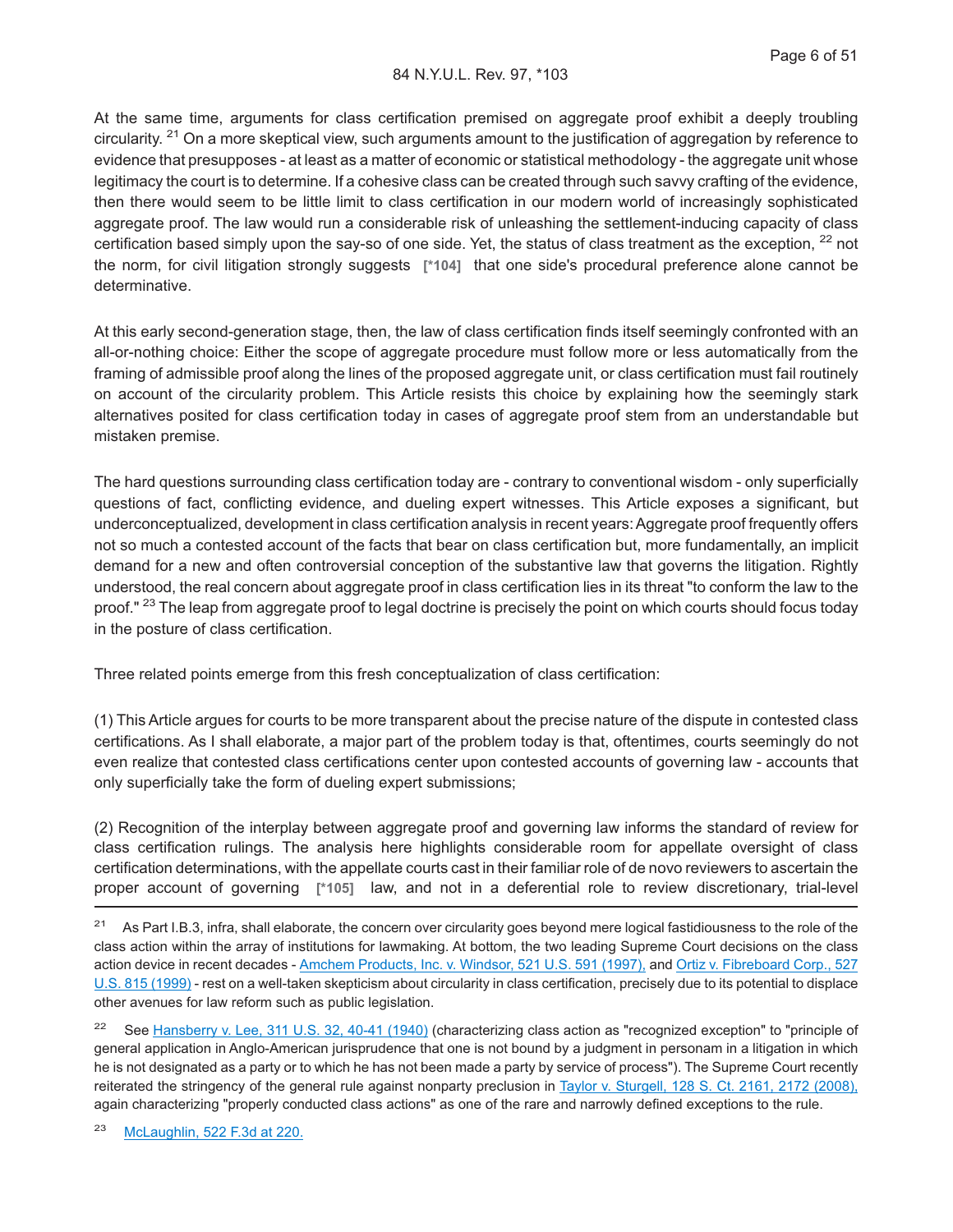At the same time, arguments for class certification premised on aggregate proof exhibit a deeply troubling circularity. [21] On a more skeptical view, such arguments amount to the justification of aggregation by reference to evidence that presupposes - at least as a matter of economic or statistical methodology - the aggregate unit whose legitimacy the court is to determine. If a cohesive class can be created through such savvy crafting of the evidence, then there would seem to be little limit to class certification in our modern world of increasingly sophisticated aggregate proof. The law would run a considerable risk of unleashing the settlement-inducing capacity of class certification based simply upon the say-so of one side. Yet, the status of class treatment as the exception, [22] not the norm, for civil litigation strongly suggests **[*104]** that one side's procedural preference alone cannot be determinative.

At this early second-generation stage, then, the law of class certification finds itself seemingly confronted with an all-or-nothing choice: Either the scope of aggregate procedure must follow more or less automatically from the framing of admissible proof along the lines of the proposed aggregate unit, or class certification must fail routinely on account of the circularity problem. This Article resists this choice by explaining how the seemingly stark alternatives posited for class certification today in cases of aggregate proof stem from an understandable but mistaken premise.

The hard questions surrounding class certification today are - contrary to conventional wisdom - only superficially questions of fact, conflicting evidence, and dueling expert witnesses. This Article exposes a significant, but underconceptualized, development in class certification analysis in recent years: Aggregate proof frequently offers not so much a contested account of the facts that bear on class certification but, more fundamentally, an implicit demand for a new and often controversial conception of the substantive law that governs the litigation. Rightly understood, the real concern about aggregate proof in class certification lies in its threat "to conform the law to the proof." [23] The leap from aggregate proof to legal doctrine is precisely the point on which courts should focus today in the posture of class certification.

Three related points emerge from this fresh conceptualization of class certification:

(1) This Article argues for courts to be more transparent about the precise nature of the dispute in contested class certifications. As I shall elaborate, a major part of the problem today is that, oftentimes, courts seemingly do not even realize that contested class certifications center upon contested accounts of governing law - accounts that only superficially take the form of dueling expert submissions;

(2) Recognition of the interplay between aggregate proof and governing law informs the standard of review for class certification rulings. The analysis here highlights considerable room for appellate oversight of class certification determinations, with the appellate courts cast in their familiar role of de novo reviewers to ascertain the proper account of governing **[*105]** law, and not in a deferential role to review discretionary, trial-level

---

[21] As Part I.B.3, infra, shall elaborate, the concern over circularity goes beyond mere logical fastidiousness to the role of the class action within the array of institutions for lawmaking. At bottom, the two leading Supreme Court decisions on the class action device in recent decades - Amchem Products, Inc. v. Windsor, 521 U.S. 591 (1997), and Ortiz v. Fibreboard Corp., 527 U.S. 815 (1999) - rest on a well-taken skepticism about circularity in class certification, precisely due to its potential to displace other avenues for law reform such as public legislation.

[22] See Hansberry v. Lee, 311 U.S. 32, 40-41 (1940) (characterizing class action as "recognized exception" to "principle of general application in Anglo-American jurisprudence that one is not bound by a judgment in personam in a litigation in which he is not designated as a party or to which he has not been made a party by service of process"). The Supreme Court recently reiterated the stringency of the general rule against nonparty preclusion in Taylor v. Sturgell, 128 S. Ct. 2161, 2172 (2008), again characterizing "properly conducted class actions" as one of the rare and narrowly defined exceptions to the rule.

[23] McLaughlin, 522 F.3d at 220.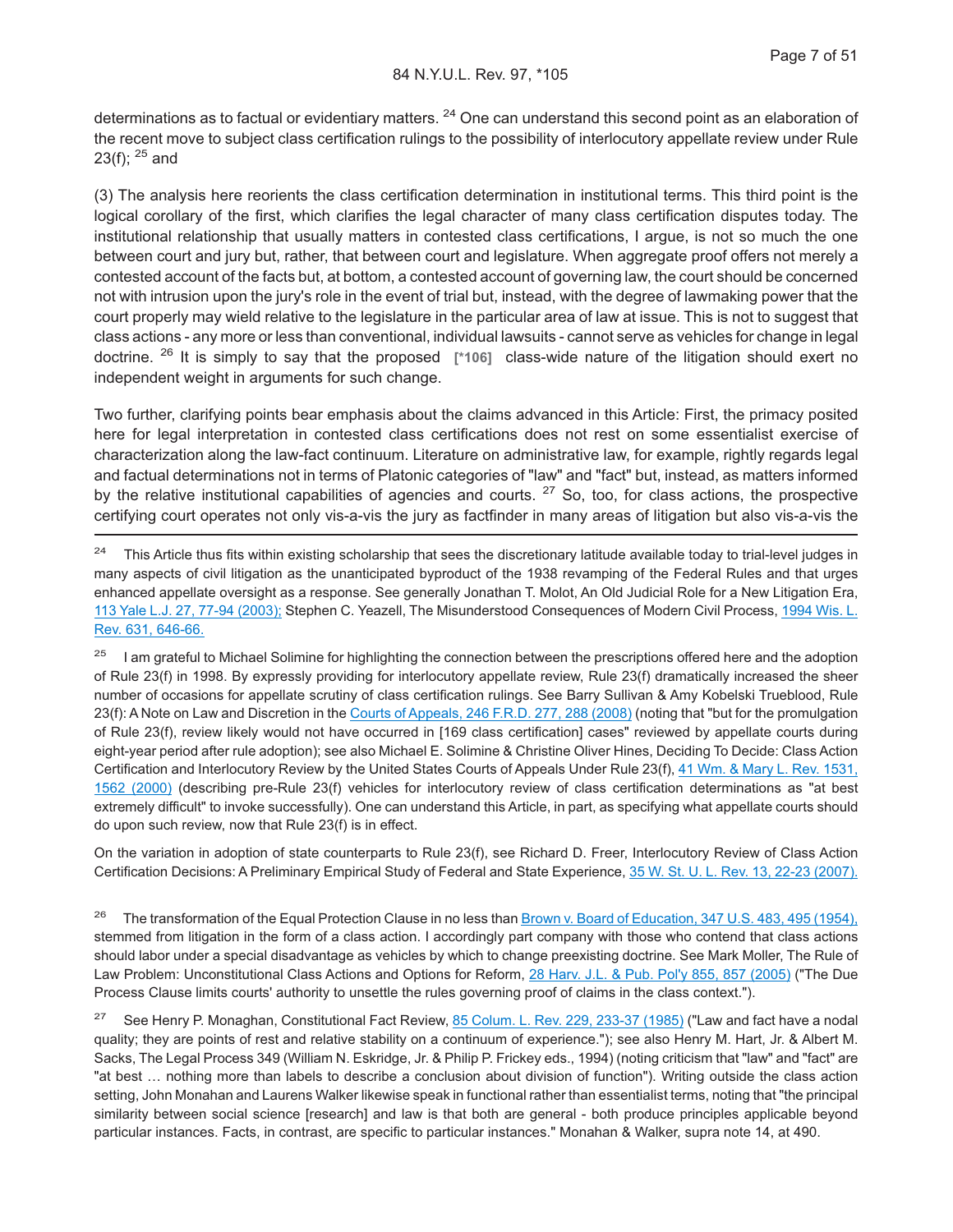determinations as to factual or evidentiary matters. [24] One can understand this second point as an elaboration of the recent move to subject class certification rulings to the possibility of interlocutory appellate review under Rule 23(f); [25] and

(3) The analysis here reorients the class certification determination in institutional terms. This third point is the logical corollary of the first, which clarifies the legal character of many class certification disputes today. The institutional relationship that usually matters in contested class certifications, I argue, is not so much the one between court and jury but, rather, that between court and legislature. When aggregate proof offers not merely a contested account of the facts but, at bottom, a contested account of governing law, the court should be concerned not with intrusion upon the jury's role in the event of trial but, instead, with the degree of lawmaking power that the court properly may wield relative to the legislature in the particular area of law at issue. This is not to suggest that class actions - any more or less than conventional, individual lawsuits - cannot serve as vehicles for change in legal doctrine. [26] It is simply to say that the proposed **[*106]** class-wide nature of the litigation should exert no independent weight in arguments for such change.

Two further, clarifying points bear emphasis about the claims advanced in this Article: First, the primacy posited here for legal interpretation in contested class certifications does not rest on some essentialist exercise of characterization along the law-fact continuum. Literature on administrative law, for example, rightly regards legal and factual determinations not in terms of Platonic categories of "law" and "fact" but, instead, as matters informed by the relative institutional capabilities of agencies and courts. [27] So, too, for class actions, the prospective certifying court operates not only vis-a-vis the jury as factfinder in many areas of litigation but also vis-a-vis the

---

[24] This Article thus fits within existing scholarship that sees the discretionary latitude available today to trial-level judges in many aspects of civil litigation as the unanticipated byproduct of the 1938 revamping of the Federal Rules and that urges enhanced appellate oversight as a response. See generally Jonathan T. Molot, An Old Judicial Role for a New Litigation Era, 113 Yale L.J. 27, 77-94 (2003); Stephen C. Yeazell, The Misunderstood Consequences of Modern Civil Process, 1994 Wis. L. Rev. 631, 646-66.

[25] I am grateful to Michael Solimine for highlighting the connection between the prescriptions offered here and the adoption of Rule 23(f) in 1998. By expressly providing for interlocutory appellate review, Rule 23(f) dramatically increased the sheer number of occasions for appellate scrutiny of class certification rulings. See Barry Sullivan & Amy Kobelski Trueblood, Rule 23(f): A Note on Law and Discretion in the Courts of Appeals, 246 F.R.D. 277, 288 (2008) (noting that "but for the promulgation of Rule 23(f), review likely would not have occurred in [169 class certification] cases" reviewed by appellate courts during eight-year period after rule adoption); see also Michael E. Solimine & Christine Oliver Hines, Deciding To Decide: Class Action Certification and Interlocutory Review by the United States Courts of Appeals Under Rule 23(f), 41 Wm. & Mary L. Rev. 1531, 1562 (2000) (describing pre-Rule 23(f) vehicles for interlocutory review of class certification determinations as "at best extremely difficult" to invoke successfully). One can understand this Article, in part, as specifying what appellate courts should do upon such review, now that Rule 23(f) is in effect.

On the variation in adoption of state counterparts to Rule 23(f), see Richard D. Freer, Interlocutory Review of Class Action Certification Decisions: A Preliminary Empirical Study of Federal and State Experience, 35 W. St. U. L. Rev. 13, 22-23 (2007).

[26] The transformation of the Equal Protection Clause in no less than Brown v. Board of Education, 347 U.S. 483, 495 (1954), stemmed from litigation in the form of a class action. I accordingly part company with those who contend that class actions should labor under a special disadvantage as vehicles by which to change preexisting doctrine. See Mark Moller, The Rule of Law Problem: Unconstitutional Class Actions and Options for Reform, 28 Harv. J.L. & Pub. Pol'y 855, 857 (2005) ("The Due Process Clause limits courts' authority to unsettle the rules governing proof of claims in the class context.").

[27] See Henry P. Monaghan, Constitutional Fact Review, 85 Colum. L. Rev. 229, 233-37 (1985) ("Law and fact have a nodal quality; they are points of rest and relative stability on a continuum of experience."); see also Henry M. Hart, Jr. & Albert M. Sacks, The Legal Process 349 (William N. Eskridge, Jr. & Philip P. Frickey eds., 1994) (noting criticism that "law" and "fact" are "at best … nothing more than labels to describe a conclusion about division of function"). Writing outside the class action setting, John Monahan and Laurens Walker likewise speak in functional rather than essentialist terms, noting that "the principal similarity between social science [research] and law is that both are general - both produce principles applicable beyond particular instances. Facts, in contrast, are specific to particular instances." Monahan & Walker, supra note 14, at 490.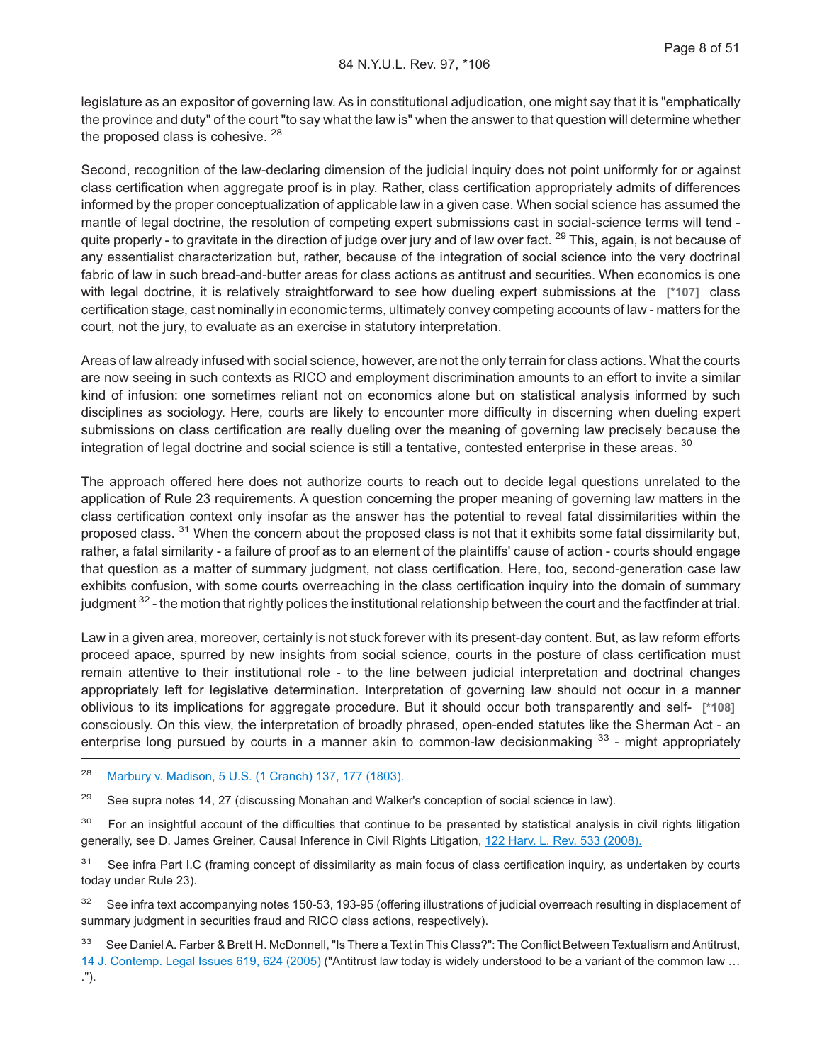legislature as an expositor of governing law. As in constitutional adjudication, one might say that it is "emphatically the province and duty" of the court "to say what the law is" when the answer to that question will determine whether the proposed class is cohesive. [28]

Second, recognition of the law-declaring dimension of the judicial inquiry does not point uniformly for or against class certification when aggregate proof is in play. Rather, class certification appropriately admits of differences informed by the proper conceptualization of applicable law in a given case. When social science has assumed the mantle of legal doctrine, the resolution of competing expert submissions cast in social-science terms will tend - quite properly - to gravitate in the direction of judge over jury and of law over fact. [29] This, again, is not because of any essentialist characterization but, rather, because of the integration of social science into the very doctrinal fabric of law in such bread-and-butter areas for class actions as antitrust and securities. When economics is one with legal doctrine, it is relatively straightforward to see how dueling expert submissions at the **[*107]** class certification stage, cast nominally in economic terms, ultimately convey competing accounts of law - matters for the court, not the jury, to evaluate as an exercise in statutory interpretation.

Areas of law already infused with social science, however, are not the only terrain for class actions. What the courts are now seeing in such contexts as RICO and employment discrimination amounts to an effort to invite a similar kind of infusion: one sometimes reliant not on economics alone but on statistical analysis informed by such disciplines as sociology. Here, courts are likely to encounter more difficulty in discerning when dueling expert submissions on class certification are really dueling over the meaning of governing law precisely because the integration of legal doctrine and social science is still a tentative, contested enterprise in these areas. [30]

The approach offered here does not authorize courts to reach out to decide legal questions unrelated to the application of Rule 23 requirements. A question concerning the proper meaning of governing law matters in the class certification context only insofar as the answer has the potential to reveal fatal dissimilarities within the proposed class. [31] When the concern about the proposed class is not that it exhibits some fatal dissimilarity but, rather, a fatal similarity - a failure of proof as to an element of the plaintiffs' cause of action - courts should engage that question as a matter of summary judgment, not class certification. Here, too, second-generation case law exhibits confusion, with some courts overreaching in the class certification inquiry into the domain of summary judgment [32] - the motion that rightly polices the institutional relationship between the court and the factfinder at trial.

Law in a given area, moreover, certainly is not stuck forever with its present-day content. But, as law reform efforts proceed apace, spurred by new insights from social science, courts in the posture of class certification must remain attentive to their institutional role - to the line between judicial interpretation and doctrinal changes appropriately left for legislative determination. Interpretation of governing law should not occur in a manner oblivious to its implications for aggregate procedure. But it should occur both transparently and self- **[*108]** consciously. On this view, the interpretation of broadly phrased, open-ended statutes like the Sherman Act - an enterprise long pursued by courts in a manner akin to common-law decisionmaking [33] - might appropriately

---

[28] Marbury v. Madison, 5 U.S. (1 Cranch) 137, 177 (1803).

[29] See supra notes 14, 27 (discussing Monahan and Walker's conception of social science in law).

[30] For an insightful account of the difficulties that continue to be presented by statistical analysis in civil rights litigation generally, see D. James Greiner, Causal Inference in Civil Rights Litigation, 122 Harv. L. Rev. 533 (2008).

[31] See infra Part I.C (framing concept of dissimilarity as main focus of class certification inquiry, as undertaken by courts today under Rule 23).

[32] See infra text accompanying notes 150-53, 193-95 (offering illustrations of judicial overreach resulting in displacement of summary judgment in securities fraud and RICO class actions, respectively).

[33] See Daniel A. Farber & Brett H. McDonnell, "Is There a Text in This Class?": The Conflict Between Textualism and Antitrust, 14 J. Contemp. Legal Issues 619, 624 (2005) ("Antitrust law today is widely understood to be a variant of the common law … .").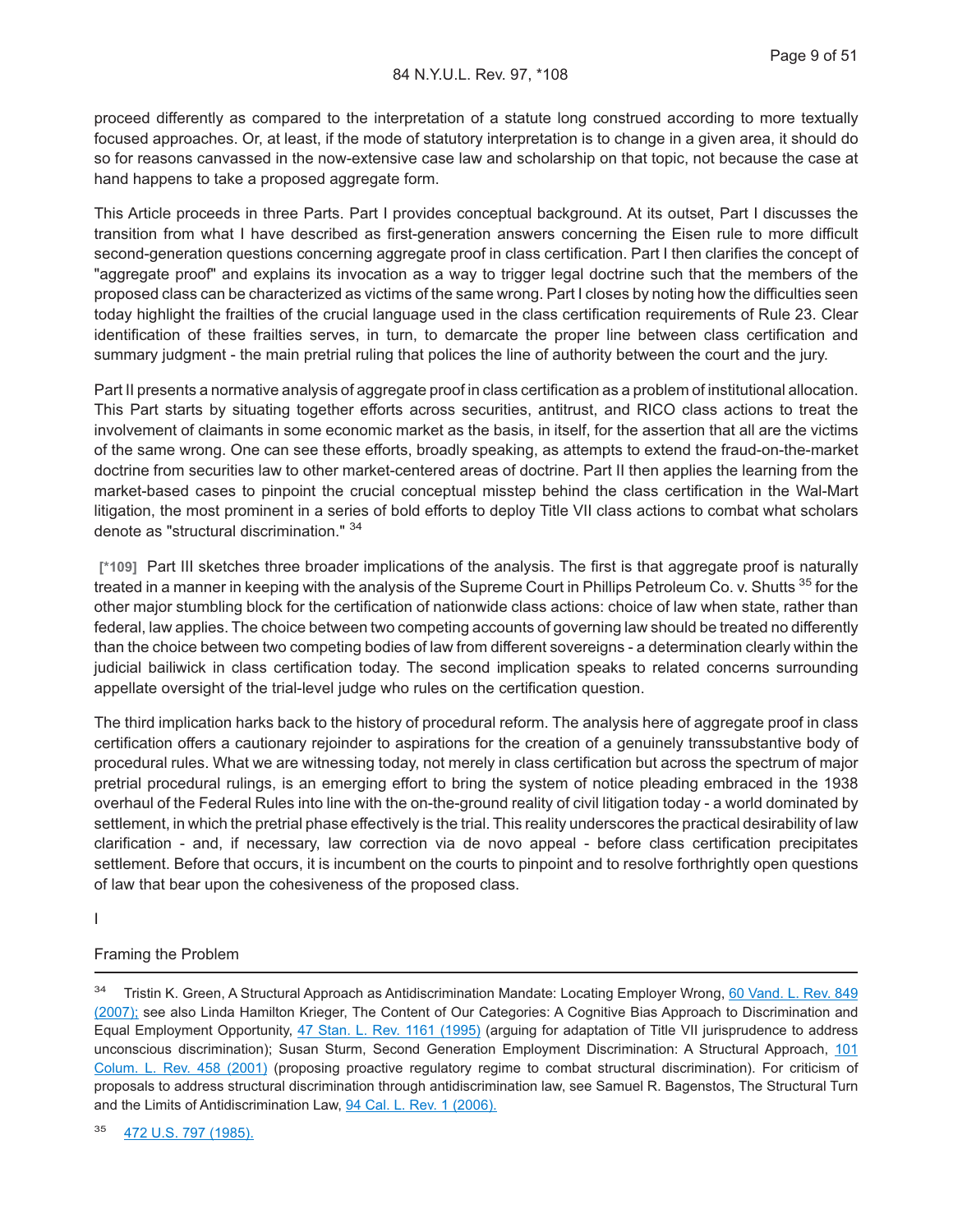proceed differently as compared to the interpretation of a statute long construed according to more textually focused approaches. Or, at least, if the mode of statutory interpretation is to change in a given area, it should do so for reasons canvassed in the now-extensive case law and scholarship on that topic, not because the case at hand happens to take a proposed aggregate form.

This Article proceeds in three Parts. Part I provides conceptual background. At its outset, Part I discusses the transition from what I have described as first-generation answers concerning the Eisen rule to more difficult second-generation questions concerning aggregate proof in class certification. Part I then clarifies the concept of "aggregate proof" and explains its invocation as a way to trigger legal doctrine such that the members of the proposed class can be characterized as victims of the same wrong. Part I closes by noting how the difficulties seen today highlight the frailties of the crucial language used in the class certification requirements of Rule 23. Clear identification of these frailties serves, in turn, to demarcate the proper line between class certification and summary judgment - the main pretrial ruling that polices the line of authority between the court and the jury.

Part II presents a normative analysis of aggregate proof in class certification as a problem of institutional allocation. This Part starts by situating together efforts across securities, antitrust, and RICO class actions to treat the involvement of claimants in some economic market as the basis, in itself, for the assertion that all are the victims of the same wrong. One can see these efforts, broadly speaking, as attempts to extend the fraud-on-the-market doctrine from securities law to other market-centered areas of doctrine. Part II then applies the learning from the market-based cases to pinpoint the crucial conceptual misstep behind the class certification in the Wal-Mart litigation, the most prominent in a series of bold efforts to deploy Title VII class actions to combat what scholars denote as "structural discrimination." [34]

[*109] Part III sketches three broader implications of the analysis. The first is that aggregate proof is naturally treated in a manner in keeping with the analysis of the Supreme Court in Phillips Petroleum Co. v. Shutts [35] for the other major stumbling block for the certification of nationwide class actions: choice of law when state, rather than federal, law applies. The choice between two competing accounts of governing law should be treated no differently than the choice between two competing bodies of law from different sovereigns - a determination clearly within the judicial bailiwick in class certification today. The second implication speaks to related concerns surrounding appellate oversight of the trial-level judge who rules on the certification question.

The third implication harks back to the history of procedural reform. The analysis here of aggregate proof in class certification offers a cautionary rejoinder to aspirations for the creation of a genuinely transsubstantive body of procedural rules. What we are witnessing today, not merely in class certification but across the spectrum of major pretrial procedural rulings, is an emerging effort to bring the system of notice pleading embraced in the 1938 overhaul of the Federal Rules into line with the on-the-ground reality of civil litigation today - a world dominated by settlement, in which the pretrial phase effectively is the trial. This reality underscores the practical desirability of law clarification - and, if necessary, law correction via de novo appeal - before class certification precipitates settlement. Before that occurs, it is incumbent on the courts to pinpoint and to resolve forthrightly open questions of law that bear upon the cohesiveness of the proposed class.

# I

## Framing the Problem

---

[34] Tristin K. Green, A Structural Approach as Antidiscrimination Mandate: Locating Employer Wrong, 60 Vand. L. Rev. 849 (2007); see also Linda Hamilton Krieger, The Content of Our Categories: A Cognitive Bias Approach to Discrimination and Equal Employment Opportunity, 47 Stan. L. Rev. 1161 (1995) (arguing for adaptation of Title VII jurisprudence to address unconscious discrimination); Susan Sturm, Second Generation Employment Discrimination: A Structural Approach, 101 Colum. L. Rev. 458 (2001) (proposing proactive regulatory regime to combat structural discrimination). For criticism of proposals to address structural discrimination through antidiscrimination law, see Samuel R. Bagenstos, The Structural Turn and the Limits of Antidiscrimination Law, 94 Cal. L. Rev. 1 (2006).

[35] 472 U.S. 797 (1985).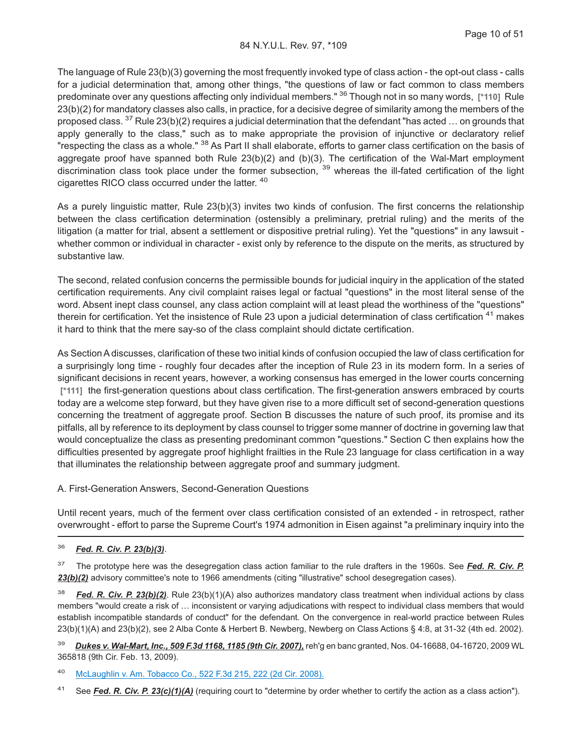The language of Rule 23(b)(3) governing the most frequently invoked type of class action - the opt-out class - calls for a judicial determination that, among other things, "the questions of law or fact common to class members predominate over any questions affecting only individual members." [36] Though not in so many words, **[\*110]** Rule 23(b)(2) for mandatory classes also calls, in practice, for a decisive degree of similarity among the members of the proposed class. [37] Rule 23(b)(2) requires a judicial determination that the defendant "has acted … on grounds that apply generally to the class," such as to make appropriate the provision of injunctive or declaratory relief "respecting the class as a whole." [38] As Part II shall elaborate, efforts to garner class certification on the basis of aggregate proof have spanned both Rule 23(b)(2) and (b)(3). The certification of the Wal-Mart employment discrimination class took place under the former subsection, [39] whereas the ill-fated certification of the light cigarettes RICO class occurred under the latter. [40]

As a purely linguistic matter, Rule 23(b)(3) invites two kinds of confusion. The first concerns the relationship between the class certification determination (ostensibly a preliminary, pretrial ruling) and the merits of the litigation (a matter for trial, absent a settlement or dispositive pretrial ruling). Yet the "questions" in any lawsuit - whether common or individual in character - exist only by reference to the dispute on the merits, as structured by substantive law.

The second, related confusion concerns the permissible bounds for judicial inquiry in the application of the stated certification requirements. Any civil complaint raises legal or factual "questions" in the most literal sense of the word. Absent inept class counsel, any class action complaint will at least plead the worthiness of the "questions" therein for certification. Yet the insistence of Rule 23 upon a judicial determination of class certification [41] makes it hard to think that the mere say-so of the class complaint should dictate certification.

As Section A discusses, clarification of these two initial kinds of confusion occupied the law of class certification for a surprisingly long time - roughly four decades after the inception of Rule 23 in its modern form. In a series of significant decisions in recent years, however, a working consensus has emerged in the lower courts concerning **[\*111]** the first-generation questions about class certification. The first-generation answers embraced by courts today are a welcome step forward, but they have given rise to a more difficult set of second-generation questions concerning the treatment of aggregate proof. Section B discusses the nature of such proof, its promise and its pitfalls, all by reference to its deployment by class counsel to trigger some manner of doctrine in governing law that would conceptualize the class as presenting predominant common "questions." Section C then explains how the difficulties presented by aggregate proof highlight frailties in the Rule 23 language for class certification in a way that illuminates the relationship between aggregate proof and summary judgment.

A. First-Generation Answers, Second-Generation Questions

Until recent years, much of the ferment over class certification consisted of an extended - in retrospect, rather overwrought - effort to parse the Supreme Court's 1974 admonition in Eisen against "a preliminary inquiry into the

---

[36] ***Fed. R. Civ. P. 23(b)(3)***.

[37] The prototype here was the desegregation class action familiar to the rule drafters in the 1960s. See ***Fed. R. Civ. P. 23(b)(2)*** advisory committee's note to 1966 amendments (citing "illustrative" school desegregation cases).

[38] ***Fed. R. Civ. P. 23(b)(2)***. Rule 23(b)(1)(A) also authorizes mandatory class treatment when individual actions by class members "would create a risk of … inconsistent or varying adjudications with respect to individual class members that would establish incompatible standards of conduct" for the defendant. On the convergence in real-world practice between Rules 23(b)(1)(A) and 23(b)(2), see 2 Alba Conte & Herbert B. Newberg, Newberg on Class Actions § 4:8, at 31-32 (4th ed. 2002).

[39] ***Dukes v. Wal-Mart, Inc., 509 F.3d 1168, 1185 (9th Cir. 2007),*** reh'g en banc granted, Nos. 04-16688, 04-16720, 2009 WL 365818 (9th Cir. Feb. 13, 2009).

[40] McLaughlin v. Am. Tobacco Co., 522 F.3d 215, 222 (2d Cir. 2008).

[41] See ***Fed. R. Civ. P. 23(c)(1)(A)*** (requiring court to "determine by order whether to certify the action as a class action").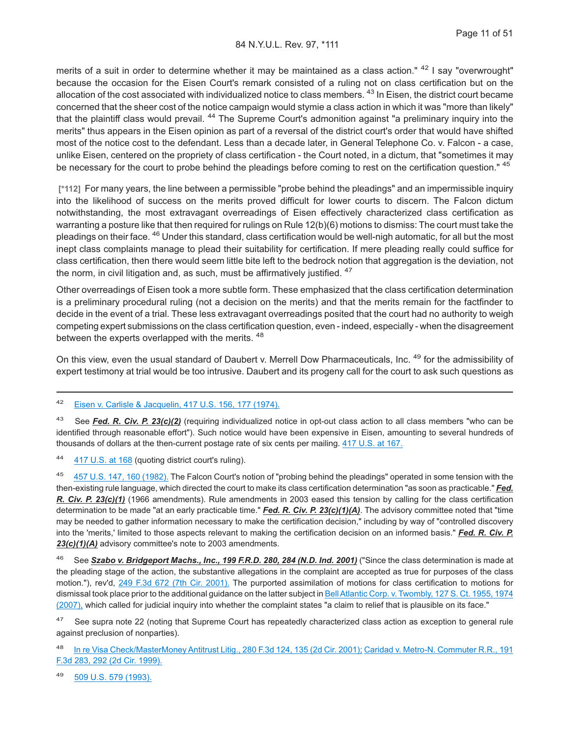merits of a suit in order to determine whether it may be maintained as a class action." [42] I say "overwrought" because the occasion for the Eisen Court's remark consisted of a ruling not on class certification but on the allocation of the cost associated with individualized notice to class members. [43] In Eisen, the district court became concerned that the sheer cost of the notice campaign would stymie a class action in which it was "more than likely" that the plaintiff class would prevail. [44] The Supreme Court's admonition against "a preliminary inquiry into the merits" thus appears in the Eisen opinion as part of a reversal of the district court's order that would have shifted most of the notice cost to the defendant. Less than a decade later, in General Telephone Co. v. Falcon - a case, unlike Eisen, centered on the propriety of class certification - the Court noted, in a dictum, that "sometimes it may be necessary for the court to probe behind the pleadings before coming to rest on the certification question." [45]

**[*112]** For many years, the line between a permissible "probe behind the pleadings" and an impermissible inquiry into the likelihood of success on the merits proved difficult for lower courts to discern. The Falcon dictum notwithstanding, the most extravagant overreadings of Eisen effectively characterized class certification as warranting a posture like that then required for rulings on Rule 12(b)(6) motions to dismiss: The court must take the pleadings on their face. [46] Under this standard, class certification would be well-nigh automatic, for all but the most inept class complaints manage to plead their suitability for certification. If mere pleading really could suffice for class certification, then there would seem little bite left to the bedrock notion that aggregation is the deviation, not the norm, in civil litigation and, as such, must be affirmatively justified. [47]

Other overreadings of Eisen took a more subtle form. These emphasized that the class certification determination is a preliminary procedural ruling (not a decision on the merits) and that the merits remain for the factfinder to decide in the event of a trial. These less extravagant overreadings posited that the court had no authority to weigh competing expert submissions on the class certification question, even - indeed, especially - when the disagreement between the experts overlapped with the merits. [48]

On this view, even the usual standard of Daubert v. Merrell Dow Pharmaceuticals, Inc. [49] for the admissibility of expert testimony at trial would be too intrusive. Daubert and its progeny call for the court to ask such questions as

---

[42] Eisen v. Carlisle & Jacquelin, 417 U.S. 156, 177 (1974).

[43] See ***Fed. R. Civ. P. 23(c)(2)*** (requiring individualized notice in opt-out class action to all class members "who can be identified through reasonable effort"). Such notice would have been expensive in Eisen, amounting to several hundreds of thousands of dollars at the then-current postage rate of six cents per mailing. 417 U.S. at 167.

[44] 417 U.S. at 168 (quoting district court's ruling).

[45] 457 U.S. 147, 160 (1982). The Falcon Court's notion of "probing behind the pleadings" operated in some tension with the then-existing rule language, which directed the court to make its class certification determination "as soon as practicable." ***Fed. R. Civ. P. 23(c)(1)*** (1966 amendments). Rule amendments in 2003 eased this tension by calling for the class certification determination to be made "at an early practicable time." ***Fed. R. Civ. P. 23(c)(1)(A)***. The advisory committee noted that "time may be needed to gather information necessary to make the certification decision," including by way of "controlled discovery into the 'merits,' limited to those aspects relevant to making the certification decision on an informed basis." ***Fed. R. Civ. P. 23(c)(1)(A)*** advisory committee's note to 2003 amendments.

[46] See ***Szabo v. Bridgeport Machs., Inc., 199 F.R.D. 280, 284 (N.D. Ind. 2001)*** ("Since the class determination is made at the pleading stage of the action, the substantive allegations in the complaint are accepted as true for purposes of the class motion."), rev'd, 249 F.3d 672 (7th Cir. 2001). The purported assimilation of motions for class certification to motions for dismissal took place prior to the additional guidance on the latter subject in Bell Atlantic Corp. v. Twombly, 127 S. Ct. 1955, 1974 (2007), which called for judicial inquiry into whether the complaint states "a claim to relief that is plausible on its face."

[47] See supra note 22 (noting that Supreme Court has repeatedly characterized class action as exception to general rule against preclusion of nonparties).

[48] In re Visa Check/MasterMoney Antitrust Litig., 280 F.3d 124, 135 (2d Cir. 2001); Caridad v. Metro-N. Commuter R.R., 191 F.3d 283, 292 (2d Cir. 1999).

[49] 509 U.S. 579 (1993).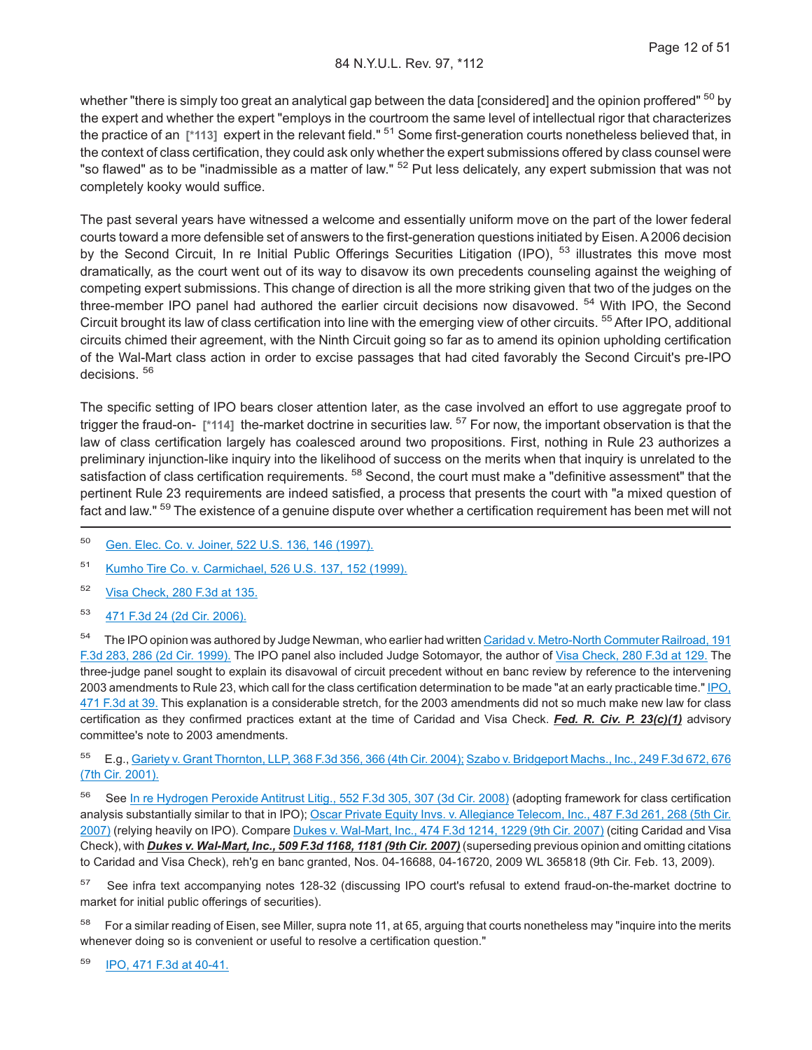whether "there is simply too great an analytical gap between the data [considered] and the opinion proffered" [50] by the expert and whether the expert "employs in the courtroom the same level of intellectual rigor that characterizes the practice of an [*113] expert in the relevant field." [51] Some first-generation courts nonetheless believed that, in the context of class certification, they could ask only whether the expert submissions offered by class counsel were "so flawed" as to be "inadmissible as a matter of law." [52] Put less delicately, any expert submission that was not completely kooky would suffice.

The past several years have witnessed a welcome and essentially uniform move on the part of the lower federal courts toward a more defensible set of answers to the first-generation questions initiated by Eisen. A 2006 decision by the Second Circuit, In re Initial Public Offerings Securities Litigation (IPO), [53] illustrates this move most dramatically, as the court went out of its way to disavow its own precedents counseling against the weighing of competing expert submissions. This change of direction is all the more striking given that two of the judges on the three-member IPO panel had authored the earlier circuit decisions now disavowed. [54] With IPO, the Second Circuit brought its law of class certification into line with the emerging view of other circuits. [55] After IPO, additional circuits chimed their agreement, with the Ninth Circuit going so far as to amend its opinion upholding certification of the Wal-Mart class action in order to excise passages that had cited favorably the Second Circuit's pre-IPO decisions. [56]

The specific setting of IPO bears closer attention later, as the case involved an effort to use aggregate proof to trigger the fraud-on- [*114] the-market doctrine in securities law. [57] For now, the important observation is that the law of class certification largely has coalesced around two propositions. First, nothing in Rule 23 authorizes a preliminary injunction-like inquiry into the likelihood of success on the merits when that inquiry is unrelated to the satisfaction of class certification requirements. [58] Second, the court must make a "definitive assessment" that the pertinent Rule 23 requirements are indeed satisfied, a process that presents the court with "a mixed question of fact and law." [59] The existence of a genuine dispute over whether a certification requirement has been met will not

---

[50] Gen. Elec. Co. v. Joiner, 522 U.S. 136, 146 (1997).

[51] Kumho Tire Co. v. Carmichael, 526 U.S. 137, 152 (1999).

[52] Visa Check, 280 F.3d at 135.

[53] 471 F.3d 24 (2d Cir. 2006).

[54] The IPO opinion was authored by Judge Newman, who earlier had written Caridad v. Metro-North Commuter Railroad, 191 F.3d 283, 286 (2d Cir. 1999). The IPO panel also included Judge Sotomayor, the author of Visa Check, 280 F.3d at 129. The three-judge panel sought to explain its disavowal of circuit precedent without en banc review by reference to the intervening 2003 amendments to Rule 23, which call for the class certification determination to be made "at an early practicable time." IPO, 471 F.3d at 39. This explanation is a considerable stretch, for the 2003 amendments did not so much make new law for class certification as they confirmed practices extant at the time of Caridad and Visa Check. ***Fed. R. Civ. P. 23(c)(1)*** advisory committee's note to 2003 amendments.

[55] E.g., Gariety v. Grant Thornton, LLP, 368 F.3d 356, 366 (4th Cir. 2004); Szabo v. Bridgeport Machs., Inc., 249 F.3d 672, 676 (7th Cir. 2001).

[56] See In re Hydrogen Peroxide Antitrust Litig., 552 F.3d 305, 307 (3d Cir. 2008) (adopting framework for class certification analysis substantially similar to that in IPO); Oscar Private Equity Invs. v. Allegiance Telecom, Inc., 487 F.3d 261, 268 (5th Cir. 2007) (relying heavily on IPO). Compare Dukes v. Wal-Mart, Inc., 474 F.3d 1214, 1229 (9th Cir. 2007) (citing Caridad and Visa Check), with ***Dukes v. Wal-Mart, Inc., 509 F.3d 1168, 1181 (9th Cir. 2007)*** (superseding previous opinion and omitting citations to Caridad and Visa Check), reh'g en banc granted, Nos. 04-16688, 04-16720, 2009 WL 365818 (9th Cir. Feb. 13, 2009).

[57] See infra text accompanying notes 128-32 (discussing IPO court's refusal to extend fraud-on-the-market doctrine to market for initial public offerings of securities).

[58] For a similar reading of Eisen, see Miller, supra note 11, at 65, arguing that courts nonetheless may "inquire into the merits whenever doing so is convenient or useful to resolve a certification question."

[59] IPO, 471 F.3d at 40-41.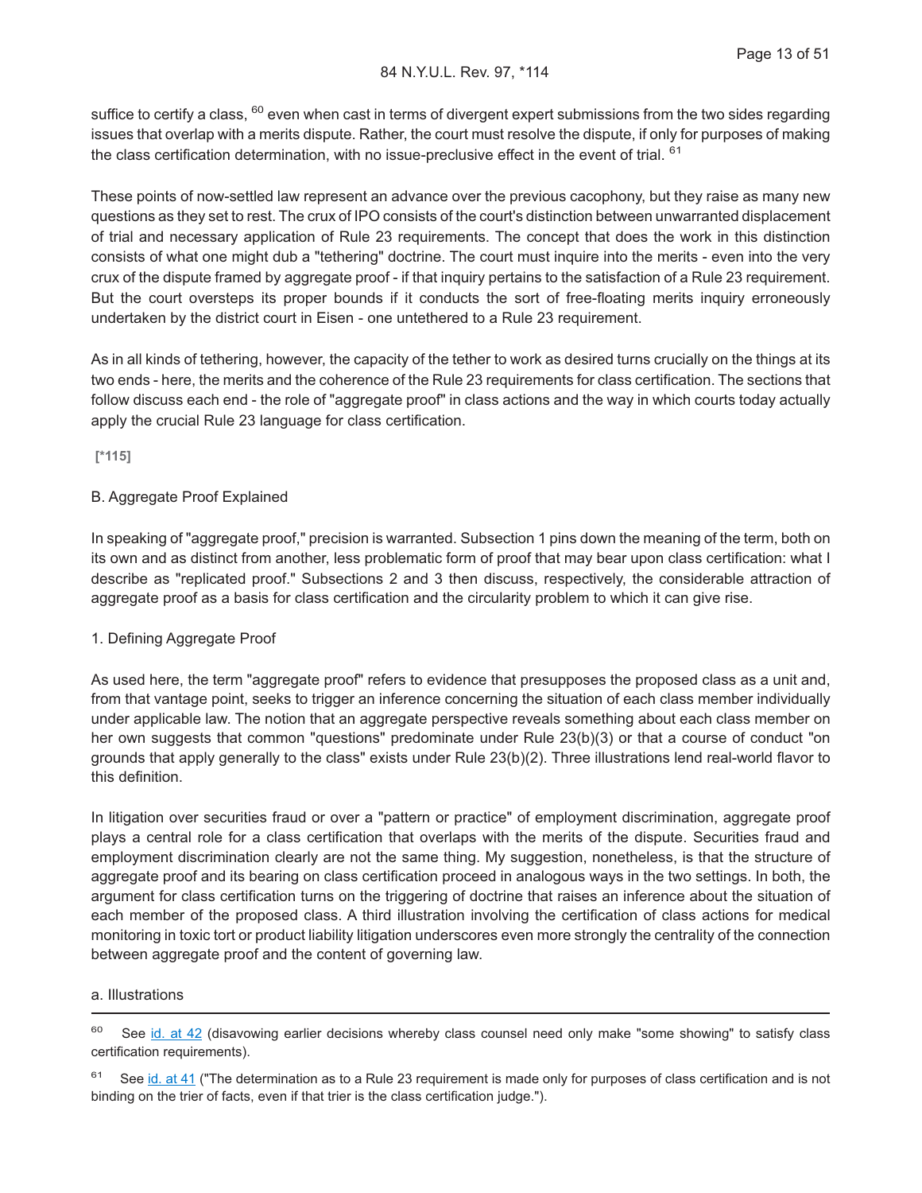suffice to certify a class, [60] even when cast in terms of divergent expert submissions from the two sides regarding issues that overlap with a merits dispute. Rather, the court must resolve the dispute, if only for purposes of making the class certification determination, with no issue-preclusive effect in the event of trial. [61]

These points of now-settled law represent an advance over the previous cacophony, but they raise as many new questions as they set to rest. The crux of IPO consists of the court's distinction between unwarranted displacement of trial and necessary application of Rule 23 requirements. The concept that does the work in this distinction consists of what one might dub a "tethering" doctrine. The court must inquire into the merits - even into the very crux of the dispute framed by aggregate proof - if that inquiry pertains to the satisfaction of a Rule 23 requirement. But the court oversteps its proper bounds if it conducts the sort of free-floating merits inquiry erroneously undertaken by the district court in Eisen - one untethered to a Rule 23 requirement.

As in all kinds of tethering, however, the capacity of the tether to work as desired turns crucially on the things at its two ends - here, the merits and the coherence of the Rule 23 requirements for class certification. The sections that follow discuss each end - the role of "aggregate proof" in class actions and the way in which courts today actually apply the crucial Rule 23 language for class certification.

**[*115]**

## B. Aggregate Proof Explained

In speaking of "aggregate proof," precision is warranted. Subsection 1 pins down the meaning of the term, both on its own and as distinct from another, less problematic form of proof that may bear upon class certification: what I describe as "replicated proof." Subsections 2 and 3 then discuss, respectively, the considerable attraction of aggregate proof as a basis for class certification and the circularity problem to which it can give rise.

### 1. Defining Aggregate Proof

As used here, the term "aggregate proof" refers to evidence that presupposes the proposed class as a unit and, from that vantage point, seeks to trigger an inference concerning the situation of each class member individually under applicable law. The notion that an aggregate perspective reveals something about each class member on her own suggests that common "questions" predominate under Rule 23(b)(3) or that a course of conduct "on grounds that apply generally to the class" exists under Rule 23(b)(2). Three illustrations lend real-world flavor to this definition.

In litigation over securities fraud or over a "pattern or practice" of employment discrimination, aggregate proof plays a central role for a class certification that overlaps with the merits of the dispute. Securities fraud and employment discrimination clearly are not the same thing. My suggestion, nonetheless, is that the structure of aggregate proof and its bearing on class certification proceed in analogous ways in the two settings. In both, the argument for class certification turns on the triggering of doctrine that raises an inference about the situation of each member of the proposed class. A third illustration involving the certification of class actions for medical monitoring in toxic tort or product liability litigation underscores even more strongly the centrality of the connection between aggregate proof and the content of governing law.

#### a. Illustrations

---

[60] See id. at 42 (disavowing earlier decisions whereby class counsel need only make "some showing" to satisfy class certification requirements).

[61] See id. at 41 ("The determination as to a Rule 23 requirement is made only for purposes of class certification and is not binding on the trier of facts, even if that trier is the class certification judge.").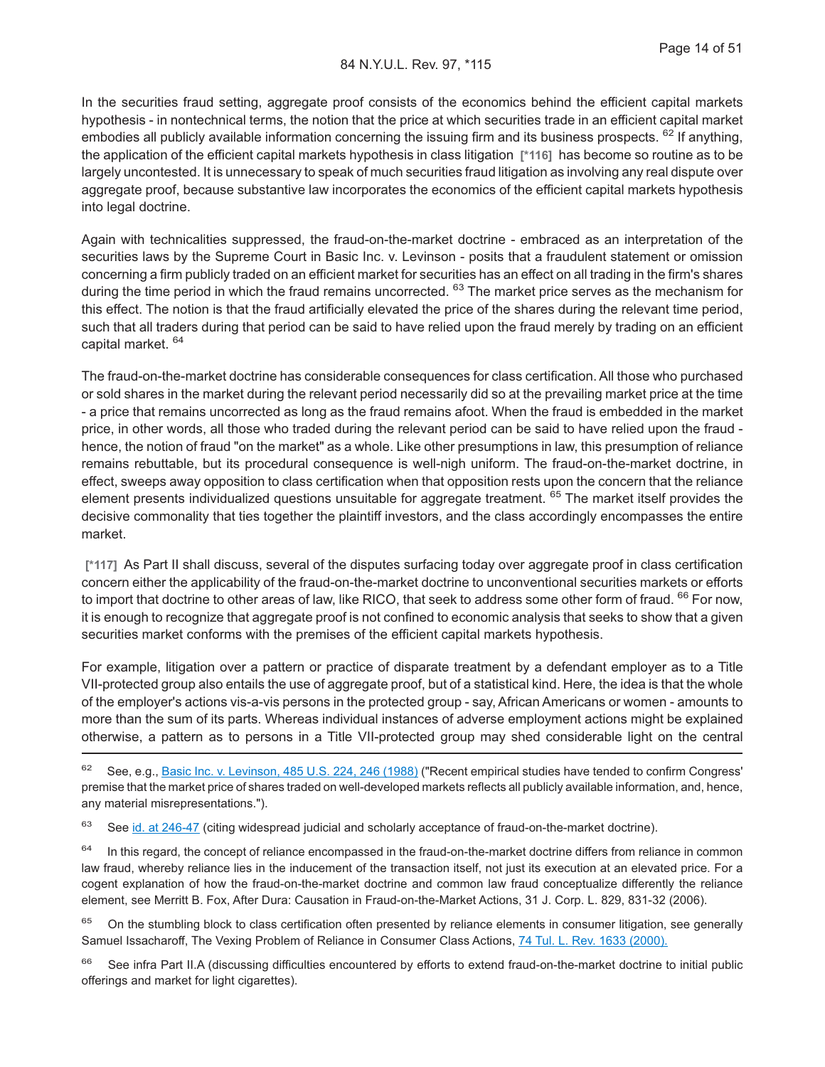In the securities fraud setting, aggregate proof consists of the economics behind the efficient capital markets hypothesis - in nontechnical terms, the notion that the price at which securities trade in an efficient capital market embodies all publicly available information concerning the issuing firm and its business prospects. [62] If anything, the application of the efficient capital markets hypothesis in class litigation [*116] has become so routine as to be largely uncontested. It is unnecessary to speak of much securities fraud litigation as involving any real dispute over aggregate proof, because substantive law incorporates the economics of the efficient capital markets hypothesis into legal doctrine.

Again with technicalities suppressed, the fraud-on-the-market doctrine - embraced as an interpretation of the securities laws by the Supreme Court in Basic Inc. v. Levinson - posits that a fraudulent statement or omission concerning a firm publicly traded on an efficient market for securities has an effect on all trading in the firm's shares during the time period in which the fraud remains uncorrected. [63] The market price serves as the mechanism for this effect. The notion is that the fraud artificially elevated the price of the shares during the relevant time period, such that all traders during that period can be said to have relied upon the fraud merely by trading on an efficient capital market. [64]

The fraud-on-the-market doctrine has considerable consequences for class certification. All those who purchased or sold shares in the market during the relevant period necessarily did so at the prevailing market price at the time - a price that remains uncorrected as long as the fraud remains afoot. When the fraud is embedded in the market price, in other words, all those who traded during the relevant period can be said to have relied upon the fraud - hence, the notion of fraud "on the market" as a whole. Like other presumptions in law, this presumption of reliance remains rebuttable, but its procedural consequence is well-nigh uniform. The fraud-on-the-market doctrine, in effect, sweeps away opposition to class certification when that opposition rests upon the concern that the reliance element presents individualized questions unsuitable for aggregate treatment. [65] The market itself provides the decisive commonality that ties together the plaintiff investors, and the class accordingly encompasses the entire market.

[*117] As Part II shall discuss, several of the disputes surfacing today over aggregate proof in class certification concern either the applicability of the fraud-on-the-market doctrine to unconventional securities markets or efforts to import that doctrine to other areas of law, like RICO, that seek to address some other form of fraud. [66] For now, it is enough to recognize that aggregate proof is not confined to economic analysis that seeks to show that a given securities market conforms with the premises of the efficient capital markets hypothesis.

For example, litigation over a pattern or practice of disparate treatment by a defendant employer as to a Title VII-protected group also entails the use of aggregate proof, but of a statistical kind. Here, the idea is that the whole of the employer's actions vis-a-vis persons in the protected group - say, African Americans or women - amounts to more than the sum of its parts. Whereas individual instances of adverse employment actions might be explained otherwise, a pattern as to persons in a Title VII-protected group may shed considerable light on the central

---

[62] See, e.g., Basic Inc. v. Levinson, 485 U.S. 224, 246 (1988) ("Recent empirical studies have tended to confirm Congress' premise that the market price of shares traded on well-developed markets reflects all publicly available information, and, hence, any material misrepresentations.").

[63] See id. at 246-47 (citing widespread judicial and scholarly acceptance of fraud-on-the-market doctrine).

[64] In this regard, the concept of reliance encompassed in the fraud-on-the-market doctrine differs from reliance in common law fraud, whereby reliance lies in the inducement of the transaction itself, not just its execution at an elevated price. For a cogent explanation of how the fraud-on-the-market doctrine and common law fraud conceptualize differently the reliance element, see Merritt B. Fox, After Dura: Causation in Fraud-on-the-Market Actions, 31 J. Corp. L. 829, 831-32 (2006).

[65] On the stumbling block to class certification often presented by reliance elements in consumer litigation, see generally Samuel Issacharoff, The Vexing Problem of Reliance in Consumer Class Actions, 74 Tul. L. Rev. 1633 (2000).

[66] See infra Part II.A (discussing difficulties encountered by efforts to extend fraud-on-the-market doctrine to initial public offerings and market for light cigarettes).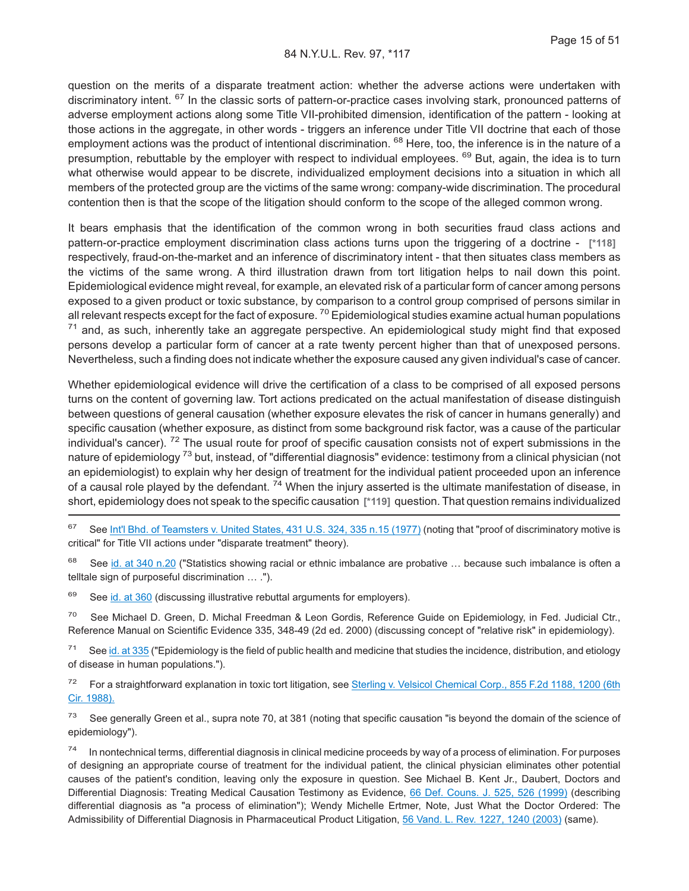question on the merits of a disparate treatment action: whether the adverse actions were undertaken with discriminatory intent. [67] In the classic sorts of pattern-or-practice cases involving stark, pronounced patterns of adverse employment actions along some Title VII-prohibited dimension, identification of the pattern - looking at those actions in the aggregate, in other words - triggers an inference under Title VII doctrine that each of those employment actions was the product of intentional discrimination. [68] Here, too, the inference is in the nature of a presumption, rebuttable by the employer with respect to individual employees. [69] But, again, the idea is to turn what otherwise would appear to be discrete, individualized employment decisions into a situation in which all members of the protected group are the victims of the same wrong: company-wide discrimination. The procedural contention then is that the scope of the litigation should conform to the scope of the alleged common wrong.

It bears emphasis that the identification of the common wrong in both securities fraud class actions and pattern-or-practice employment discrimination class actions turns upon the triggering of a doctrine - [*118] respectively, fraud-on-the-market and an inference of discriminatory intent - that then situates class members as the victims of the same wrong. A third illustration drawn from tort litigation helps to nail down this point. Epidemiological evidence might reveal, for example, an elevated risk of a particular form of cancer among persons exposed to a given product or toxic substance, by comparison to a control group comprised of persons similar in all relevant respects except for the fact of exposure. [70] Epidemiological studies examine actual human populations [71] and, as such, inherently take an aggregate perspective. An epidemiological study might find that exposed persons develop a particular form of cancer at a rate twenty percent higher than that of unexposed persons. Nevertheless, such a finding does not indicate whether the exposure caused any given individual's case of cancer.

Whether epidemiological evidence will drive the certification of a class to be comprised of all exposed persons turns on the content of governing law. Tort actions predicated on the actual manifestation of disease distinguish between questions of general causation (whether exposure elevates the risk of cancer in humans generally) and specific causation (whether exposure, as distinct from some background risk factor, was a cause of the particular individual's cancer). [72] The usual route for proof of specific causation consists not of expert submissions in the nature of epidemiology [73] but, instead, of "differential diagnosis" evidence: testimony from a clinical physician (not an epidemiologist) to explain why her design of treatment for the individual patient proceeded upon an inference of a causal role played by the defendant. [74] When the injury asserted is the ultimate manifestation of disease, in short, epidemiology does not speak to the specific causation [*119] question. That question remains individualized

---

[67] See Int'l Bhd. of Teamsters v. United States, 431 U.S. 324, 335 n.15 (1977) (noting that "proof of discriminatory motive is critical" for Title VII actions under "disparate treatment" theory).

[68] See id. at 340 n.20 ("Statistics showing racial or ethnic imbalance are probative … because such imbalance is often a telltale sign of purposeful discrimination … .").

[69] See id. at 360 (discussing illustrative rebuttal arguments for employers).

[70] See Michael D. Green, D. Michal Freedman & Leon Gordis, Reference Guide on Epidemiology, in Fed. Judicial Ctr., Reference Manual on Scientific Evidence 335, 348-49 (2d ed. 2000) (discussing concept of "relative risk" in epidemiology).

[71] See id. at 335 ("Epidemiology is the field of public health and medicine that studies the incidence, distribution, and etiology of disease in human populations.").

[72] For a straightforward explanation in toxic tort litigation, see Sterling v. Velsicol Chemical Corp., 855 F.2d 1188, 1200 (6th Cir. 1988).

[73] See generally Green et al., supra note 70, at 381 (noting that specific causation "is beyond the domain of the science of epidemiology").

[74] In nontechnical terms, differential diagnosis in clinical medicine proceeds by way of a process of elimination. For purposes of designing an appropriate course of treatment for the individual patient, the clinical physician eliminates other potential causes of the patient's condition, leaving only the exposure in question. See Michael B. Kent Jr., Daubert, Doctors and Differential Diagnosis: Treating Medical Causation Testimony as Evidence, 66 Def. Couns. J. 525, 526 (1999) (describing differential diagnosis as "a process of elimination"); Wendy Michelle Ertmer, Note, Just What the Doctor Ordered: The Admissibility of Differential Diagnosis in Pharmaceutical Product Litigation, 56 Vand. L. Rev. 1227, 1240 (2003) (same).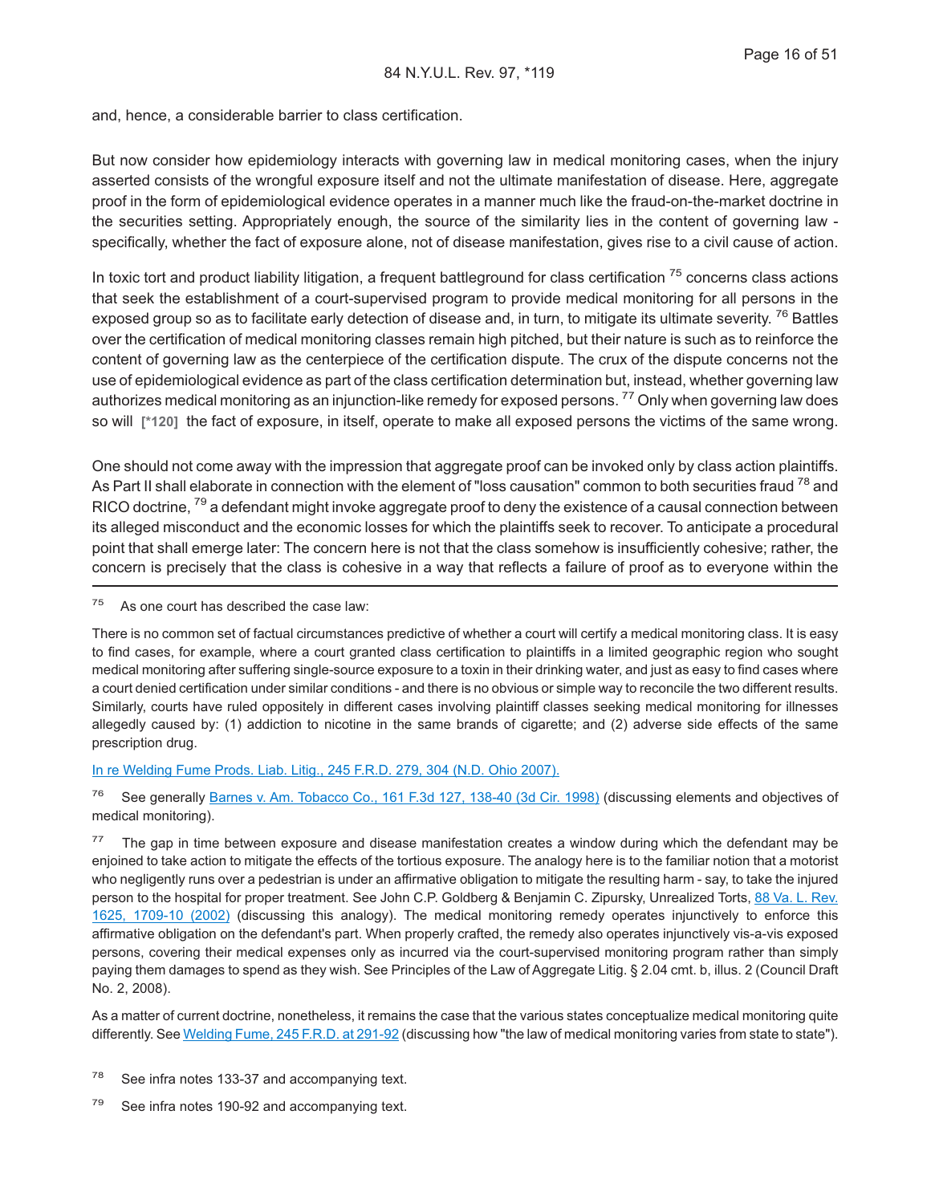and, hence, a considerable barrier to class certification.

But now consider how epidemiology interacts with governing law in medical monitoring cases, when the injury asserted consists of the wrongful exposure itself and not the ultimate manifestation of disease. Here, aggregate proof in the form of epidemiological evidence operates in a manner much like the fraud-on-the-market doctrine in the securities setting. Appropriately enough, the source of the similarity lies in the content of governing law - specifically, whether the fact of exposure alone, not of disease manifestation, gives rise to a civil cause of action.

In toxic tort and product liability litigation, a frequent battleground for class certification [75] concerns class actions that seek the establishment of a court-supervised program to provide medical monitoring for all persons in the exposed group so as to facilitate early detection of disease and, in turn, to mitigate its ultimate severity. [76] Battles over the certification of medical monitoring classes remain high pitched, but their nature is such as to reinforce the content of governing law as the centerpiece of the certification dispute. The crux of the dispute concerns not the use of epidemiological evidence as part of the class certification determination but, instead, whether governing law authorizes medical monitoring as an injunction-like remedy for exposed persons. [77] Only when governing law does so will **[*120]** the fact of exposure, in itself, operate to make all exposed persons the victims of the same wrong.

One should not come away with the impression that aggregate proof can be invoked only by class action plaintiffs. As Part II shall elaborate in connection with the element of "loss causation" common to both securities fraud [78] and RICO doctrine, [79] a defendant might invoke aggregate proof to deny the existence of a causal connection between its alleged misconduct and the economic losses for which the plaintiffs seek to recover. To anticipate a procedural point that shall emerge later: The concern here is not that the class somehow is insufficiently cohesive; rather, the concern is precisely that the class is cohesive in a way that reflects a failure of proof as to everyone within the

---

[75] As one court has described the case law:

There is no common set of factual circumstances predictive of whether a court will certify a medical monitoring class. It is easy to find cases, for example, where a court granted class certification to plaintiffs in a limited geographic region who sought medical monitoring after suffering single-source exposure to a toxin in their drinking water, and just as easy to find cases where a court denied certification under similar conditions - and there is no obvious or simple way to reconcile the two different results. Similarly, courts have ruled oppositely in different cases involving plaintiff classes seeking medical monitoring for illnesses allegedly caused by: (1) addiction to nicotine in the same brands of cigarette; and (2) adverse side effects of the same prescription drug.

In re Welding Fume Prods. Liab. Litig., 245 F.R.D. 279, 304 (N.D. Ohio 2007).

[76] See generally Barnes v. Am. Tobacco Co., 161 F.3d 127, 138-40 (3d Cir. 1998) (discussing elements and objectives of medical monitoring).

[77] The gap in time between exposure and disease manifestation creates a window during which the defendant may be enjoined to take action to mitigate the effects of the tortious exposure. The analogy here is to the familiar notion that a motorist who negligently runs over a pedestrian is under an affirmative obligation to mitigate the resulting harm - say, to take the injured person to the hospital for proper treatment. See John C.P. Goldberg & Benjamin C. Zipursky, Unrealized Torts, 88 Va. L. Rev. 1625, 1709-10 (2002) (discussing this analogy). The medical monitoring remedy operates injunctively to enforce this affirmative obligation on the defendant's part. When properly crafted, the remedy also operates injunctively vis-a-vis exposed persons, covering their medical expenses only as incurred via the court-supervised monitoring program rather than simply paying them damages to spend as they wish. See Principles of the Law of Aggregate Litig. § 2.04 cmt. b, illus. 2 (Council Draft No. 2, 2008).

As a matter of current doctrine, nonetheless, it remains the case that the various states conceptualize medical monitoring quite differently. See Welding Fume, 245 F.R.D. at 291-92 (discussing how "the law of medical monitoring varies from state to state").

[78] See infra notes 133-37 and accompanying text.

[79] See infra notes 190-92 and accompanying text.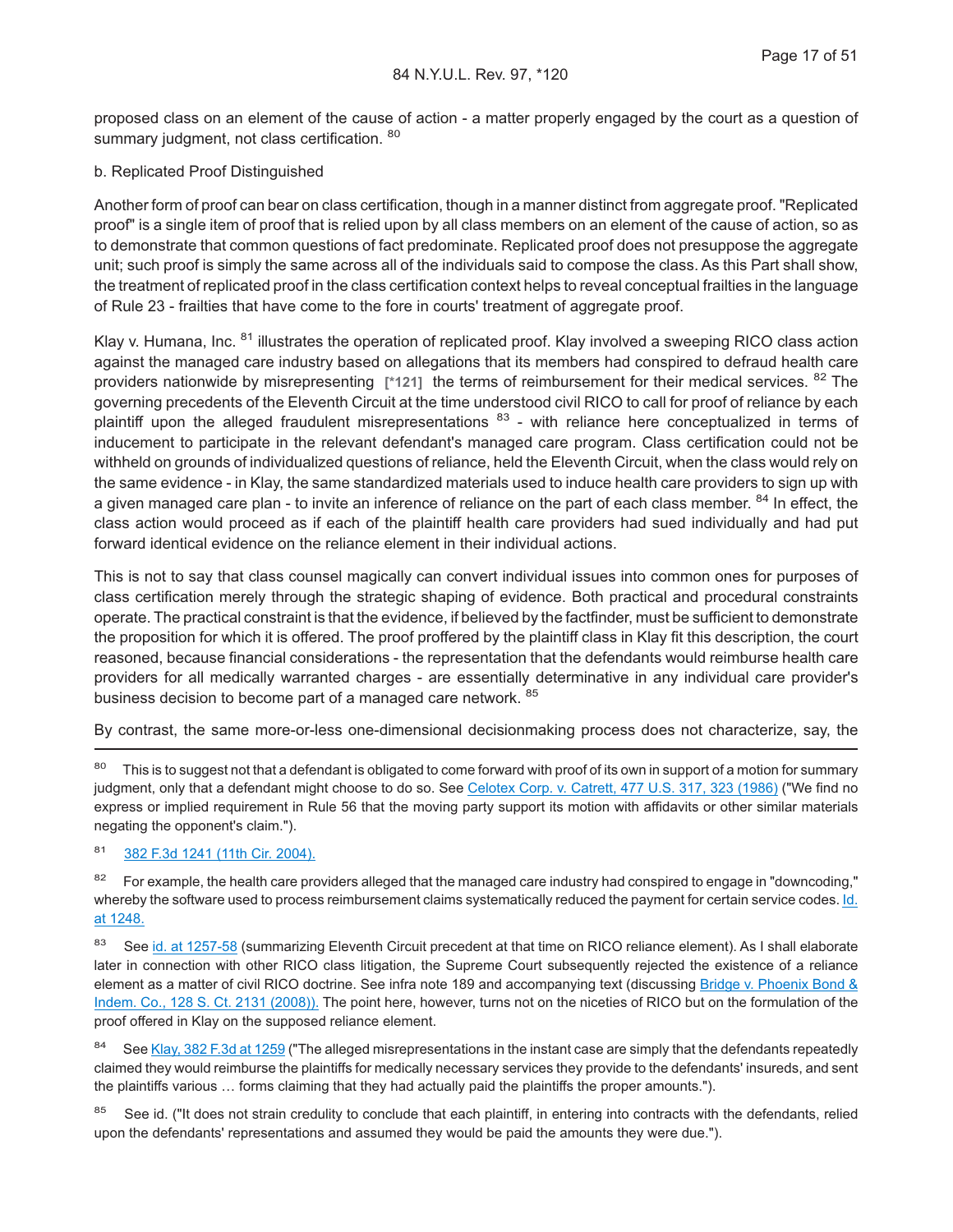proposed class on an element of the cause of action - a matter properly engaged by the court as a question of summary judgment, not class certification. [80]

b. Replicated Proof Distinguished

Another form of proof can bear on class certification, though in a manner distinct from aggregate proof. "Replicated proof" is a single item of proof that is relied upon by all class members on an element of the cause of action, so as to demonstrate that common questions of fact predominate. Replicated proof does not presuppose the aggregate unit; such proof is simply the same across all of the individuals said to compose the class. As this Part shall show, the treatment of replicated proof in the class certification context helps to reveal conceptual frailties in the language of Rule 23 - frailties that have come to the fore in courts' treatment of aggregate proof.

Klay v. Humana, Inc. [81] illustrates the operation of replicated proof. Klay involved a sweeping RICO class action against the managed care industry based on allegations that its members had conspired to defraud health care providers nationwide by misrepresenting [*121] the terms of reimbursement for their medical services. [82] The governing precedents of the Eleventh Circuit at the time understood civil RICO to call for proof of reliance by each plaintiff upon the alleged fraudulent misrepresentations [83] - with reliance here conceptualized in terms of inducement to participate in the relevant defendant's managed care program. Class certification could not be withheld on grounds of individualized questions of reliance, held the Eleventh Circuit, when the class would rely on the same evidence - in Klay, the same standardized materials used to induce health care providers to sign up with a given managed care plan - to invite an inference of reliance on the part of each class member. [84] In effect, the class action would proceed as if each of the plaintiff health care providers had sued individually and had put forward identical evidence on the reliance element in their individual actions.

This is not to say that class counsel magically can convert individual issues into common ones for purposes of class certification merely through the strategic shaping of evidence. Both practical and procedural constraints operate. The practical constraint is that the evidence, if believed by the factfinder, must be sufficient to demonstrate the proposition for which it is offered. The proof proffered by the plaintiff class in Klay fit this description, the court reasoned, because financial considerations - the representation that the defendants would reimburse health care providers for all medically warranted charges - are essentially determinative in any individual care provider's business decision to become part of a managed care network. [85]

By contrast, the same more-or-less one-dimensional decisionmaking process does not characterize, say, the

---

[80] This is to suggest not that a defendant is obligated to come forward with proof of its own in support of a motion for summary judgment, only that a defendant might choose to do so. See Celotex Corp. v. Catrett, 477 U.S. 317, 323 (1986) ("We find no express or implied requirement in Rule 56 that the moving party support its motion with affidavits or other similar materials negating the opponent's claim.").

[81] 382 F.3d 1241 (11th Cir. 2004).

[82] For example, the health care providers alleged that the managed care industry had conspired to engage in "downcoding," whereby the software used to process reimbursement claims systematically reduced the payment for certain service codes. Id. at 1248.

[83] See id. at 1257-58 (summarizing Eleventh Circuit precedent at that time on RICO reliance element). As I shall elaborate later in connection with other RICO class litigation, the Supreme Court subsequently rejected the existence of a reliance element as a matter of civil RICO doctrine. See infra note 189 and accompanying text (discussing Bridge v. Phoenix Bond & Indem. Co., 128 S. Ct. 2131 (2008)). The point here, however, turns not on the niceties of RICO but on the formulation of the proof offered in Klay on the supposed reliance element.

[84] See Klay, 382 F.3d at 1259 ("The alleged misrepresentations in the instant case are simply that the defendants repeatedly claimed they would reimburse the plaintiffs for medically necessary services they provide to the defendants' insureds, and sent the plaintiffs various … forms claiming that they had actually paid the plaintiffs the proper amounts.").

[85] See id. ("It does not strain credulity to conclude that each plaintiff, in entering into contracts with the defendants, relied upon the defendants' representations and assumed they would be paid the amounts they were due.").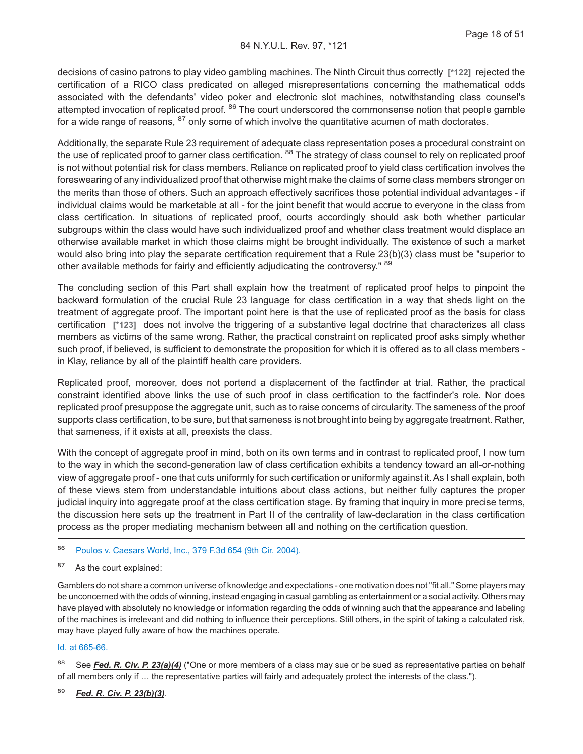decisions of casino patrons to play video gambling machines. The Ninth Circuit thus correctly [*122] rejected the certification of a RICO class predicated on alleged misrepresentations concerning the mathematical odds associated with the defendants' video poker and electronic slot machines, notwithstanding class counsel's attempted invocation of replicated proof. [86] The court underscored the commonsense notion that people gamble for a wide range of reasons, [87] only some of which involve the quantitative acumen of math doctorates.

Additionally, the separate Rule 23 requirement of adequate class representation poses a procedural constraint on the use of replicated proof to garner class certification. [88] The strategy of class counsel to rely on replicated proof is not without potential risk for class members. Reliance on replicated proof to yield class certification involves the foreswearing of any individualized proof that otherwise might make the claims of some class members stronger on the merits than those of others. Such an approach effectively sacrifices those potential individual advantages - if individual claims would be marketable at all - for the joint benefit that would accrue to everyone in the class from class certification. In situations of replicated proof, courts accordingly should ask both whether particular subgroups within the class would have such individualized proof and whether class treatment would displace an otherwise available market in which those claims might be brought individually. The existence of such a market would also bring into play the separate certification requirement that a Rule 23(b)(3) class must be "superior to other available methods for fairly and efficiently adjudicating the controversy." [89]

The concluding section of this Part shall explain how the treatment of replicated proof helps to pinpoint the backward formulation of the crucial Rule 23 language for class certification in a way that sheds light on the treatment of aggregate proof. The important point here is that the use of replicated proof as the basis for class certification [*123] does not involve the triggering of a substantive legal doctrine that characterizes all class members as victims of the same wrong. Rather, the practical constraint on replicated proof asks simply whether such proof, if believed, is sufficient to demonstrate the proposition for which it is offered as to all class members - in Klay, reliance by all of the plaintiff health care providers.

Replicated proof, moreover, does not portend a displacement of the factfinder at trial. Rather, the practical constraint identified above links the use of such proof in class certification to the factfinder's role. Nor does replicated proof presuppose the aggregate unit, such as to raise concerns of circularity. The sameness of the proof supports class certification, to be sure, but that sameness is not brought into being by aggregate treatment. Rather, that sameness, if it exists at all, preexists the class.

With the concept of aggregate proof in mind, both on its own terms and in contrast to replicated proof, I now turn to the way in which the second-generation law of class certification exhibits a tendency toward an all-or-nothing view of aggregate proof - one that cuts uniformly for such certification or uniformly against it. As I shall explain, both of these views stem from understandable intuitions about class actions, but neither fully captures the proper judicial inquiry into aggregate proof at the class certification stage. By framing that inquiry in more precise terms, the discussion here sets up the treatment in Part II of the centrality of law-declaration in the class certification process as the proper mediating mechanism between all and nothing on the certification question.

---

[86] Poulos v. Caesars World, Inc., 379 F.3d 654 (9th Cir. 2004).

[87] As the court explained:

Gamblers do not share a common universe of knowledge and expectations - one motivation does not "fit all." Some players may be unconcerned with the odds of winning, instead engaging in casual gambling as entertainment or a social activity. Others may have played with absolutely no knowledge or information regarding the odds of winning such that the appearance and labeling of the machines is irrelevant and did nothing to influence their perceptions. Still others, in the spirit of taking a calculated risk, may have played fully aware of how the machines operate.

Id. at 665-66.

[88] See ***Fed. R. Civ. P. 23(a)(4)*** ("One or more members of a class may sue or be sued as representative parties on behalf of all members only if … the representative parties will fairly and adequately protect the interests of the class.").

[89] ***Fed. R. Civ. P. 23(b)(3)***.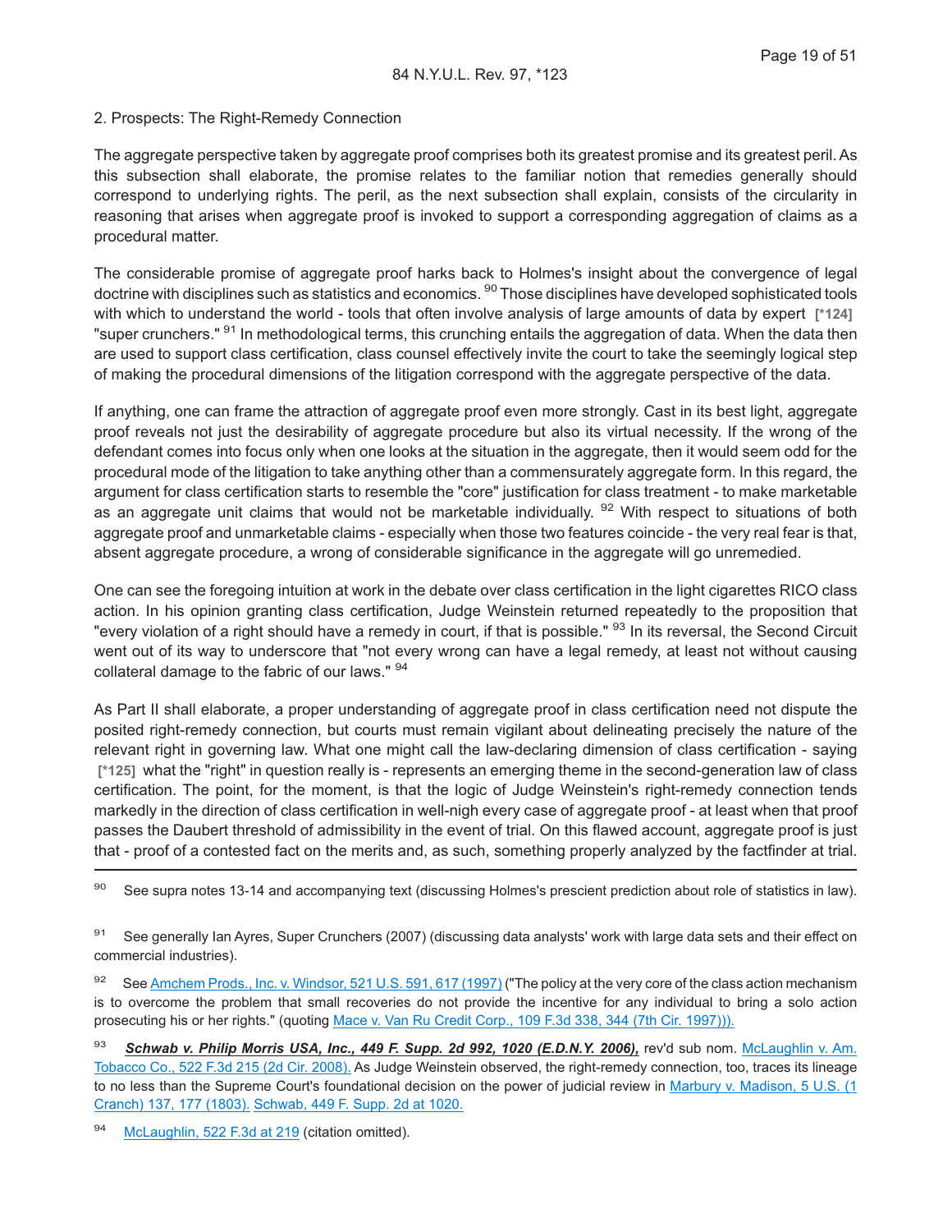2. Prospects: The Right-Remedy Connection

The aggregate perspective taken by aggregate proof comprises both its greatest promise and its greatest peril. As this subsection shall elaborate, the promise relates to the familiar notion that remedies generally should correspond to underlying rights. The peril, as the next subsection shall explain, consists of the circularity in reasoning that arises when aggregate proof is invoked to support a corresponding aggregation of claims as a procedural matter.

The considerable promise of aggregate proof harks back to Holmes's insight about the convergence of legal doctrine with disciplines such as statistics and economics. [90] Those disciplines have developed sophisticated tools with which to understand the world - tools that often involve analysis of large amounts of data by expert **[*124]** "super crunchers." [91] In methodological terms, this crunching entails the aggregation of data. When the data then are used to support class certification, class counsel effectively invite the court to take the seemingly logical step of making the procedural dimensions of the litigation correspond with the aggregate perspective of the data.

If anything, one can frame the attraction of aggregate proof even more strongly. Cast in its best light, aggregate proof reveals not just the desirability of aggregate procedure but also its virtual necessity. If the wrong of the defendant comes into focus only when one looks at the situation in the aggregate, then it would seem odd for the procedural mode of the litigation to take anything other than a commensurately aggregate form. In this regard, the argument for class certification starts to resemble the "core" justification for class treatment - to make marketable as an aggregate unit claims that would not be marketable individually. [92] With respect to situations of both aggregate proof and unmarketable claims - especially when those two features coincide - the very real fear is that, absent aggregate procedure, a wrong of considerable significance in the aggregate will go unremedied.

One can see the foregoing intuition at work in the debate over class certification in the light cigarettes RICO class action. In his opinion granting class certification, Judge Weinstein returned repeatedly to the proposition that "every violation of a right should have a remedy in court, if that is possible." [93] In its reversal, the Second Circuit went out of its way to underscore that "not every wrong can have a legal remedy, at least not without causing collateral damage to the fabric of our laws." [94]

As Part II shall elaborate, a proper understanding of aggregate proof in class certification need not dispute the posited right-remedy connection, but courts must remain vigilant about delineating precisely the nature of the relevant right in governing law. What one might call the law-declaring dimension of class certification - saying **[*125]** what the "right" in question really is - represents an emerging theme in the second-generation law of class certification. The point, for the moment, is that the logic of Judge Weinstein's right-remedy connection tends markedly in the direction of class certification in well-nigh every case of aggregate proof - at least when that proof passes the Daubert threshold of admissibility in the event of trial. On this flawed account, aggregate proof is just that - proof of a contested fact on the merits and, as such, something properly analyzed by the factfinder at trial.

---

[90] See supra notes 13-14 and accompanying text (discussing Holmes's prescient prediction about role of statistics in law).

[91] See generally Ian Ayres, Super Crunchers (2007) (discussing data analysts' work with large data sets and their effect on commercial industries).

[92] See Amchem Prods., Inc. v. Windsor, 521 U.S. 591, 617 (1997) ("The policy at the very core of the class action mechanism is to overcome the problem that small recoveries do not provide the incentive for any individual to bring a solo action prosecuting his or her rights." (quoting Mace v. Van Ru Credit Corp., 109 F.3d 338, 344 (7th Cir. 1997))).

[93] ***Schwab v. Philip Morris USA, Inc., 449 F. Supp. 2d 992, 1020 (E.D.N.Y. 2006),*** rev'd sub nom. McLaughlin v. Am. Tobacco Co., 522 F.3d 215 (2d Cir. 2008). As Judge Weinstein observed, the right-remedy connection, too, traces its lineage to no less than the Supreme Court's foundational decision on the power of judicial review in Marbury v. Madison, 5 U.S. (1 Cranch) 137, 177 (1803). Schwab, 449 F. Supp. 2d at 1020.

[94] McLaughlin, 522 F.3d at 219 (citation omitted).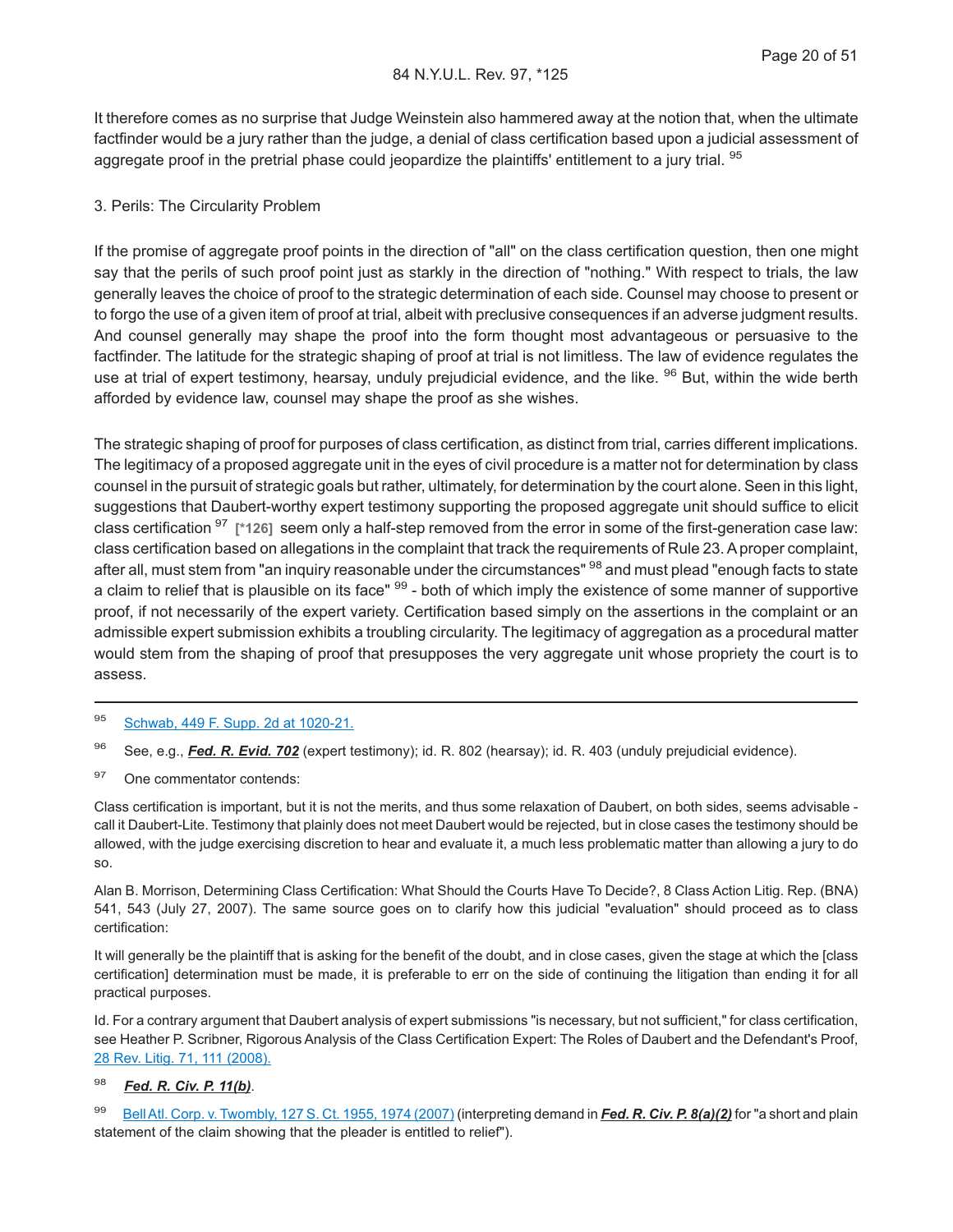It therefore comes as no surprise that Judge Weinstein also hammered away at the notion that, when the ultimate factfinder would be a jury rather than the judge, a denial of class certification based upon a judicial assessment of aggregate proof in the pretrial phase could jeopardize the plaintiffs' entitlement to a jury trial. [95]

3. Perils: The Circularity Problem

If the promise of aggregate proof points in the direction of "all" on the class certification question, then one might say that the perils of such proof point just as starkly in the direction of "nothing." With respect to trials, the law generally leaves the choice of proof to the strategic determination of each side. Counsel may choose to present or to forgo the use of a given item of proof at trial, albeit with preclusive consequences if an adverse judgment results. And counsel generally may shape the proof into the form thought most advantageous or persuasive to the factfinder. The latitude for the strategic shaping of proof at trial is not limitless. The law of evidence regulates the use at trial of expert testimony, hearsay, unduly prejudicial evidence, and the like. [96] But, within the wide berth afforded by evidence law, counsel may shape the proof as she wishes.

The strategic shaping of proof for purposes of class certification, as distinct from trial, carries different implications. The legitimacy of a proposed aggregate unit in the eyes of civil procedure is a matter not for determination by class counsel in the pursuit of strategic goals but rather, ultimately, for determination by the court alone. Seen in this light, suggestions that Daubert-worthy expert testimony supporting the proposed aggregate unit should suffice to elicit class certification [97] **[*126]** seem only a half-step removed from the error in some of the first-generation case law: class certification based on allegations in the complaint that track the requirements of Rule 23. A proper complaint, after all, must stem from "an inquiry reasonable under the circumstances" [98] and must plead "enough facts to state a claim to relief that is plausible on its face" [99] - both of which imply the existence of some manner of supportive proof, if not necessarily of the expert variety. Certification based simply on the assertions in the complaint or an admissible expert submission exhibits a troubling circularity. The legitimacy of aggregation as a procedural matter would stem from the shaping of proof that presupposes the very aggregate unit whose propriety the court is to assess.

---

[95] Schwab, 449 F. Supp. 2d at 1020-21.

[96] See, e.g., ***Fed. R. Evid. 702*** (expert testimony); id. R. 802 (hearsay); id. R. 403 (unduly prejudicial evidence).

[97] One commentator contends:

Class certification is important, but it is not the merits, and thus some relaxation of Daubert, on both sides, seems advisable - call it Daubert-Lite. Testimony that plainly does not meet Daubert would be rejected, but in close cases the testimony should be allowed, with the judge exercising discretion to hear and evaluate it, a much less problematic matter than allowing a jury to do so.

Alan B. Morrison, Determining Class Certification: What Should the Courts Have To Decide?, 8 Class Action Litig. Rep. (BNA) 541, 543 (July 27, 2007). The same source goes on to clarify how this judicial "evaluation" should proceed as to class certification:

It will generally be the plaintiff that is asking for the benefit of the doubt, and in close cases, given the stage at which the [class certification] determination must be made, it is preferable to err on the side of continuing the litigation than ending it for all practical purposes.

Id. For a contrary argument that Daubert analysis of expert submissions "is necessary, but not sufficient," for class certification, see Heather P. Scribner, Rigorous Analysis of the Class Certification Expert: The Roles of Daubert and the Defendant's Proof, 28 Rev. Litig. 71, 111 (2008).

[98] ***Fed. R. Civ. P. 11(b)***.

[99] Bell Atl. Corp. v. Twombly, 127 S. Ct. 1955, 1974 (2007) (interpreting demand in ***Fed. R. Civ. P. 8(a)(2)*** for "a short and plain statement of the claim showing that the pleader is entitled to relief").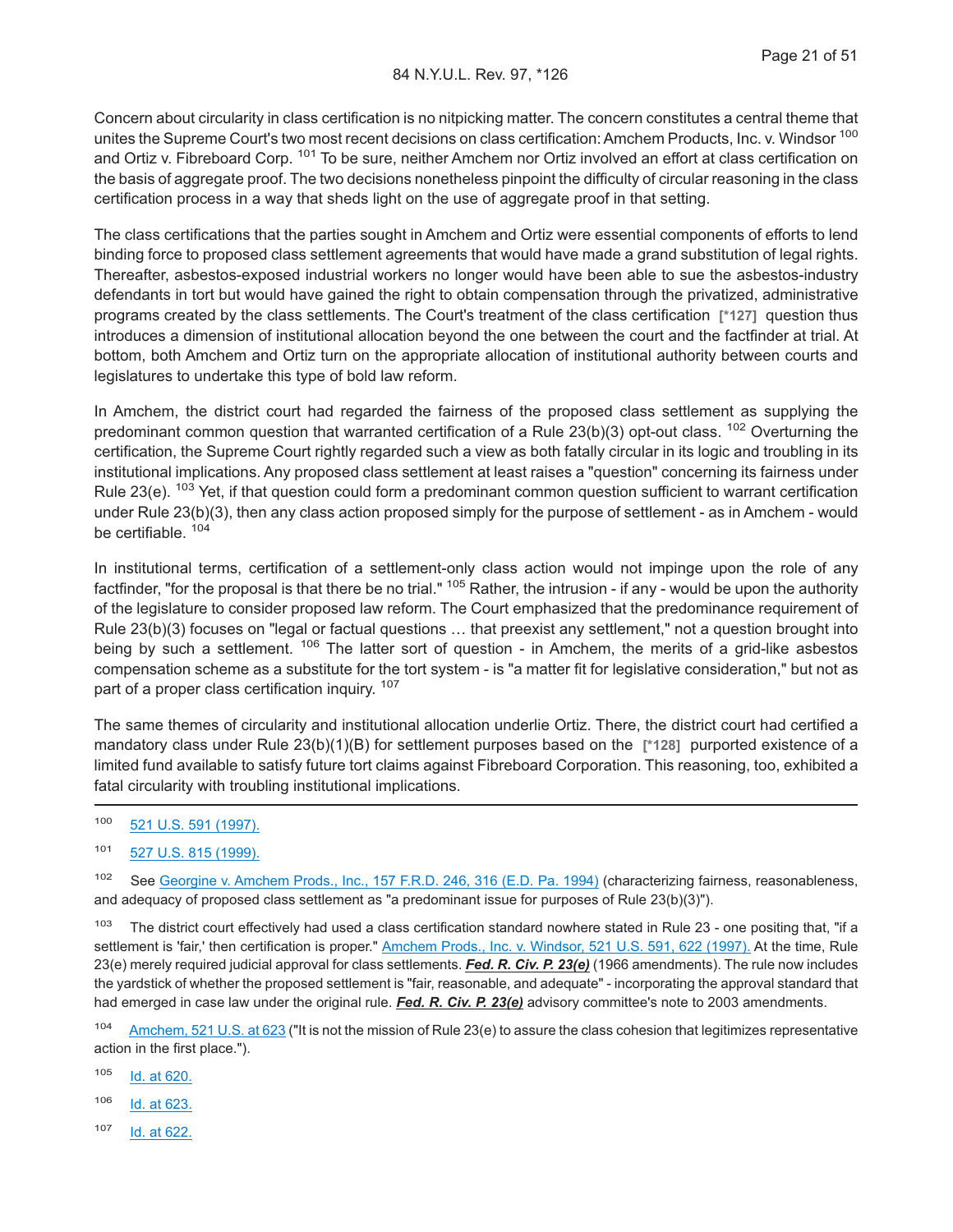Concern about circularity in class certification is no nitpicking matter. The concern constitutes a central theme that unites the Supreme Court's two most recent decisions on class certification: Amchem Products, Inc. v. Windsor [100] and Ortiz v. Fibreboard Corp. [101] To be sure, neither Amchem nor Ortiz involved an effort at class certification on the basis of aggregate proof. The two decisions nonetheless pinpoint the difficulty of circular reasoning in the class certification process in a way that sheds light on the use of aggregate proof in that setting.

The class certifications that the parties sought in Amchem and Ortiz were essential components of efforts to lend binding force to proposed class settlement agreements that would have made a grand substitution of legal rights. Thereafter, asbestos-exposed industrial workers no longer would have been able to sue the asbestos-industry defendants in tort but would have gained the right to obtain compensation through the privatized, administrative programs created by the class settlements. The Court's treatment of the class certification **[*127]** question thus introduces a dimension of institutional allocation beyond the one between the court and the factfinder at trial. At bottom, both Amchem and Ortiz turn on the appropriate allocation of institutional authority between courts and legislatures to undertake this type of bold law reform.

In Amchem, the district court had regarded the fairness of the proposed class settlement as supplying the predominant common question that warranted certification of a Rule 23(b)(3) opt-out class. [102] Overturning the certification, the Supreme Court rightly regarded such a view as both fatally circular in its logic and troubling in its institutional implications. Any proposed class settlement at least raises a "question" concerning its fairness under Rule 23(e). [103] Yet, if that question could form a predominant common question sufficient to warrant certification under Rule 23(b)(3), then any class action proposed simply for the purpose of settlement - as in Amchem - would be certifiable. [104]

In institutional terms, certification of a settlement-only class action would not impinge upon the role of any factfinder, "for the proposal is that there be no trial." [105] Rather, the intrusion - if any - would be upon the authority of the legislature to consider proposed law reform. The Court emphasized that the predominance requirement of Rule 23(b)(3) focuses on "legal or factual questions … that preexist any settlement," not a question brought into being by such a settlement. [106] The latter sort of question - in Amchem, the merits of a grid-like asbestos compensation scheme as a substitute for the tort system - is "a matter fit for legislative consideration," but not as part of a proper class certification inquiry. [107]

The same themes of circularity and institutional allocation underlie Ortiz. There, the district court had certified a mandatory class under Rule 23(b)(1)(B) for settlement purposes based on the **[*128]** purported existence of a limited fund available to satisfy future tort claims against Fibreboard Corporation. This reasoning, too, exhibited a fatal circularity with troubling institutional implications.

---

[100] 521 U.S. 591 (1997).

[101] 527 U.S. 815 (1999).

[102] See Georgine v. Amchem Prods., Inc., 157 F.R.D. 246, 316 (E.D. Pa. 1994) (characterizing fairness, reasonableness, and adequacy of proposed class settlement as "a predominant issue for purposes of Rule 23(b)(3)").

[103] The district court effectively had used a class certification standard nowhere stated in Rule 23 - one positing that, "if a settlement is 'fair,' then certification is proper." Amchem Prods., Inc. v. Windsor, 521 U.S. 591, 622 (1997). At the time, Rule 23(e) merely required judicial approval for class settlements. ***Fed. R. Civ. P. 23(e)*** (1966 amendments). The rule now includes the yardstick of whether the proposed settlement is "fair, reasonable, and adequate" - incorporating the approval standard that had emerged in case law under the original rule. ***Fed. R. Civ. P. 23(e)*** advisory committee's note to 2003 amendments.

[104] Amchem, 521 U.S. at 623 ("It is not the mission of Rule 23(e) to assure the class cohesion that legitimizes representative action in the first place.").

[105] Id. at 620.

[106] Id. at 623.

[107] Id. at 622.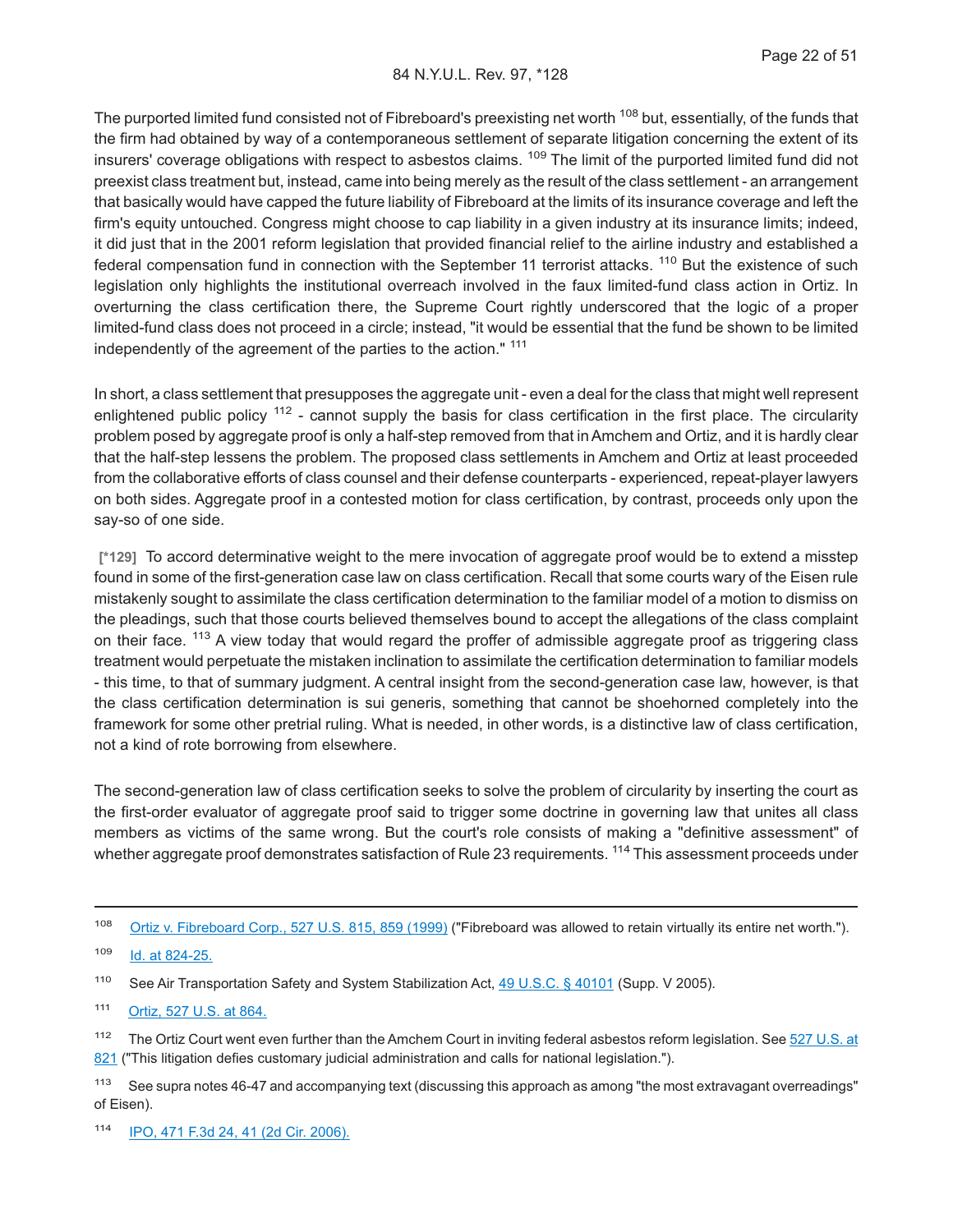The purported limited fund consisted not of Fibreboard's preexisting net worth [108] but, essentially, of the funds that the firm had obtained by way of a contemporaneous settlement of separate litigation concerning the extent of its insurers' coverage obligations with respect to asbestos claims. [109] The limit of the purported limited fund did not preexist class treatment but, instead, came into being merely as the result of the class settlement - an arrangement that basically would have capped the future liability of Fibreboard at the limits of its insurance coverage and left the firm's equity untouched. Congress might choose to cap liability in a given industry at its insurance limits; indeed, it did just that in the 2001 reform legislation that provided financial relief to the airline industry and established a federal compensation fund in connection with the September 11 terrorist attacks. [110] But the existence of such legislation only highlights the institutional overreach involved in the faux limited-fund class action in Ortiz. In overturning the class certification there, the Supreme Court rightly underscored that the logic of a proper limited-fund class does not proceed in a circle; instead, "it would be essential that the fund be shown to be limited independently of the agreement of the parties to the action." [111]

In short, a class settlement that presupposes the aggregate unit - even a deal for the class that might well represent enlightened public policy [112] - cannot supply the basis for class certification in the first place. The circularity problem posed by aggregate proof is only a half-step removed from that in Amchem and Ortiz, and it is hardly clear that the half-step lessens the problem. The proposed class settlements in Amchem and Ortiz at least proceeded from the collaborative efforts of class counsel and their defense counterparts - experienced, repeat-player lawyers on both sides. Aggregate proof in a contested motion for class certification, by contrast, proceeds only upon the say-so of one side.

**[\*129]** To accord determinative weight to the mere invocation of aggregate proof would be to extend a misstep found in some of the first-generation case law on class certification. Recall that some courts wary of the Eisen rule mistakenly sought to assimilate the class certification determination to the familiar model of a motion to dismiss on the pleadings, such that those courts believed themselves bound to accept the allegations of the class complaint on their face. [113] A view today that would regard the proffer of admissible aggregate proof as triggering class treatment would perpetuate the mistaken inclination to assimilate the certification determination to familiar models - this time, to that of summary judgment. A central insight from the second-generation case law, however, is that the class certification determination is sui generis, something that cannot be shoehorned completely into the framework for some other pretrial ruling. What is needed, in other words, is a distinctive law of class certification, not a kind of rote borrowing from elsewhere.

The second-generation law of class certification seeks to solve the problem of circularity by inserting the court as the first-order evaluator of aggregate proof said to trigger some doctrine in governing law that unites all class members as victims of the same wrong. But the court's role consists of making a "definitive assessment" of whether aggregate proof demonstrates satisfaction of Rule 23 requirements. [114] This assessment proceeds under

---

[108] Ortiz v. Fibreboard Corp., 527 U.S. 815, 859 (1999) ("Fibreboard was allowed to retain virtually its entire net worth.").

[109] Id. at 824-25.

[110] See Air Transportation Safety and System Stabilization Act, 49 U.S.C. § 40101 (Supp. V 2005).

[111] Ortiz, 527 U.S. at 864.

[112] The Ortiz Court went even further than the Amchem Court in inviting federal asbestos reform legislation. See 527 U.S. at 821 ("This litigation defies customary judicial administration and calls for national legislation.").

[113] See supra notes 46-47 and accompanying text (discussing this approach as among "the most extravagant overreadings" of Eisen).

[114] IPO, 471 F.3d 24, 41 (2d Cir. 2006).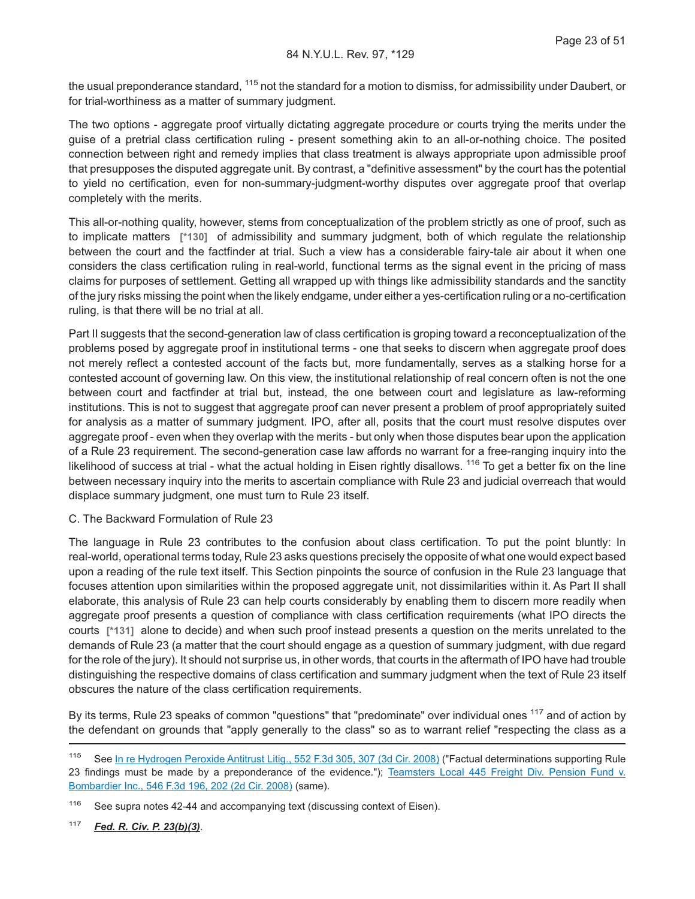the usual preponderance standard, [115] not the standard for a motion to dismiss, for admissibility under Daubert, or for trial-worthiness as a matter of summary judgment.

The two options - aggregate proof virtually dictating aggregate procedure or courts trying the merits under the guise of a pretrial class certification ruling - present something akin to an all-or-nothing choice. The posited connection between right and remedy implies that class treatment is always appropriate upon admissible proof that presupposes the disputed aggregate unit. By contrast, a "definitive assessment" by the court has the potential to yield no certification, even for non-summary-judgment-worthy disputes over aggregate proof that overlap completely with the merits.

This all-or-nothing quality, however, stems from conceptualization of the problem strictly as one of proof, such as to implicate matters [*130] of admissibility and summary judgment, both of which regulate the relationship between the court and the factfinder at trial. Such a view has a considerable fairy-tale air about it when one considers the class certification ruling in real-world, functional terms as the signal event in the pricing of mass claims for purposes of settlement. Getting all wrapped up with things like admissibility standards and the sanctity of the jury risks missing the point when the likely endgame, under either a yes-certification ruling or a no-certification ruling, is that there will be no trial at all.

Part II suggests that the second-generation law of class certification is groping toward a reconceptualization of the problems posed by aggregate proof in institutional terms - one that seeks to discern when aggregate proof does not merely reflect a contested account of the facts but, more fundamentally, serves as a stalking horse for a contested account of governing law. On this view, the institutional relationship of real concern often is not the one between court and factfinder at trial but, instead, the one between court and legislature as law-reforming institutions. This is not to suggest that aggregate proof can never present a problem of proof appropriately suited for analysis as a matter of summary judgment. IPO, after all, posits that the court must resolve disputes over aggregate proof - even when they overlap with the merits - but only when those disputes bear upon the application of a Rule 23 requirement. The second-generation case law affords no warrant for a free-ranging inquiry into the likelihood of success at trial - what the actual holding in Eisen rightly disallows. [116] To get a better fix on the line between necessary inquiry into the merits to ascertain compliance with Rule 23 and judicial overreach that would displace summary judgment, one must turn to Rule 23 itself.

C. The Backward Formulation of Rule 23

The language in Rule 23 contributes to the confusion about class certification. To put the point bluntly: In real-world, operational terms today, Rule 23 asks questions precisely the opposite of what one would expect based upon a reading of the rule text itself. This Section pinpoints the source of confusion in the Rule 23 language that focuses attention upon similarities within the proposed aggregate unit, not dissimilarities within it. As Part II shall elaborate, this analysis of Rule 23 can help courts considerably by enabling them to discern more readily when aggregate proof presents a question of compliance with class certification requirements (what IPO directs the courts [*131] alone to decide) and when such proof instead presents a question on the merits unrelated to the demands of Rule 23 (a matter that the court should engage as a question of summary judgment, with due regard for the role of the jury). It should not surprise us, in other words, that courts in the aftermath of IPO have had trouble distinguishing the respective domains of class certification and summary judgment when the text of Rule 23 itself obscures the nature of the class certification requirements.

By its terms, Rule 23 speaks of common "questions" that "predominate" over individual ones [117] and of action by the defendant on grounds that "apply generally to the class" so as to warrant relief "respecting the class as a

---

[115] See In re Hydrogen Peroxide Antitrust Litig., 552 F.3d 305, 307 (3d Cir. 2008) ("Factual determinations supporting Rule 23 findings must be made by a preponderance of the evidence."); Teamsters Local 445 Freight Div. Pension Fund v. Bombardier Inc., 546 F.3d 196, 202 (2d Cir. 2008) (same).

[116] See supra notes 42-44 and accompanying text (discussing context of Eisen).

[117] ***Fed. R. Civ. P. 23(b)(3)***.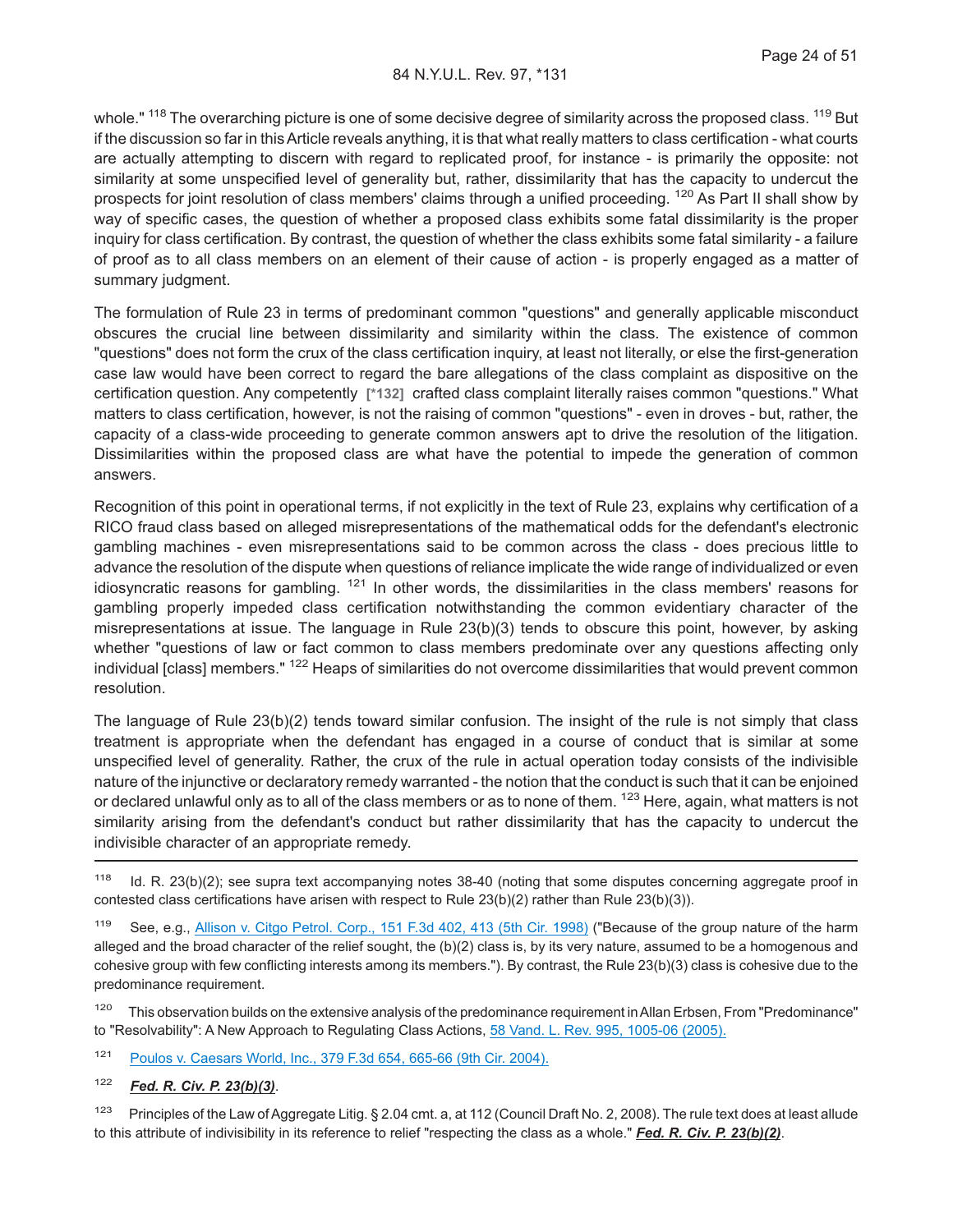whole." [118] The overarching picture is one of some decisive degree of similarity across the proposed class. [119] But if the discussion so far in this Article reveals anything, it is that what really matters to class certification - what courts are actually attempting to discern with regard to replicated proof, for instance - is primarily the opposite: not similarity at some unspecified level of generality but, rather, dissimilarity that has the capacity to undercut the prospects for joint resolution of class members' claims through a unified proceeding. [120] As Part II shall show by way of specific cases, the question of whether a proposed class exhibits some fatal dissimilarity is the proper inquiry for class certification. By contrast, the question of whether the class exhibits some fatal similarity - a failure of proof as to all class members on an element of their cause of action - is properly engaged as a matter of summary judgment.

The formulation of Rule 23 in terms of predominant common "questions" and generally applicable misconduct obscures the crucial line between dissimilarity and similarity within the class. The existence of common "questions" does not form the crux of the class certification inquiry, at least not literally, or else the first-generation case law would have been correct to regard the bare allegations of the class complaint as dispositive on the certification question. Any competently [*132] crafted class complaint literally raises common "questions." What matters to class certification, however, is not the raising of common "questions" - even in droves - but, rather, the capacity of a class-wide proceeding to generate common answers apt to drive the resolution of the litigation. Dissimilarities within the proposed class are what have the potential to impede the generation of common answers.

Recognition of this point in operational terms, if not explicitly in the text of Rule 23, explains why certification of a RICO fraud class based on alleged misrepresentations of the mathematical odds for the defendant's electronic gambling machines - even misrepresentations said to be common across the class - does precious little to advance the resolution of the dispute when questions of reliance implicate the wide range of individualized or even idiosyncratic reasons for gambling. [121] In other words, the dissimilarities in the class members' reasons for gambling properly impeded class certification notwithstanding the common evidentiary character of the misrepresentations at issue. The language in Rule 23(b)(3) tends to obscure this point, however, by asking whether "questions of law or fact common to class members predominate over any questions affecting only individual [class] members." [122] Heaps of similarities do not overcome dissimilarities that would prevent common resolution.

The language of Rule 23(b)(2) tends toward similar confusion. The insight of the rule is not simply that class treatment is appropriate when the defendant has engaged in a course of conduct that is similar at some unspecified level of generality. Rather, the crux of the rule in actual operation today consists of the indivisible nature of the injunctive or declaratory remedy warranted - the notion that the conduct is such that it can be enjoined or declared unlawful only as to all of the class members or as to none of them. [123] Here, again, what matters is not similarity arising from the defendant's conduct but rather dissimilarity that has the capacity to undercut the indivisible character of an appropriate remedy.

---

[118] Id. R. 23(b)(2); see supra text accompanying notes 38-40 (noting that some disputes concerning aggregate proof in contested class certifications have arisen with respect to Rule 23(b)(2) rather than Rule 23(b)(3)).

[119] See, e.g., Allison v. Citgo Petrol. Corp., 151 F.3d 402, 413 (5th Cir. 1998) ("Because of the group nature of the harm alleged and the broad character of the relief sought, the (b)(2) class is, by its very nature, assumed to be a homogenous and cohesive group with few conflicting interests among its members."). By contrast, the Rule 23(b)(3) class is cohesive due to the predominance requirement.

[120] This observation builds on the extensive analysis of the predominance requirement in Allan Erbsen, From "Predominance" to "Resolvability": A New Approach to Regulating Class Actions, 58 Vand. L. Rev. 995, 1005-06 (2005).

[121] Poulos v. Caesars World, Inc., 379 F.3d 654, 665-66 (9th Cir. 2004).

[122] ***Fed. R. Civ. P. 23(b)(3)***.

[123] Principles of the Law of Aggregate Litig. § 2.04 cmt. a, at 112 (Council Draft No. 2, 2008). The rule text does at least allude to this attribute of indivisibility in its reference to relief "respecting the class as a whole." ***Fed. R. Civ. P. 23(b)(2)***.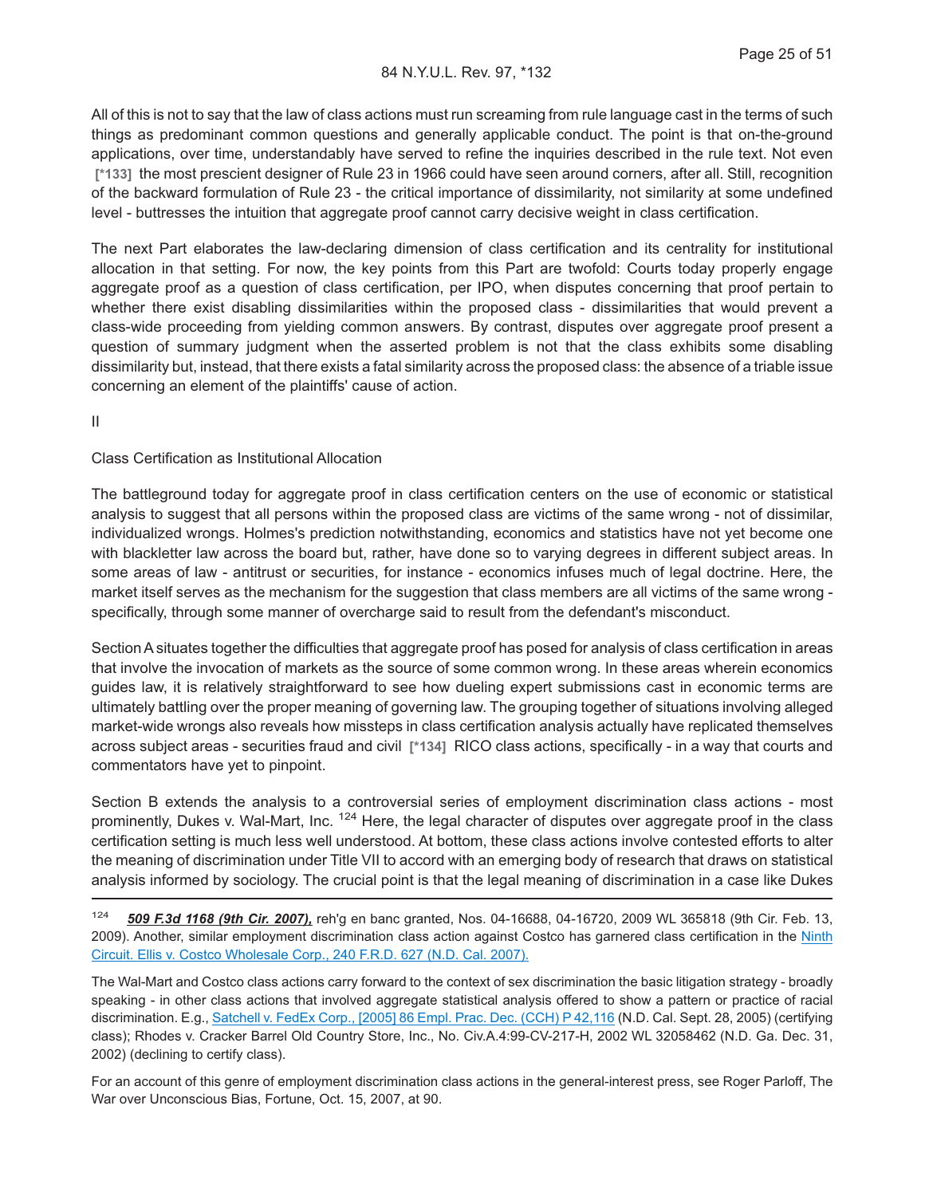All of this is not to say that the law of class actions must run screaming from rule language cast in the terms of such things as predominant common questions and generally applicable conduct. The point is that on-the-ground applications, over time, understandably have served to refine the inquiries described in the rule text. Not even [*133] the most prescient designer of Rule 23 in 1966 could have seen around corners, after all. Still, recognition of the backward formulation of Rule 23 - the critical importance of dissimilarity, not similarity at some undefined level - buttresses the intuition that aggregate proof cannot carry decisive weight in class certification.

The next Part elaborates the law-declaring dimension of class certification and its centrality for institutional allocation in that setting. For now, the key points from this Part are twofold: Courts today properly engage aggregate proof as a question of class certification, per IPO, when disputes concerning that proof pertain to whether there exist disabling dissimilarities within the proposed class - dissimilarities that would prevent a class-wide proceeding from yielding common answers. By contrast, disputes over aggregate proof present a question of summary judgment when the asserted problem is not that the class exhibits some disabling dissimilarity but, instead, that there exists a fatal similarity across the proposed class: the absence of a triable issue concerning an element of the plaintiffs' cause of action.

II

Class Certification as Institutional Allocation

The battleground today for aggregate proof in class certification centers on the use of economic or statistical analysis to suggest that all persons within the proposed class are victims of the same wrong - not of dissimilar, individualized wrongs. Holmes's prediction notwithstanding, economics and statistics have not yet become one with blackletter law across the board but, rather, have done so to varying degrees in different subject areas. In some areas of law - antitrust or securities, for instance - economics infuses much of legal doctrine. Here, the market itself serves as the mechanism for the suggestion that class members are all victims of the same wrong - specifically, through some manner of overcharge said to result from the defendant's misconduct.

Section A situates together the difficulties that aggregate proof has posed for analysis of class certification in areas that involve the invocation of markets as the source of some common wrong. In these areas wherein economics guides law, it is relatively straightforward to see how dueling expert submissions cast in economic terms are ultimately battling over the proper meaning of governing law. The grouping together of situations involving alleged market-wide wrongs also reveals how missteps in class certification analysis actually have replicated themselves across subject areas - securities fraud and civil [*134] RICO class actions, specifically - in a way that courts and commentators have yet to pinpoint.

Section B extends the analysis to a controversial series of employment discrimination class actions - most prominently, Dukes v. Wal-Mart, Inc. [124] Here, the legal character of disputes over aggregate proof in the class certification setting is much less well understood. At bottom, these class actions involve contested efforts to alter the meaning of discrimination under Title VII to accord with an emerging body of research that draws on statistical analysis informed by sociology. The crucial point is that the legal meaning of discrimination in a case like Dukes

---

[124] ***509 F.3d 1168 (9th Cir. 2007),*** reh'g en banc granted, Nos. 04-16688, 04-16720, 2009 WL 365818 (9th Cir. Feb. 13, 2009). Another, similar employment discrimination class action against Costco has garnered class certification in the Ninth Circuit. Ellis v. Costco Wholesale Corp., 240 F.R.D. 627 (N.D. Cal. 2007).

The Wal-Mart and Costco class actions carry forward to the context of sex discrimination the basic litigation strategy - broadly speaking - in other class actions that involved aggregate statistical analysis offered to show a pattern or practice of racial discrimination. E.g., Satchell v. FedEx Corp., [2005] 86 Empl. Prac. Dec. (CCH) P 42,116 (N.D. Cal. Sept. 28, 2005) (certifying class); Rhodes v. Cracker Barrel Old Country Store, Inc., No. Civ.A.4:99-CV-217-H, 2002 WL 32058462 (N.D. Ga. Dec. 31, 2002) (declining to certify class).

For an account of this genre of employment discrimination class actions in the general-interest press, see Roger Parloff, The War over Unconscious Bias, Fortune, Oct. 15, 2007, at 90.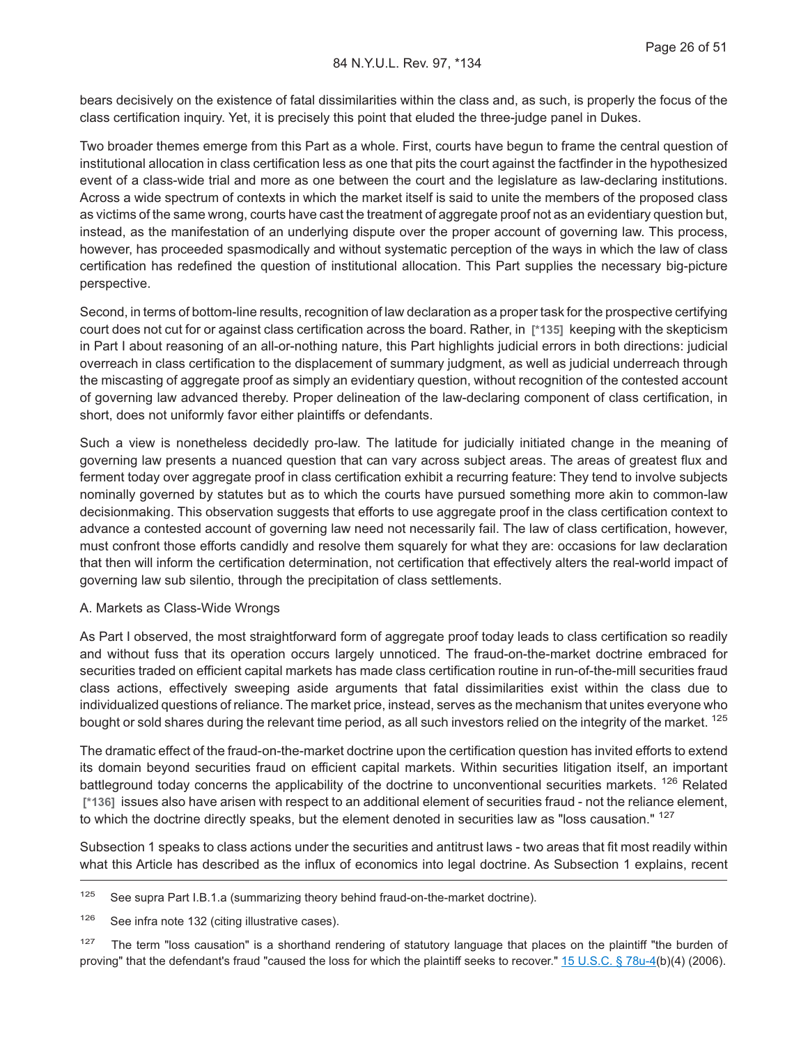bears decisively on the existence of fatal dissimilarities within the class and, as such, is properly the focus of the class certification inquiry. Yet, it is precisely this point that eluded the three-judge panel in Dukes.

Two broader themes emerge from this Part as a whole. First, courts have begun to frame the central question of institutional allocation in class certification less as one that pits the court against the factfinder in the hypothesized event of a class-wide trial and more as one between the court and the legislature as law-declaring institutions. Across a wide spectrum of contexts in which the market itself is said to unite the members of the proposed class as victims of the same wrong, courts have cast the treatment of aggregate proof not as an evidentiary question but, instead, as the manifestation of an underlying dispute over the proper account of governing law. This process, however, has proceeded spasmodically and without systematic perception of the ways in which the law of class certification has redefined the question of institutional allocation. This Part supplies the necessary big-picture perspective.

Second, in terms of bottom-line results, recognition of law declaration as a proper task for the prospective certifying court does not cut for or against class certification across the board. Rather, in [*135] keeping with the skepticism in Part I about reasoning of an all-or-nothing nature, this Part highlights judicial errors in both directions: judicial overreach in class certification to the displacement of summary judgment, as well as judicial underreach through the miscasting of aggregate proof as simply an evidentiary question, without recognition of the contested account of governing law advanced thereby. Proper delineation of the law-declaring component of class certification, in short, does not uniformly favor either plaintiffs or defendants.

Such a view is nonetheless decidedly pro-law. The latitude for judicially initiated change in the meaning of governing law presents a nuanced question that can vary across subject areas. The areas of greatest flux and ferment today over aggregate proof in class certification exhibit a recurring feature: They tend to involve subjects nominally governed by statutes but as to which the courts have pursued something more akin to common-law decisionmaking. This observation suggests that efforts to use aggregate proof in the class certification context to advance a contested account of governing law need not necessarily fail. The law of class certification, however, must confront those efforts candidly and resolve them squarely for what they are: occasions for law declaration that then will inform the certification determination, not certification that effectively alters the real-world impact of governing law sub silentio, through the precipitation of class settlements.

### A. Markets as Class-Wide Wrongs

As Part I observed, the most straightforward form of aggregate proof today leads to class certification so readily and without fuss that its operation occurs largely unnoticed. The fraud-on-the-market doctrine embraced for securities traded on efficient capital markets has made class certification routine in run-of-the-mill securities fraud class actions, effectively sweeping aside arguments that fatal dissimilarities exist within the class due to individualized questions of reliance. The market price, instead, serves as the mechanism that unites everyone who bought or sold shares during the relevant time period, as all such investors relied on the integrity of the market. [125]

The dramatic effect of the fraud-on-the-market doctrine upon the certification question has invited efforts to extend its domain beyond securities fraud on efficient capital markets. Within securities litigation itself, an important battleground today concerns the applicability of the doctrine to unconventional securities markets. [126] Related [*136] issues also have arisen with respect to an additional element of securities fraud - not the reliance element, to which the doctrine directly speaks, but the element denoted in securities law as "loss causation." [127]

Subsection 1 speaks to class actions under the securities and antitrust laws - two areas that fit most readily within what this Article has described as the influx of economics into legal doctrine. As Subsection 1 explains, recent

---

[125] See supra Part I.B.1.a (summarizing theory behind fraud-on-the-market doctrine).

[126] See infra note 132 (citing illustrative cases).

[127] The term "loss causation" is a shorthand rendering of statutory language that places on the plaintiff "the burden of proving" that the defendant's fraud "caused the loss for which the plaintiff seeks to recover." 15 U.S.C. § 78u-4(b)(4) (2006).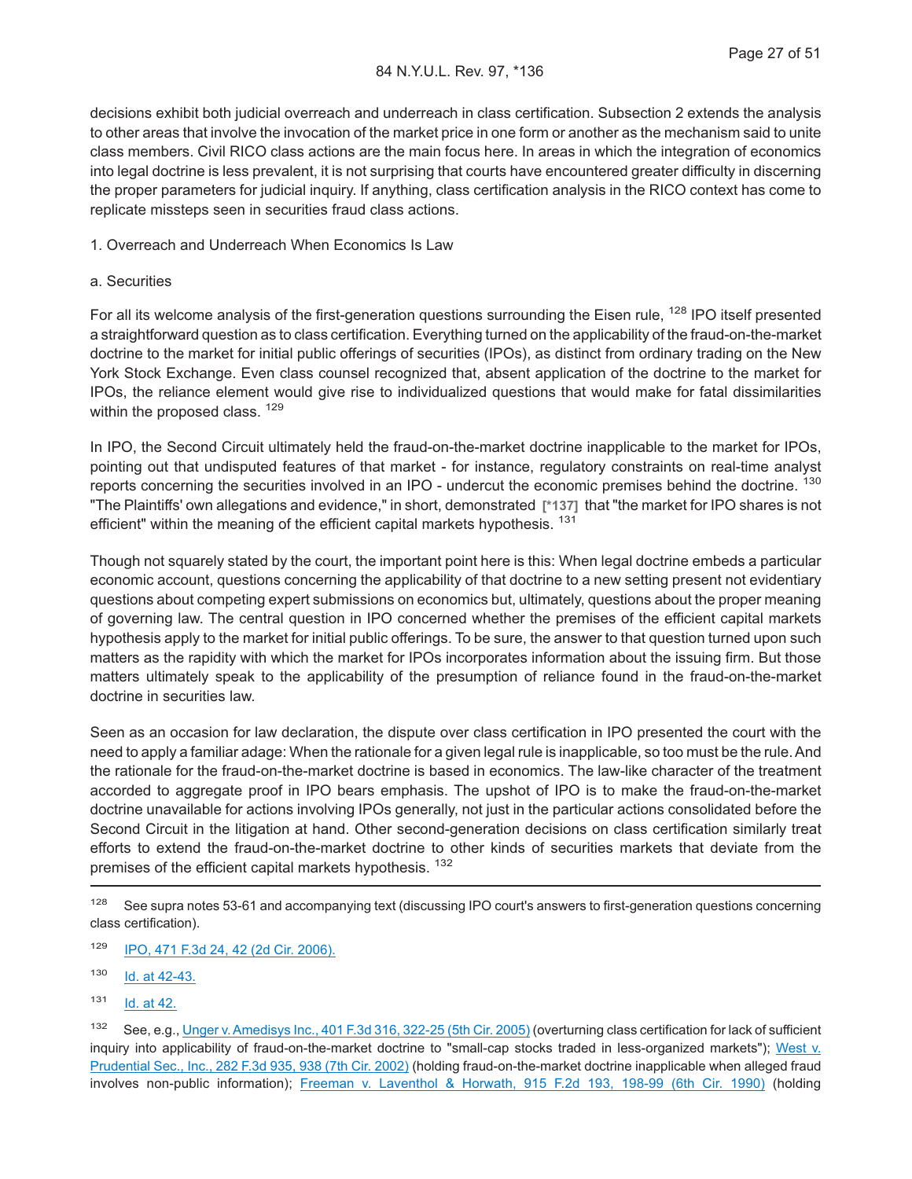decisions exhibit both judicial overreach and underreach in class certification. Subsection 2 extends the analysis to other areas that involve the invocation of the market price in one form or another as the mechanism said to unite class members. Civil RICO class actions are the main focus here. In areas in which the integration of economics into legal doctrine is less prevalent, it is not surprising that courts have encountered greater difficulty in discerning the proper parameters for judicial inquiry. If anything, class certification analysis in the RICO context has come to replicate missteps seen in securities fraud class actions.

1. Overreach and Underreach When Economics Is Law

a. Securities

For all its welcome analysis of the first-generation questions surrounding the Eisen rule, [128] IPO itself presented a straightforward question as to class certification. Everything turned on the applicability of the fraud-on-the-market doctrine to the market for initial public offerings of securities (IPOs), as distinct from ordinary trading on the New York Stock Exchange. Even class counsel recognized that, absent application of the doctrine to the market for IPOs, the reliance element would give rise to individualized questions that would make for fatal dissimilarities within the proposed class. [129]

In IPO, the Second Circuit ultimately held the fraud-on-the-market doctrine inapplicable to the market for IPOs, pointing out that undisputed features of that market - for instance, regulatory constraints on real-time analyst reports concerning the securities involved in an IPO - undercut the economic premises behind the doctrine. [130] "The Plaintiffs' own allegations and evidence," in short, demonstrated [*137] that "the market for IPO shares is not efficient" within the meaning of the efficient capital markets hypothesis. [131]

Though not squarely stated by the court, the important point here is this: When legal doctrine embeds a particular economic account, questions concerning the applicability of that doctrine to a new setting present not evidentiary questions about competing expert submissions on economics but, ultimately, questions about the proper meaning of governing law. The central question in IPO concerned whether the premises of the efficient capital markets hypothesis apply to the market for initial public offerings. To be sure, the answer to that question turned upon such matters as the rapidity with which the market for IPOs incorporates information about the issuing firm. But those matters ultimately speak to the applicability of the presumption of reliance found in the fraud-on-the-market doctrine in securities law.

Seen as an occasion for law declaration, the dispute over class certification in IPO presented the court with the need to apply a familiar adage: When the rationale for a given legal rule is inapplicable, so too must be the rule. And the rationale for the fraud-on-the-market doctrine is based in economics. The law-like character of the treatment accorded to aggregate proof in IPO bears emphasis. The upshot of IPO is to make the fraud-on-the-market doctrine unavailable for actions involving IPOs generally, not just in the particular actions consolidated before the Second Circuit in the litigation at hand. Other second-generation decisions on class certification similarly treat efforts to extend the fraud-on-the-market doctrine to other kinds of securities markets that deviate from the premises of the efficient capital markets hypothesis. [132]

---

[128] See supra notes 53-61 and accompanying text (discussing IPO court's answers to first-generation questions concerning class certification).

[129] IPO, 471 F.3d 24, 42 (2d Cir. 2006).

[130] Id. at 42-43.

[131] Id. at 42.

[132] See, e.g., Unger v. Amedisys Inc., 401 F.3d 316, 322-25 (5th Cir. 2005) (overturning class certification for lack of sufficient inquiry into applicability of fraud-on-the-market doctrine to "small-cap stocks traded in less-organized markets"); West v. Prudential Sec., Inc., 282 F.3d 935, 938 (7th Cir. 2002) (holding fraud-on-the-market doctrine inapplicable when alleged fraud involves non-public information); Freeman v. Laventhol & Horwath, 915 F.2d 193, 198-99 (6th Cir. 1990) (holding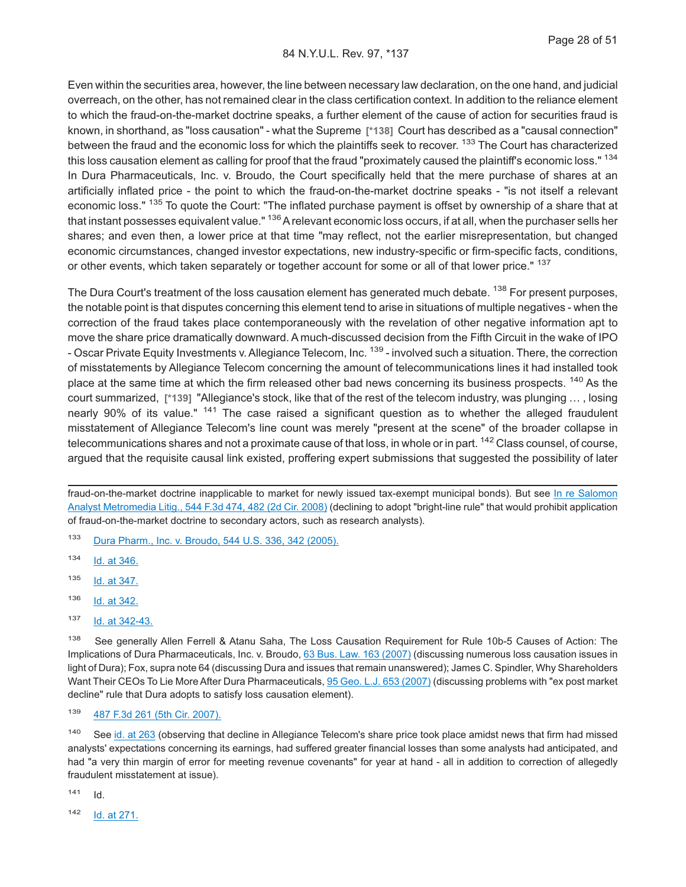Even within the securities area, however, the line between necessary law declaration, on the one hand, and judicial overreach, on the other, has not remained clear in the class certification context. In addition to the reliance element to which the fraud-on-the-market doctrine speaks, a further element of the cause of action for securities fraud is known, in shorthand, as "loss causation" - what the Supreme [*138] Court has described as a "causal connection" between the fraud and the economic loss for which the plaintiffs seek to recover. [133] The Court has characterized this loss causation element as calling for proof that the fraud "proximately caused the plaintiff's economic loss." [134] In Dura Pharmaceuticals, Inc. v. Broudo, the Court specifically held that the mere purchase of shares at an artificially inflated price - the point to which the fraud-on-the-market doctrine speaks - "is not itself a relevant economic loss." [135] To quote the Court: "The inflated purchase payment is offset by ownership of a share that at that instant possesses equivalent value." [136] A relevant economic loss occurs, if at all, when the purchaser sells her shares; and even then, a lower price at that time "may reflect, not the earlier misrepresentation, but changed economic circumstances, changed investor expectations, new industry-specific or firm-specific facts, conditions, or other events, which taken separately or together account for some or all of that lower price." [137]

The Dura Court's treatment of the loss causation element has generated much debate. [138] For present purposes, the notable point is that disputes concerning this element tend to arise in situations of multiple negatives - when the correction of the fraud takes place contemporaneously with the revelation of other negative information apt to move the share price dramatically downward. A much-discussed decision from the Fifth Circuit in the wake of IPO - Oscar Private Equity Investments v. Allegiance Telecom, Inc. [139] - involved such a situation. There, the correction of misstatements by Allegiance Telecom concerning the amount of telecommunications lines it had installed took place at the same time at which the firm released other bad news concerning its business prospects. [140] As the court summarized, [*139] "Allegiance's stock, like that of the rest of the telecom industry, was plunging … , losing nearly 90% of its value." [141] The case raised a significant question as to whether the alleged fraudulent misstatement of Allegiance Telecom's line count was merely "present at the scene" of the broader collapse in telecommunications shares and not a proximate cause of that loss, in whole or in part. [142] Class counsel, of course, argued that the requisite causal link existed, proffering expert submissions that suggested the possibility of later

---

fraud-on-the-market doctrine inapplicable to market for newly issued tax-exempt municipal bonds). But see In re Salomon Analyst Metromedia Litig., 544 F.3d 474, 482 (2d Cir. 2008) (declining to adopt "bright-line rule" that would prohibit application of fraud-on-the-market doctrine to secondary actors, such as research analysts).

[133] Dura Pharm., Inc. v. Broudo, 544 U.S. 336, 342 (2005).

[134] Id. at 346.

[135] Id. at 347.

[136] Id. at 342.

[137] Id. at 342-43.

[138] See generally Allen Ferrell & Atanu Saha, The Loss Causation Requirement for Rule 10b-5 Causes of Action: The Implications of Dura Pharmaceuticals, Inc. v. Broudo, 63 Bus. Law. 163 (2007) (discussing numerous loss causation issues in light of Dura); Fox, supra note 64 (discussing Dura and issues that remain unanswered); James C. Spindler, Why Shareholders Want Their CEOs To Lie More After Dura Pharmaceuticals, 95 Geo. L.J. 653 (2007) (discussing problems with "ex post market decline" rule that Dura adopts to satisfy loss causation element).

[139] 487 F.3d 261 (5th Cir. 2007).

[140] See id. at 263 (observing that decline in Allegiance Telecom's share price took place amidst news that firm had missed analysts' expectations concerning its earnings, had suffered greater financial losses than some analysts had anticipated, and had "a very thin margin of error for meeting revenue covenants" for year at hand - all in addition to correction of allegedly fraudulent misstatement at issue).

[141] Id.

[142] Id. at 271.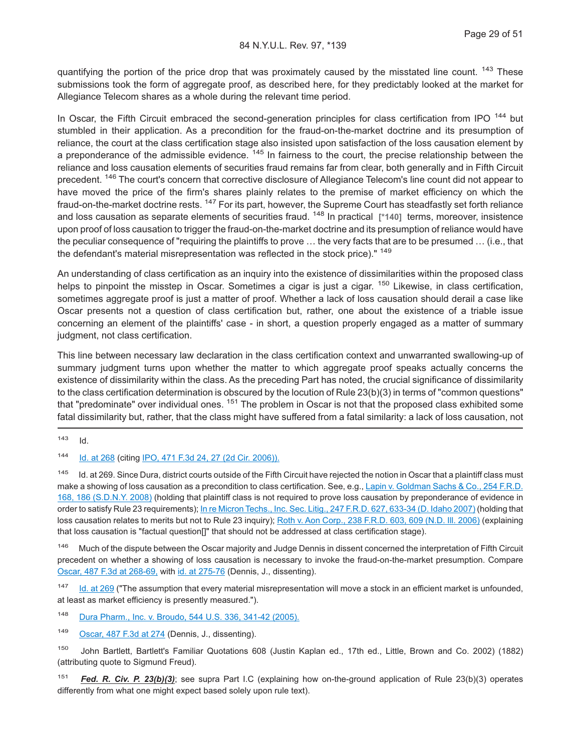quantifying the portion of the price drop that was proximately caused by the misstated line count. [143] These submissions took the form of aggregate proof, as described here, for they predictably looked at the market for Allegiance Telecom shares as a whole during the relevant time period.

In Oscar, the Fifth Circuit embraced the second-generation principles for class certification from IPO [144] but stumbled in their application. As a precondition for the fraud-on-the-market doctrine and its presumption of reliance, the court at the class certification stage also insisted upon satisfaction of the loss causation element by a preponderance of the admissible evidence. [145] In fairness to the court, the precise relationship between the reliance and loss causation elements of securities fraud remains far from clear, both generally and in Fifth Circuit precedent. [146] The court's concern that corrective disclosure of Allegiance Telecom's line count did not appear to have moved the price of the firm's shares plainly relates to the premise of market efficiency on which the fraud-on-the-market doctrine rests. [147] For its part, however, the Supreme Court has steadfastly set forth reliance and loss causation as separate elements of securities fraud. [148] In practical **[*140]** terms, moreover, insistence upon proof of loss causation to trigger the fraud-on-the-market doctrine and its presumption of reliance would have the peculiar consequence of "requiring the plaintiffs to prove … the very facts that are to be presumed … (i.e., that the defendant's material misrepresentation was reflected in the stock price)." [149]

An understanding of class certification as an inquiry into the existence of dissimilarities within the proposed class helps to pinpoint the misstep in Oscar. Sometimes a cigar is just a cigar. [150] Likewise, in class certification, sometimes aggregate proof is just a matter of proof. Whether a lack of loss causation should derail a case like Oscar presents not a question of class certification but, rather, one about the existence of a triable issue concerning an element of the plaintiffs' case - in short, a question properly engaged as a matter of summary judgment, not class certification.

This line between necessary law declaration in the class certification context and unwarranted swallowing-up of summary judgment turns upon whether the matter to which aggregate proof speaks actually concerns the existence of dissimilarity within the class. As the preceding Part has noted, the crucial significance of dissimilarity to the class certification determination is obscured by the locution of Rule 23(b)(3) in terms of "common questions" that "predominate" over individual ones. [151] The problem in Oscar is not that the proposed class exhibited some fatal dissimilarity but, rather, that the class might have suffered from a fatal similarity: a lack of loss causation, not

---

[143] Id.

[144] Id. at 268 (citing IPO, 471 F.3d 24, 27 (2d Cir. 2006)).

[145] Id. at 269. Since Dura, district courts outside of the Fifth Circuit have rejected the notion in Oscar that a plaintiff class must make a showing of loss causation as a precondition to class certification. See, e.g., Lapin v. Goldman Sachs & Co., 254 F.R.D. 168, 186 (S.D.N.Y. 2008) (holding that plaintiff class is not required to prove loss causation by preponderance of evidence in order to satisfy Rule 23 requirements); In re Micron Techs., Inc. Sec. Litig., 247 F.R.D. 627, 633-34 (D. Idaho 2007) (holding that loss causation relates to merits but not to Rule 23 inquiry); Roth v. Aon Corp., 238 F.R.D. 603, 609 (N.D. Ill. 2006) (explaining that loss causation is "factual question[]" that should not be addressed at class certification stage).

[146] Much of the dispute between the Oscar majority and Judge Dennis in dissent concerned the interpretation of Fifth Circuit precedent on whether a showing of loss causation is necessary to invoke the fraud-on-the-market presumption. Compare Oscar, 487 F.3d at 268-69, with id. at 275-76 (Dennis, J., dissenting).

[147] Id. at 269 ("The assumption that every material misrepresentation will move a stock in an efficient market is unfounded, at least as market efficiency is presently measured.").

[148] Dura Pharm., Inc. v. Broudo, 544 U.S. 336, 341-42 (2005).

[149] Oscar, 487 F.3d at 274 (Dennis, J., dissenting).

[150] John Bartlett, Bartlett's Familiar Quotations 608 (Justin Kaplan ed., 17th ed., Little, Brown and Co. 2002) (1882) (attributing quote to Sigmund Freud).

[151] ***Fed. R. Civ. P. 23(b)(3)***; see supra Part I.C (explaining how on-the-ground application of Rule 23(b)(3) operates differently from what one might expect based solely upon rule text).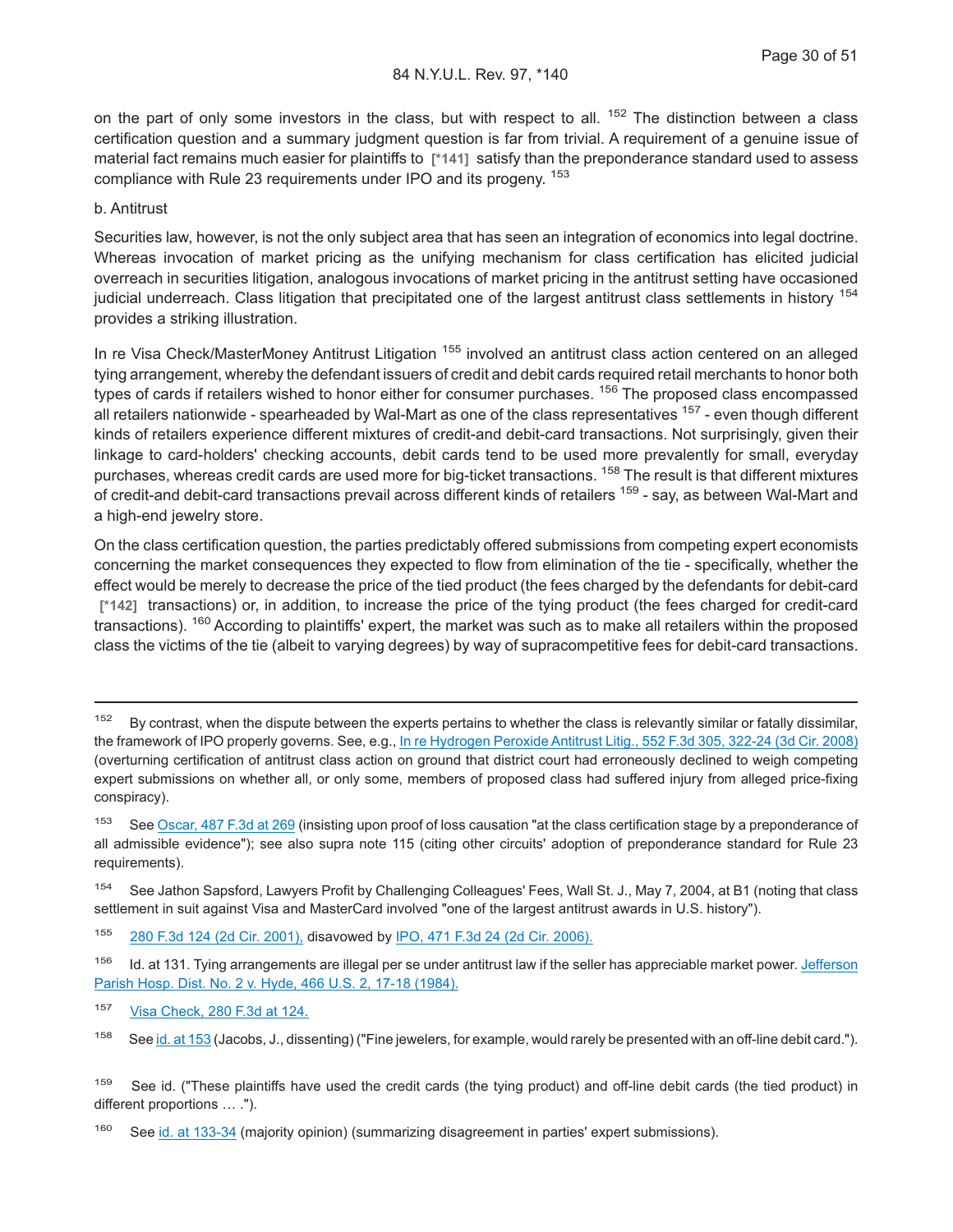on the part of only some investors in the class, but with respect to all. [152] The distinction between a class certification question and a summary judgment question is far from trivial. A requirement of a genuine issue of material fact remains much easier for plaintiffs to [*141] satisfy than the preponderance standard used to assess compliance with Rule 23 requirements under IPO and its progeny. [153]

b. Antitrust

Securities law, however, is not the only subject area that has seen an integration of economics into legal doctrine. Whereas invocation of market pricing as the unifying mechanism for class certification has elicited judicial overreach in securities litigation, analogous invocations of market pricing in the antitrust setting have occasioned judicial underreach. Class litigation that precipitated one of the largest antitrust class settlements in history [154] provides a striking illustration.

In re Visa Check/MasterMoney Antitrust Litigation [155] involved an antitrust class action centered on an alleged tying arrangement, whereby the defendant issuers of credit and debit cards required retail merchants to honor both types of cards if retailers wished to honor either for consumer purchases. [156] The proposed class encompassed all retailers nationwide - spearheaded by Wal-Mart as one of the class representatives [157] - even though different kinds of retailers experience different mixtures of credit-and debit-card transactions. Not surprisingly, given their linkage to card-holders' checking accounts, debit cards tend to be used more prevalently for small, everyday purchases, whereas credit cards are used more for big-ticket transactions. [158] The result is that different mixtures of credit-and debit-card transactions prevail across different kinds of retailers [159] - say, as between Wal-Mart and a high-end jewelry store.

On the class certification question, the parties predictably offered submissions from competing expert economists concerning the market consequences they expected to flow from elimination of the tie - specifically, whether the effect would be merely to decrease the price of the tied product (the fees charged by the defendants for debit-card [*142] transactions) or, in addition, to increase the price of the tying product (the fees charged for credit-card transactions). [160] According to plaintiffs' expert, the market was such as to make all retailers within the proposed class the victims of the tie (albeit to varying degrees) by way of supracompetitive fees for debit-card transactions.

---

[152] By contrast, when the dispute between the experts pertains to whether the class is relevantly similar or fatally dissimilar, the framework of IPO properly governs. See, e.g., In re Hydrogen Peroxide Antitrust Litig., 552 F.3d 305, 322-24 (3d Cir. 2008) (overturning certification of antitrust class action on ground that district court had erroneously declined to weigh competing expert submissions on whether all, or only some, members of proposed class had suffered injury from alleged price-fixing conspiracy).

[153] See Oscar, 487 F.3d at 269 (insisting upon proof of loss causation "at the class certification stage by a preponderance of all admissible evidence"); see also supra note 115 (citing other circuits' adoption of preponderance standard for Rule 23 requirements).

[154] See Jathon Sapsford, Lawyers Profit by Challenging Colleagues' Fees, Wall St. J., May 7, 2004, at B1 (noting that class settlement in suit against Visa and MasterCard involved "one of the largest antitrust awards in U.S. history").

[155] 280 F.3d 124 (2d Cir. 2001), disavowed by IPO, 471 F.3d 24 (2d Cir. 2006).

[156] Id. at 131. Tying arrangements are illegal per se under antitrust law if the seller has appreciable market power. Jefferson Parish Hosp. Dist. No. 2 v. Hyde, 466 U.S. 2, 17-18 (1984).

[157] Visa Check, 280 F.3d at 124.

[158] See id. at 153 (Jacobs, J., dissenting) ("Fine jewelers, for example, would rarely be presented with an off-line debit card.").

[159] See id. ("These plaintiffs have used the credit cards (the tying product) and off-line debit cards (the tied product) in different proportions … .").

[160] See id. at 133-34 (majority opinion) (summarizing disagreement in parties' expert submissions).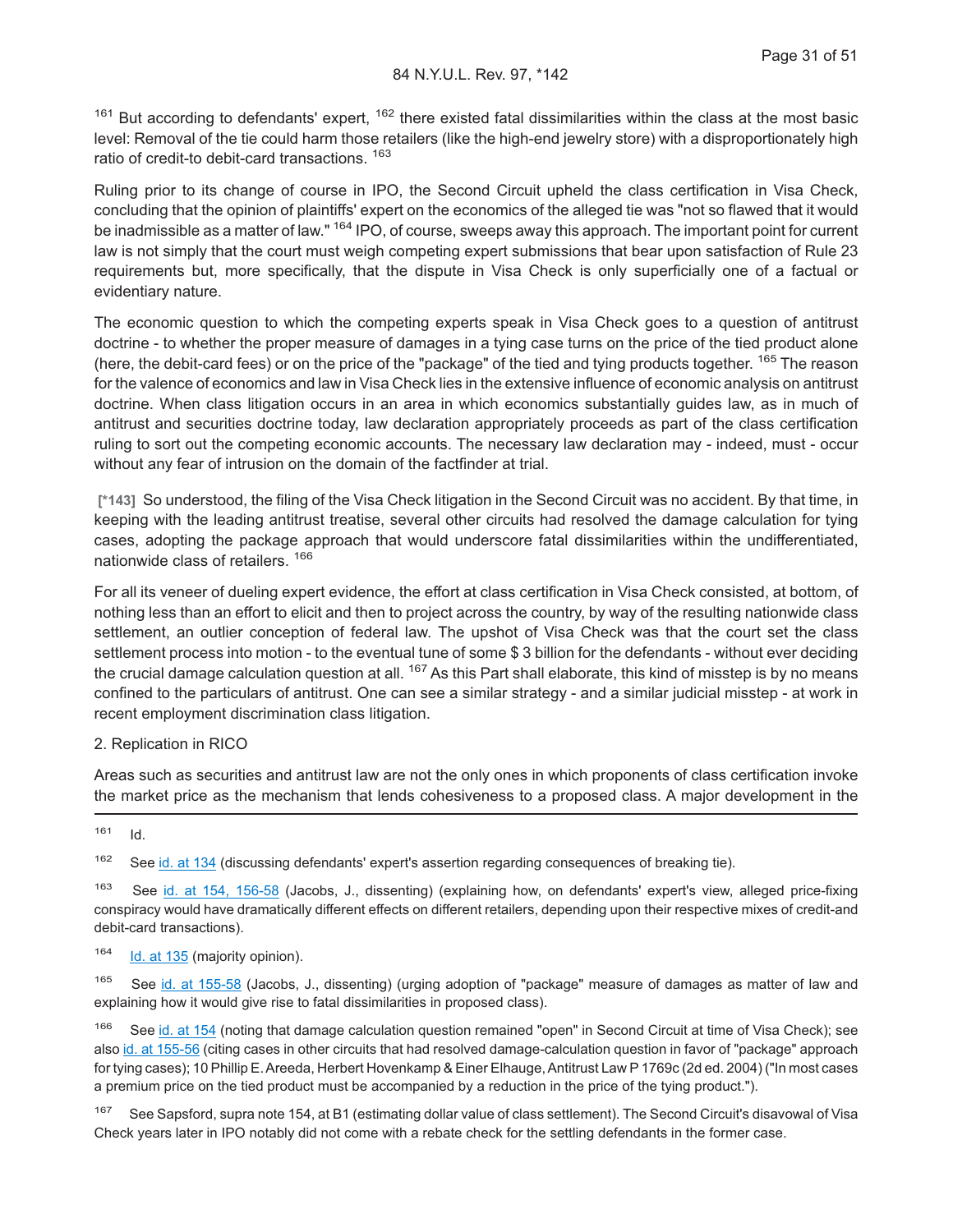[161] But according to defendants' expert, [162] there existed fatal dissimilarities within the class at the most basic level: Removal of the tie could harm those retailers (like the high-end jewelry store) with a disproportionately high ratio of credit-to debit-card transactions. [163]

Ruling prior to its change of course in IPO, the Second Circuit upheld the class certification in Visa Check, concluding that the opinion of plaintiffs' expert on the economics of the alleged tie was "not so flawed that it would be inadmissible as a matter of law." [164] IPO, of course, sweeps away this approach. The important point for current law is not simply that the court must weigh competing expert submissions that bear upon satisfaction of Rule 23 requirements but, more specifically, that the dispute in Visa Check is only superficially one of a factual or evidentiary nature.

The economic question to which the competing experts speak in Visa Check goes to a question of antitrust doctrine - to whether the proper measure of damages in a tying case turns on the price of the tied product alone (here, the debit-card fees) or on the price of the "package" of the tied and tying products together. [165] The reason for the valence of economics and law in Visa Check lies in the extensive influence of economic analysis on antitrust doctrine. When class litigation occurs in an area in which economics substantially guides law, as in much of antitrust and securities doctrine today, law declaration appropriately proceeds as part of the class certification ruling to sort out the competing economic accounts. The necessary law declaration may - indeed, must - occur without any fear of intrusion on the domain of the factfinder at trial.

**[*143]** So understood, the filing of the Visa Check litigation in the Second Circuit was no accident. By that time, in keeping with the leading antitrust treatise, several other circuits had resolved the damage calculation for tying cases, adopting the package approach that would underscore fatal dissimilarities within the undifferentiated, nationwide class of retailers. [166]

For all its veneer of dueling expert evidence, the effort at class certification in Visa Check consisted, at bottom, of nothing less than an effort to elicit and then to project across the country, by way of the resulting nationwide class settlement, an outlier conception of federal law. The upshot of Visa Check was that the court set the class settlement process into motion - to the eventual tune of some $ 3 billion for the defendants - without ever deciding the crucial damage calculation question at all. [167] As this Part shall elaborate, this kind of misstep is by no means confined to the particulars of antitrust. One can see a similar strategy - and a similar judicial misstep - at work in recent employment discrimination class litigation.

2. Replication in RICO

Areas such as securities and antitrust law are not the only ones in which proponents of class certification invoke the market price as the mechanism that lends cohesiveness to a proposed class. A major development in the

---

[161] Id.

[162] See id. at 134 (discussing defendants' expert's assertion regarding consequences of breaking tie).

[163] See id. at 154, 156-58 (Jacobs, J., dissenting) (explaining how, on defendants' expert's view, alleged price-fixing conspiracy would have dramatically different effects on different retailers, depending upon their respective mixes of credit-and debit-card transactions).

[164] Id. at 135 (majority opinion).

[165] See id. at 155-58 (Jacobs, J., dissenting) (urging adoption of "package" measure of damages as matter of law and explaining how it would give rise to fatal dissimilarities in proposed class).

[166] See id. at 154 (noting that damage calculation question remained "open" in Second Circuit at time of Visa Check); see also id. at 155-56 (citing cases in other circuits that had resolved damage-calculation question in favor of "package" approach for tying cases); 10 Phillip E. Areeda, Herbert Hovenkamp & Einer Elhauge, Antitrust Law P 1769c (2d ed. 2004) ("In most cases a premium price on the tied product must be accompanied by a reduction in the price of the tying product.").

[167] See Sapsford, supra note 154, at B1 (estimating dollar value of class settlement). The Second Circuit's disavowal of Visa Check years later in IPO notably did not come with a rebate check for the settling defendants in the former case.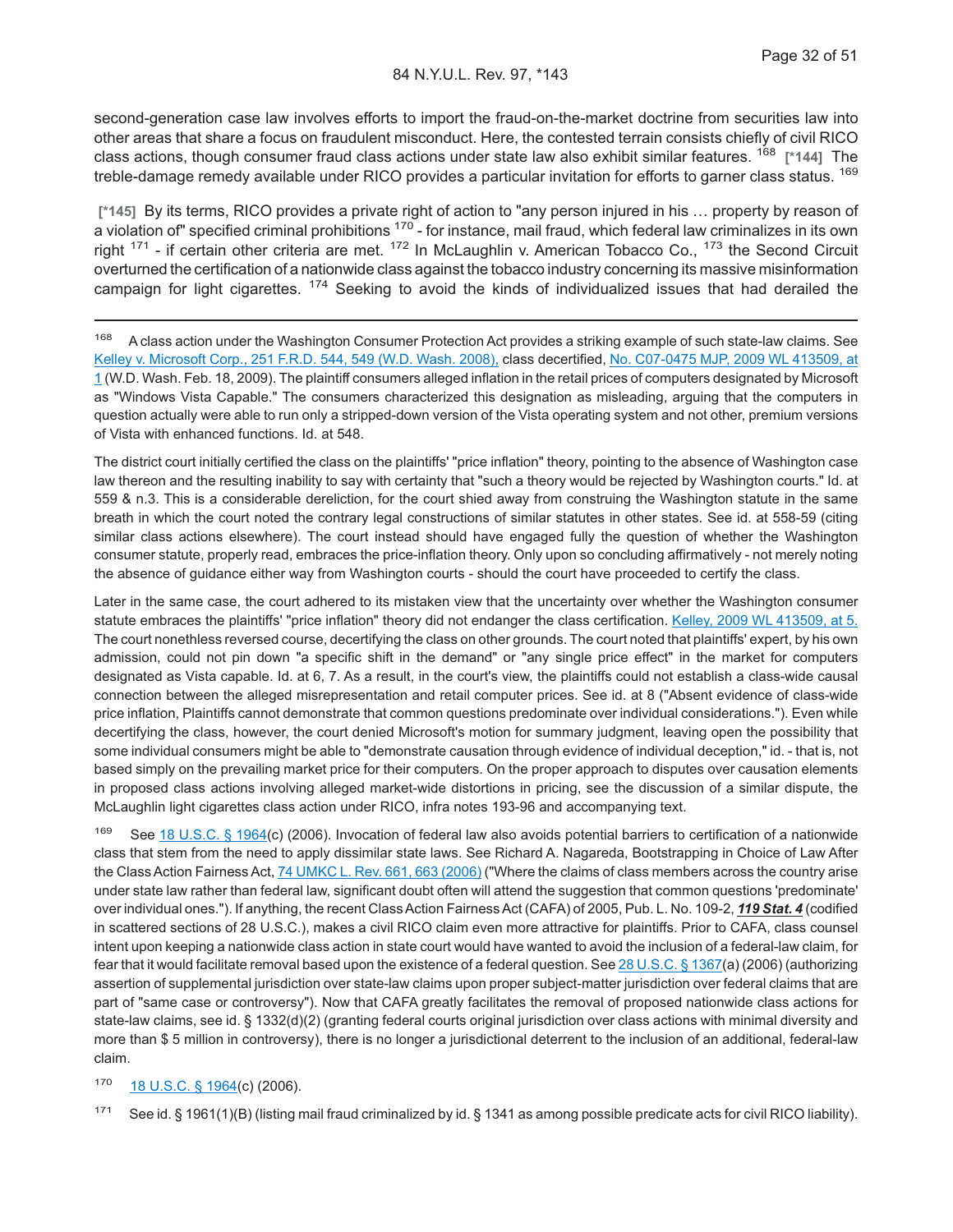second-generation case law involves efforts to import the fraud-on-the-market doctrine from securities law into other areas that share a focus on fraudulent misconduct. Here, the contested terrain consists chiefly of civil RICO class actions, though consumer fraud class actions under state law also exhibit similar features. [168] **[\*144]** The treble-damage remedy available under RICO provides a particular invitation for efforts to garner class status. [169]

**[\*145]** By its terms, RICO provides a private right of action to "any person injured in his … property by reason of a violation of" specified criminal prohibitions [170] - for instance, mail fraud, which federal law criminalizes in its own right [171] - if certain other criteria are met. [172] In McLaughlin v. American Tobacco Co., [173] the Second Circuit overturned the certification of a nationwide class against the tobacco industry concerning its massive misinformation campaign for light cigarettes. [174] Seeking to avoid the kinds of individualized issues that had derailed the

---

[168] A class action under the Washington Consumer Protection Act provides a striking example of such state-law claims. See Kelley v. Microsoft Corp., 251 F.R.D. 544, 549 (W.D. Wash. 2008), class decertified, No. C07-0475 MJP, 2009 WL 413509, at 1 (W.D. Wash. Feb. 18, 2009). The plaintiff consumers alleged inflation in the retail prices of computers designated by Microsoft as "Windows Vista Capable." The consumers characterized this designation as misleading, arguing that the computers in question actually were able to run only a stripped-down version of the Vista operating system and not other, premium versions of Vista with enhanced functions. Id. at 548.

The district court initially certified the class on the plaintiffs' "price inflation" theory, pointing to the absence of Washington case law thereon and the resulting inability to say with certainty that "such a theory would be rejected by Washington courts." Id. at 559 & n.3. This is a considerable dereliction, for the court shied away from construing the Washington statute in the same breath in which the court noted the contrary legal constructions of similar statutes in other states. See id. at 558-59 (citing similar class actions elsewhere). The court instead should have engaged fully the question of whether the Washington consumer statute, properly read, embraces the price-inflation theory. Only upon so concluding affirmatively - not merely noting the absence of guidance either way from Washington courts - should the court have proceeded to certify the class.

Later in the same case, the court adhered to its mistaken view that the uncertainty over whether the Washington consumer statute embraces the plaintiffs' "price inflation" theory did not endanger the class certification. Kelley, 2009 WL 413509, at 5. The court nonetheless reversed course, decertifying the class on other grounds. The court noted that plaintiffs' expert, by his own admission, could not pin down "a specific shift in the demand" or "any single price effect" in the market for computers designated as Vista capable. Id. at 6, 7. As a result, in the court's view, the plaintiffs could not establish a class-wide causal connection between the alleged misrepresentation and retail computer prices. See id. at 8 ("Absent evidence of class-wide price inflation, Plaintiffs cannot demonstrate that common questions predominate over individual considerations."). Even while decertifying the class, however, the court denied Microsoft's motion for summary judgment, leaving open the possibility that some individual consumers might be able to "demonstrate causation through evidence of individual deception," id. - that is, not based simply on the prevailing market price for their computers. On the proper approach to disputes over causation elements in proposed class actions involving alleged market-wide distortions in pricing, see the discussion of a similar dispute, the McLaughlin light cigarettes class action under RICO, infra notes 193-96 and accompanying text.

[169] See 18 U.S.C. § 1964(c) (2006). Invocation of federal law also avoids potential barriers to certification of a nationwide class that stem from the need to apply dissimilar state laws. See Richard A. Nagareda, Bootstrapping in Choice of Law After the Class Action Fairness Act, 74 UMKC L. Rev. 661, 663 (2006) ("Where the claims of class members across the country arise under state law rather than federal law, significant doubt often will attend the suggestion that common questions 'predominate' over individual ones."). If anything, the recent Class Action Fairness Act (CAFA) of 2005, Pub. L. No. 109-2, ***119 Stat. 4*** (codified in scattered sections of 28 U.S.C.), makes a civil RICO claim even more attractive for plaintiffs. Prior to CAFA, class counsel intent upon keeping a nationwide class action in state court would have wanted to avoid the inclusion of a federal-law claim, for fear that it would facilitate removal based upon the existence of a federal question. See 28 U.S.C. § 1367(a) (2006) (authorizing assertion of supplemental jurisdiction over state-law claims upon proper subject-matter jurisdiction over federal claims that are part of "same case or controversy"). Now that CAFA greatly facilitates the removal of proposed nationwide class actions for state-law claims, see id. § 1332(d)(2) (granting federal courts original jurisdiction over class actions with minimal diversity and more than $ 5 million in controversy), there is no longer a jurisdictional deterrent to the inclusion of an additional, federal-law claim.

[170] 18 U.S.C. § 1964(c) (2006).

[171] See id. § 1961(1)(B) (listing mail fraud criminalized by id. § 1341 as among possible predicate acts for civil RICO liability).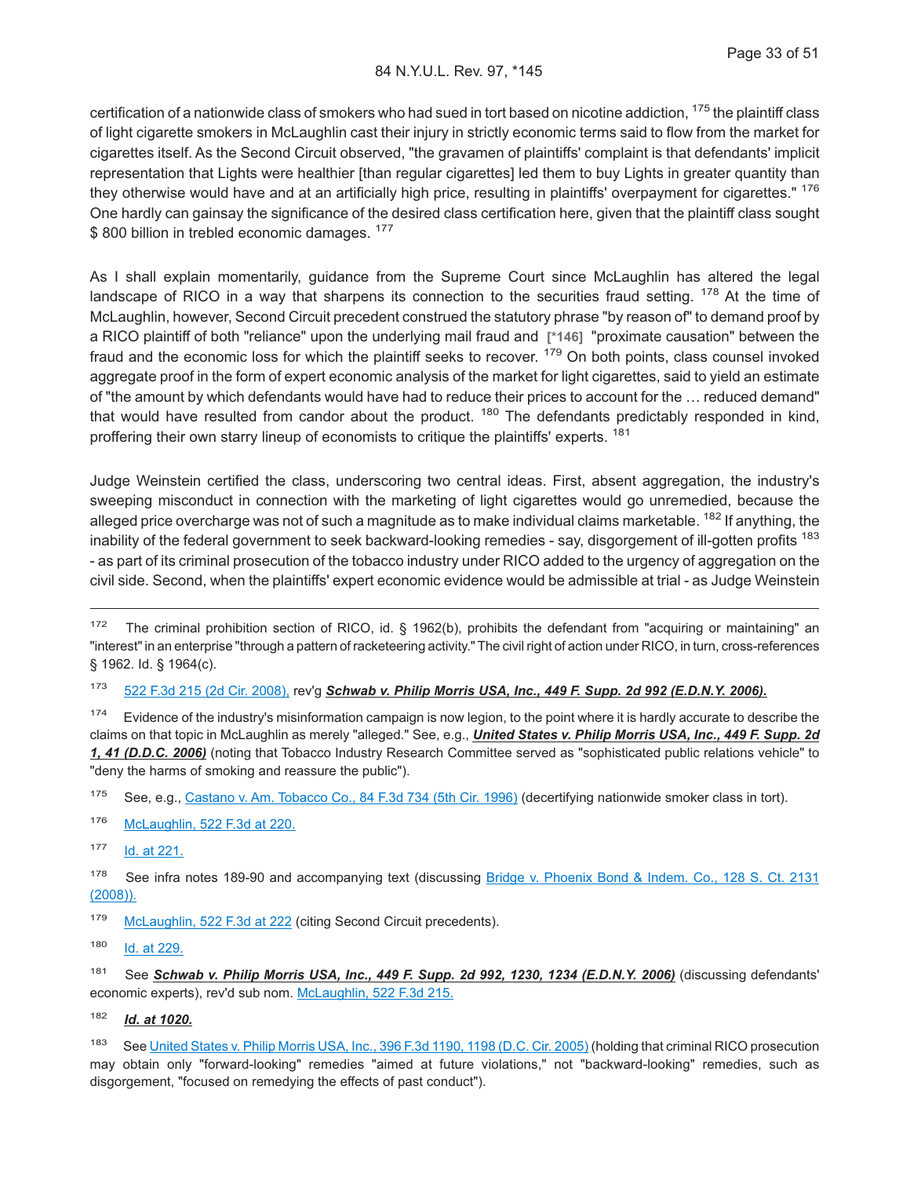certification of a nationwide class of smokers who had sued in tort based on nicotine addiction, [175] the plaintiff class of light cigarette smokers in McLaughlin cast their injury in strictly economic terms said to flow from the market for cigarettes itself. As the Second Circuit observed, "the gravamen of plaintiffs' complaint is that defendants' implicit representation that Lights were healthier [than regular cigarettes] led them to buy Lights in greater quantity than they otherwise would have and at an artificially high price, resulting in plaintiffs' overpayment for cigarettes." [176] One hardly can gainsay the significance of the desired class certification here, given that the plaintiff class sought $ 800 billion in trebled economic damages. [177]

As I shall explain momentarily, guidance from the Supreme Court since McLaughlin has altered the legal landscape of RICO in a way that sharpens its connection to the securities fraud setting. [178] At the time of McLaughlin, however, Second Circuit precedent construed the statutory phrase "by reason of" to demand proof by a RICO plaintiff of both "reliance" upon the underlying mail fraud and **[*146]** "proximate causation" between the fraud and the economic loss for which the plaintiff seeks to recover. [179] On both points, class counsel invoked aggregate proof in the form of expert economic analysis of the market for light cigarettes, said to yield an estimate of "the amount by which defendants would have had to reduce their prices to account for the … reduced demand" that would have resulted from candor about the product. [180] The defendants predictably responded in kind, proffering their own starry lineup of economists to critique the plaintiffs' experts. [181]

Judge Weinstein certified the class, underscoring two central ideas. First, absent aggregation, the industry's sweeping misconduct in connection with the marketing of light cigarettes would go unremedied, because the alleged price overcharge was not of such a magnitude as to make individual claims marketable. [182] If anything, the inability of the federal government to seek backward-looking remedies - say, disgorgement of ill-gotten profits [183] - as part of its criminal prosecution of the tobacco industry under RICO added to the urgency of aggregation on the civil side. Second, when the plaintiffs' expert economic evidence would be admissible at trial - as Judge Weinstein

---

[172] The criminal prohibition section of RICO, id. § 1962(b), prohibits the defendant from "acquiring or maintaining" an "interest" in an enterprise "through a pattern of racketeering activity." The civil right of action under RICO, in turn, cross-references § 1962. Id. § 1964(c).

[173] 522 F.3d 215 (2d Cir. 2008), rev'g ***Schwab v. Philip Morris USA, Inc., 449 F. Supp. 2d 992 (E.D.N.Y. 2006).***

[174] Evidence of the industry's misinformation campaign is now legion, to the point where it is hardly accurate to describe the claims on that topic in McLaughlin as merely "alleged." See, e.g., ***United States v. Philip Morris USA, Inc., 449 F. Supp. 2d 1, 41 (D.D.C. 2006)*** (noting that Tobacco Industry Research Committee served as "sophisticated public relations vehicle" to "deny the harms of smoking and reassure the public").

[175] See, e.g., Castano v. Am. Tobacco Co., 84 F.3d 734 (5th Cir. 1996) (decertifying nationwide smoker class in tort).

[176] McLaughlin, 522 F.3d at 220.

[177] Id. at 221.

[178] See infra notes 189-90 and accompanying text (discussing Bridge v. Phoenix Bond & Indem. Co., 128 S. Ct. 2131 (2008)).

[179] McLaughlin, 522 F.3d at 222 (citing Second Circuit precedents).

[180] Id. at 229.

[181] See ***Schwab v. Philip Morris USA, Inc., 449 F. Supp. 2d 992, 1230, 1234 (E.D.N.Y. 2006)*** (discussing defendants' economic experts), rev'd sub nom. McLaughlin, 522 F.3d 215.

[182] ***Id. at 1020.***

[183] See United States v. Philip Morris USA, Inc., 396 F.3d 1190, 1198 (D.C. Cir. 2005) (holding that criminal RICO prosecution may obtain only "forward-looking" remedies "aimed at future violations," not "backward-looking" remedies, such as disgorgement, "focused on remedying the effects of past conduct").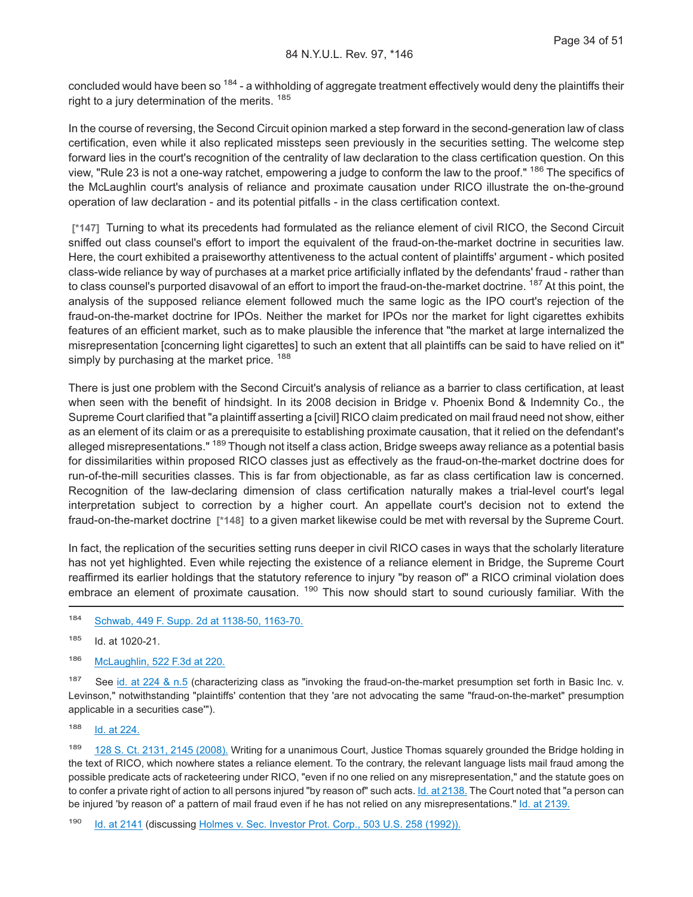concluded would have been so [184] - a withholding of aggregate treatment effectively would deny the plaintiffs their right to a jury determination of the merits. [185]

In the course of reversing, the Second Circuit opinion marked a step forward in the second-generation law of class certification, even while it also replicated missteps seen previously in the securities setting. The welcome step forward lies in the court's recognition of the centrality of law declaration to the class certification question. On this view, "Rule 23 is not a one-way ratchet, empowering a judge to conform the law to the proof." [186] The specifics of the McLaughlin court's analysis of reliance and proximate causation under RICO illustrate the on-the-ground operation of law declaration - and its potential pitfalls - in the class certification context.

**[*147]** Turning to what its precedents had formulated as the reliance element of civil RICO, the Second Circuit sniffed out class counsel's effort to import the equivalent of the fraud-on-the-market doctrine in securities law. Here, the court exhibited a praiseworthy attentiveness to the actual content of plaintiffs' argument - which posited class-wide reliance by way of purchases at a market price artificially inflated by the defendants' fraud - rather than to class counsel's purported disavowal of an effort to import the fraud-on-the-market doctrine. [187] At this point, the analysis of the supposed reliance element followed much the same logic as the IPO court's rejection of the fraud-on-the-market doctrine for IPOs. Neither the market for IPOs nor the market for light cigarettes exhibits features of an efficient market, such as to make plausible the inference that "the market at large internalized the misrepresentation [concerning light cigarettes] to such an extent that all plaintiffs can be said to have relied on it" simply by purchasing at the market price. [188]

There is just one problem with the Second Circuit's analysis of reliance as a barrier to class certification, at least when seen with the benefit of hindsight. In its 2008 decision in Bridge v. Phoenix Bond & Indemnity Co., the Supreme Court clarified that "a plaintiff asserting a [civil] RICO claim predicated on mail fraud need not show, either as an element of its claim or as a prerequisite to establishing proximate causation, that it relied on the defendant's alleged misrepresentations." [189] Though not itself a class action, Bridge sweeps away reliance as a potential basis for dissimilarities within proposed RICO classes just as effectively as the fraud-on-the-market doctrine does for run-of-the-mill securities classes. This is far from objectionable, as far as class certification law is concerned. Recognition of the law-declaring dimension of class certification naturally makes a trial-level court's legal interpretation subject to correction by a higher court. An appellate court's decision not to extend the fraud-on-the-market doctrine **[*148]** to a given market likewise could be met with reversal by the Supreme Court.

In fact, the replication of the securities setting runs deeper in civil RICO cases in ways that the scholarly literature has not yet highlighted. Even while rejecting the existence of a reliance element in Bridge, the Supreme Court reaffirmed its earlier holdings that the statutory reference to injury "by reason of" a RICO criminal violation does embrace an element of proximate causation. [190] This now should start to sound curiously familiar. With the

---

[184] Schwab, 449 F. Supp. 2d at 1138-50, 1163-70.

[185] Id. at 1020-21.

[186] McLaughlin, 522 F.3d at 220.

[187] See id. at 224 & n.5 (characterizing class as "invoking the fraud-on-the-market presumption set forth in Basic Inc. v. Levinson," notwithstanding "plaintiffs' contention that they 'are not advocating the same "fraud-on-the-market" presumption applicable in a securities case'").

[188] Id. at 224.

[189] 128 S. Ct. 2131, 2145 (2008). Writing for a unanimous Court, Justice Thomas squarely grounded the Bridge holding in the text of RICO, which nowhere states a reliance element. To the contrary, the relevant language lists mail fraud among the possible predicate acts of racketeering under RICO, "even if no one relied on any misrepresentation," and the statute goes on to confer a private right of action to all persons injured "by reason of" such acts. Id. at 2138. The Court noted that "a person can be injured 'by reason of' a pattern of mail fraud even if he has not relied on any misrepresentations." Id. at 2139.

[190] Id. at 2141 (discussing Holmes v. Sec. Investor Prot. Corp., 503 U.S. 258 (1992)).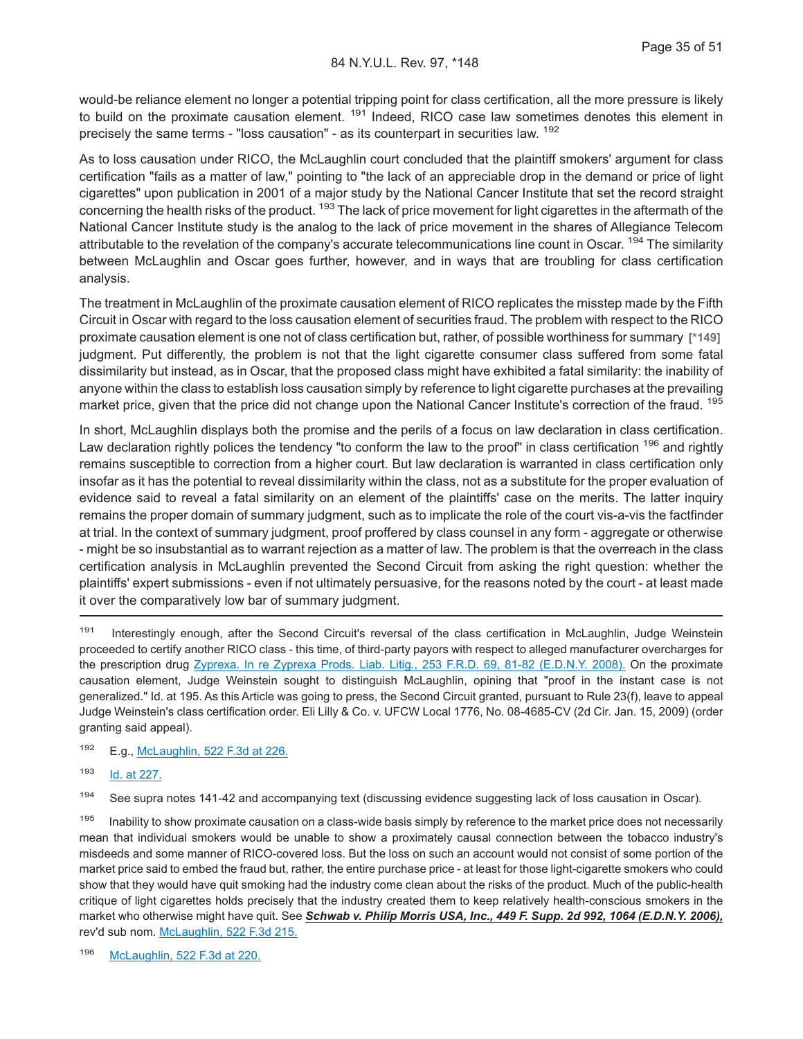would-be reliance element no longer a potential tripping point for class certification, all the more pressure is likely to build on the proximate causation element. [191] Indeed, RICO case law sometimes denotes this element in precisely the same terms - "loss causation" - as its counterpart in securities law. [192]

As to loss causation under RICO, the McLaughlin court concluded that the plaintiff smokers' argument for class certification "fails as a matter of law," pointing to "the lack of an appreciable drop in the demand or price of light cigarettes" upon publication in 2001 of a major study by the National Cancer Institute that set the record straight concerning the health risks of the product. [193] The lack of price movement for light cigarettes in the aftermath of the National Cancer Institute study is the analog to the lack of price movement in the shares of Allegiance Telecom attributable to the revelation of the company's accurate telecommunications line count in Oscar. [194] The similarity between McLaughlin and Oscar goes further, however, and in ways that are troubling for class certification analysis.

The treatment in McLaughlin of the proximate causation element of RICO replicates the misstep made by the Fifth Circuit in Oscar with regard to the loss causation element of securities fraud. The problem with respect to the RICO proximate causation element is one not of class certification but, rather, of possible worthiness for summary [*149] judgment. Put differently, the problem is not that the light cigarette consumer class suffered from some fatal dissimilarity but instead, as in Oscar, that the proposed class might have exhibited a fatal similarity: the inability of anyone within the class to establish loss causation simply by reference to light cigarette purchases at the prevailing market price, given that the price did not change upon the National Cancer Institute's correction of the fraud. [195]

In short, McLaughlin displays both the promise and the perils of a focus on law declaration in class certification. Law declaration rightly polices the tendency "to conform the law to the proof" in class certification [196] and rightly remains susceptible to correction from a higher court. But law declaration is warranted in class certification only insofar as it has the potential to reveal dissimilarity within the class, not as a substitute for the proper evaluation of evidence said to reveal a fatal similarity on an element of the plaintiffs' case on the merits. The latter inquiry remains the proper domain of summary judgment, such as to implicate the role of the court vis-a-vis the factfinder at trial. In the context of summary judgment, proof proffered by class counsel in any form - aggregate or otherwise - might be so insubstantial as to warrant rejection as a matter of law. The problem is that the overreach in the class certification analysis in McLaughlin prevented the Second Circuit from asking the right question: whether the plaintiffs' expert submissions - even if not ultimately persuasive, for the reasons noted by the court - at least made it over the comparatively low bar of summary judgment.

---

[191] Interestingly enough, after the Second Circuit's reversal of the class certification in McLaughlin, Judge Weinstein proceeded to certify another RICO class - this time, of third-party payors with respect to alleged manufacturer overcharges for the prescription drug Zyprexa. In re Zyprexa Prods. Liab. Litig., 253 F.R.D. 69, 81-82 (E.D.N.Y. 2008). On the proximate causation element, Judge Weinstein sought to distinguish McLaughlin, opining that "proof in the instant case is not generalized." Id. at 195. As this Article was going to press, the Second Circuit granted, pursuant to Rule 23(f), leave to appeal Judge Weinstein's class certification order. Eli Lilly & Co. v. UFCW Local 1776, No. 08-4685-CV (2d Cir. Jan. 15, 2009) (order granting said appeal).

[192] E.g., McLaughlin, 522 F.3d at 226.

[193] Id. at 227.

[194] See supra notes 141-42 and accompanying text (discussing evidence suggesting lack of loss causation in Oscar).

[195] Inability to show proximate causation on a class-wide basis simply by reference to the market price does not necessarily mean that individual smokers would be unable to show a proximately causal connection between the tobacco industry's misdeeds and some manner of RICO-covered loss. But the loss on such an account would not consist of some portion of the market price said to embed the fraud but, rather, the entire purchase price - at least for those light-cigarette smokers who could show that they would have quit smoking had the industry come clean about the risks of the product. Much of the public-health critique of light cigarettes holds precisely that the industry created them to keep relatively health-conscious smokers in the market who otherwise might have quit. See ***Schwab v. Philip Morris USA, Inc., 449 F. Supp. 2d 992, 1064 (E.D.N.Y. 2006),*** rev'd sub nom. McLaughlin, 522 F.3d 215.

[196] McLaughlin, 522 F.3d at 220.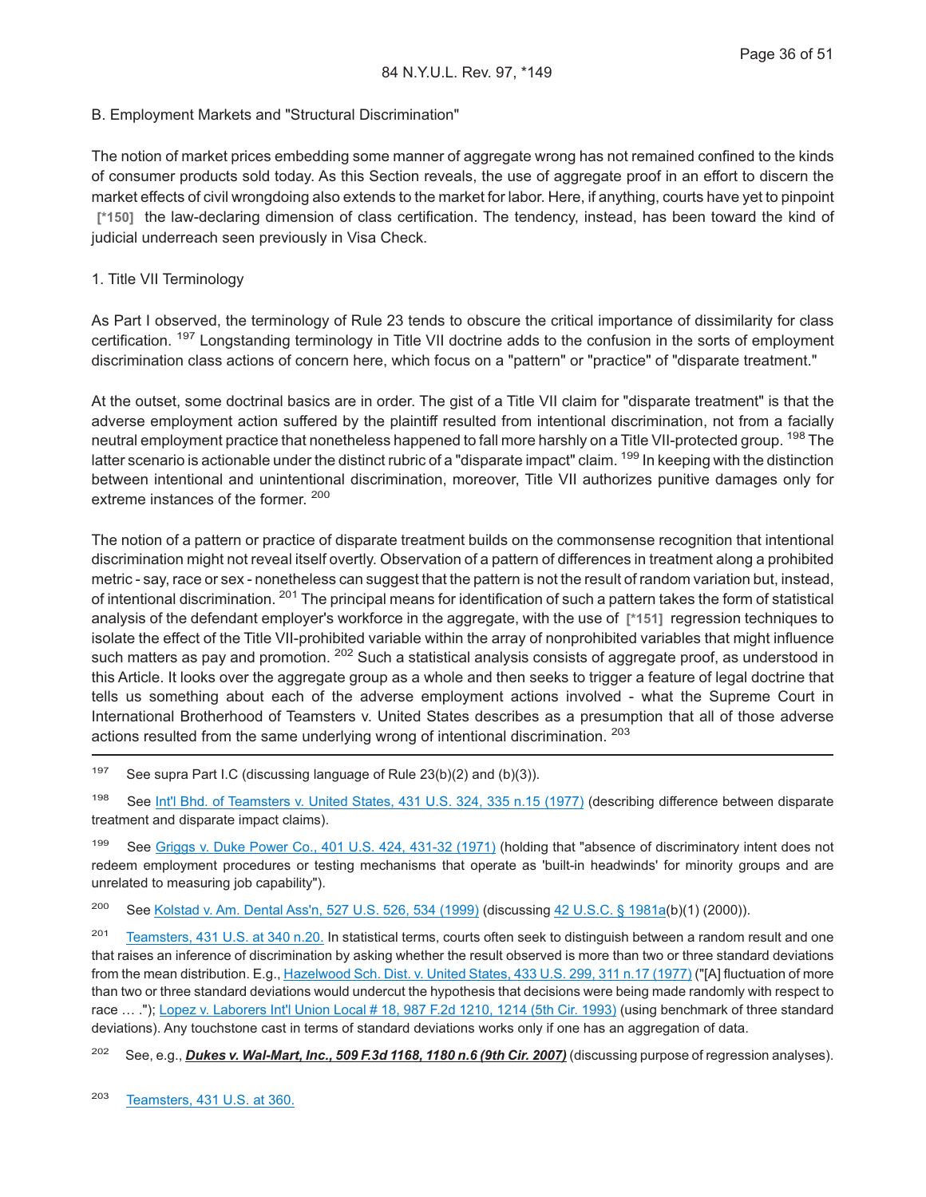B. Employment Markets and "Structural Discrimination"

The notion of market prices embedding some manner of aggregate wrong has not remained confined to the kinds of consumer products sold today. As this Section reveals, the use of aggregate proof in an effort to discern the market effects of civil wrongdoing also extends to the market for labor. Here, if anything, courts have yet to pinpoint [*150] the law-declaring dimension of class certification. The tendency, instead, has been toward the kind of judicial underreach seen previously in Visa Check.

1. Title VII Terminology

As Part I observed, the terminology of Rule 23 tends to obscure the critical importance of dissimilarity for class certification. [197] Longstanding terminology in Title VII doctrine adds to the confusion in the sorts of employment discrimination class actions of concern here, which focus on a "pattern" or "practice" of "disparate treatment."

At the outset, some doctrinal basics are in order. The gist of a Title VII claim for "disparate treatment" is that the adverse employment action suffered by the plaintiff resulted from intentional discrimination, not from a facially neutral employment practice that nonetheless happened to fall more harshly on a Title VII-protected group. [198] The latter scenario is actionable under the distinct rubric of a "disparate impact" claim. [199] In keeping with the distinction between intentional and unintentional discrimination, moreover, Title VII authorizes punitive damages only for extreme instances of the former. [200]

The notion of a pattern or practice of disparate treatment builds on the commonsense recognition that intentional discrimination might not reveal itself overtly. Observation of a pattern of differences in treatment along a prohibited metric - say, race or sex - nonetheless can suggest that the pattern is not the result of random variation but, instead, of intentional discrimination. [201] The principal means for identification of such a pattern takes the form of statistical analysis of the defendant employer's workforce in the aggregate, with the use of [*151] regression techniques to isolate the effect of the Title VII-prohibited variable within the array of nonprohibited variables that might influence such matters as pay and promotion. [202] Such a statistical analysis consists of aggregate proof, as understood in this Article. It looks over the aggregate group as a whole and then seeks to trigger a feature of legal doctrine that tells us something about each of the adverse employment actions involved - what the Supreme Court in International Brotherhood of Teamsters v. United States describes as a presumption that all of those adverse actions resulted from the same underlying wrong of intentional discrimination. [203]

---

[197] See supra Part I.C (discussing language of Rule 23(b)(2) and (b)(3)).

[198] See Int'l Bhd. of Teamsters v. United States, 431 U.S. 324, 335 n.15 (1977) (describing difference between disparate treatment and disparate impact claims).

[199] See Griggs v. Duke Power Co., 401 U.S. 424, 431-32 (1971) (holding that "absence of discriminatory intent does not redeem employment procedures or testing mechanisms that operate as 'built-in headwinds' for minority groups and are unrelated to measuring job capability").

[200] See Kolstad v. Am. Dental Ass'n, 527 U.S. 526, 534 (1999) (discussing 42 U.S.C. § 1981a(b)(1) (2000)).

[201] Teamsters, 431 U.S. at 340 n.20. In statistical terms, courts often seek to distinguish between a random result and one that raises an inference of discrimination by asking whether the result observed is more than two or three standard deviations from the mean distribution. E.g., Hazelwood Sch. Dist. v. United States, 433 U.S. 299, 311 n.17 (1977) ("[A] fluctuation of more than two or three standard deviations would undercut the hypothesis that decisions were being made randomly with respect to race … ."); Lopez v. Laborers Int'l Union Local # 18, 987 F.2d 1210, 1214 (5th Cir. 1993) (using benchmark of three standard deviations). Any touchstone cast in terms of standard deviations works only if one has an aggregation of data.

[202] See, e.g., ***Dukes v. Wal-Mart, Inc., 509 F.3d 1168, 1180 n.6 (9th Cir. 2007)*** (discussing purpose of regression analyses).

[203] Teamsters, 431 U.S. at 360.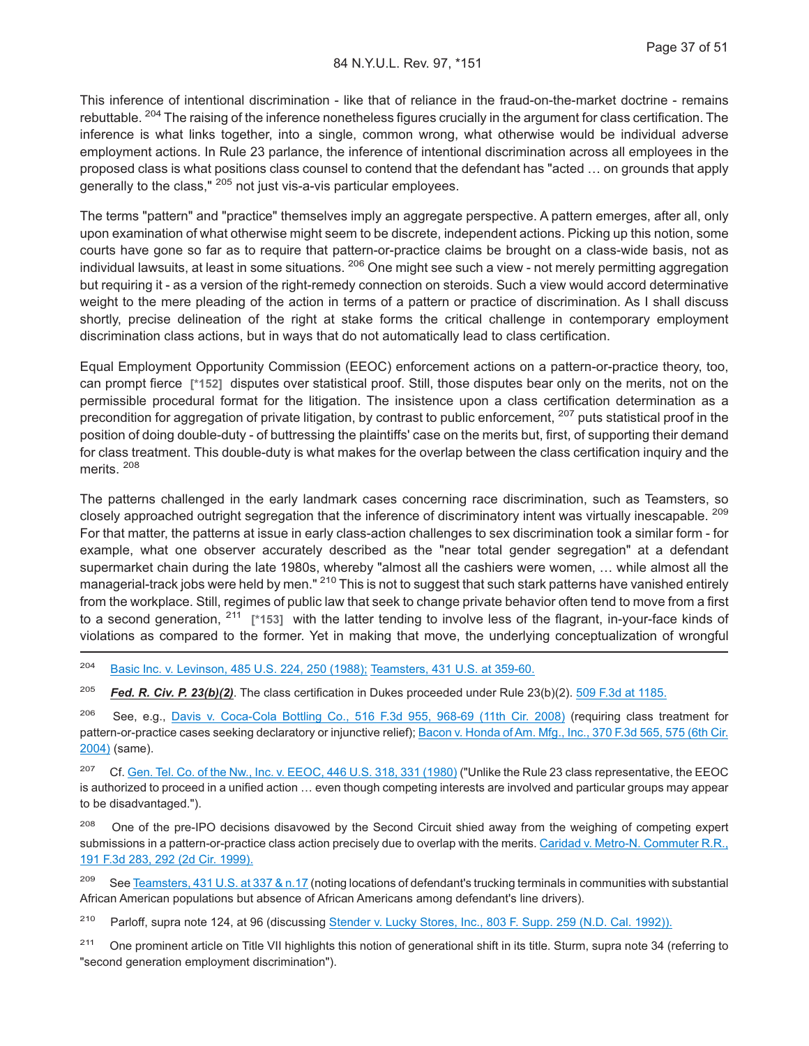This inference of intentional discrimination - like that of reliance in the fraud-on-the-market doctrine - remains rebuttable. [204] The raising of the inference nonetheless figures crucially in the argument for class certification. The inference is what links together, into a single, common wrong, what otherwise would be individual adverse employment actions. In Rule 23 parlance, the inference of intentional discrimination across all employees in the proposed class is what positions class counsel to contend that the defendant has "acted … on grounds that apply generally to the class," [205] not just vis-a-vis particular employees.

The terms "pattern" and "practice" themselves imply an aggregate perspective. A pattern emerges, after all, only upon examination of what otherwise might seem to be discrete, independent actions. Picking up this notion, some courts have gone so far as to require that pattern-or-practice claims be brought on a class-wide basis, not as individual lawsuits, at least in some situations. [206] One might see such a view - not merely permitting aggregation but requiring it - as a version of the right-remedy connection on steroids. Such a view would accord determinative weight to the mere pleading of the action in terms of a pattern or practice of discrimination. As I shall discuss shortly, precise delineation of the right at stake forms the critical challenge in contemporary employment discrimination class actions, but in ways that do not automatically lead to class certification.

Equal Employment Opportunity Commission (EEOC) enforcement actions on a pattern-or-practice theory, too, can prompt fierce **[*152]** disputes over statistical proof. Still, those disputes bear only on the merits, not on the permissible procedural format for the litigation. The insistence upon a class certification determination as a precondition for aggregation of private litigation, by contrast to public enforcement, [207] puts statistical proof in the position of doing double-duty - of buttressing the plaintiffs' case on the merits but, first, of supporting their demand for class treatment. This double-duty is what makes for the overlap between the class certification inquiry and the merits. [208]

The patterns challenged in the early landmark cases concerning race discrimination, such as Teamsters, so closely approached outright segregation that the inference of discriminatory intent was virtually inescapable. [209] For that matter, the patterns at issue in early class-action challenges to sex discrimination took a similar form - for example, what one observer accurately described as the "near total gender segregation" at a defendant supermarket chain during the late 1980s, whereby "almost all the cashiers were women, … while almost all the managerial-track jobs were held by men." [210] This is not to suggest that such stark patterns have vanished entirely from the workplace. Still, regimes of public law that seek to change private behavior often tend to move from a first to a second generation, [211] **[*153]** with the latter tending to involve less of the flagrant, in-your-face kinds of violations as compared to the former. Yet in making that move, the underlying conceptualization of wrongful

---

[204] Basic Inc. v. Levinson, 485 U.S. 224, 250 (1988); Teamsters, 431 U.S. at 359-60.

[205] ***Fed. R. Civ. P. 23(b)(2)***. The class certification in Dukes proceeded under Rule 23(b)(2). 509 F.3d at 1185.

[206] See, e.g., Davis v. Coca-Cola Bottling Co., 516 F.3d 955, 968-69 (11th Cir. 2008) (requiring class treatment for pattern-or-practice cases seeking declaratory or injunctive relief); Bacon v. Honda of Am. Mfg., Inc., 370 F.3d 565, 575 (6th Cir. 2004) (same).

[207] Cf. Gen. Tel. Co. of the Nw., Inc. v. EEOC, 446 U.S. 318, 331 (1980) ("Unlike the Rule 23 class representative, the EEOC is authorized to proceed in a unified action … even though competing interests are involved and particular groups may appear to be disadvantaged.").

[208] One of the pre-IPO decisions disavowed by the Second Circuit shied away from the weighing of competing expert submissions in a pattern-or-practice class action precisely due to overlap with the merits. Caridad v. Metro-N. Commuter R.R., 191 F.3d 283, 292 (2d Cir. 1999).

[209] See Teamsters, 431 U.S. at 337 & n.17 (noting locations of defendant's trucking terminals in communities with substantial African American populations but absence of African Americans among defendant's line drivers).

[210] Parloff, supra note 124, at 96 (discussing Stender v. Lucky Stores, Inc., 803 F. Supp. 259 (N.D. Cal. 1992)).

[211] One prominent article on Title VII highlights this notion of generational shift in its title. Sturm, supra note 34 (referring to "second generation employment discrimination").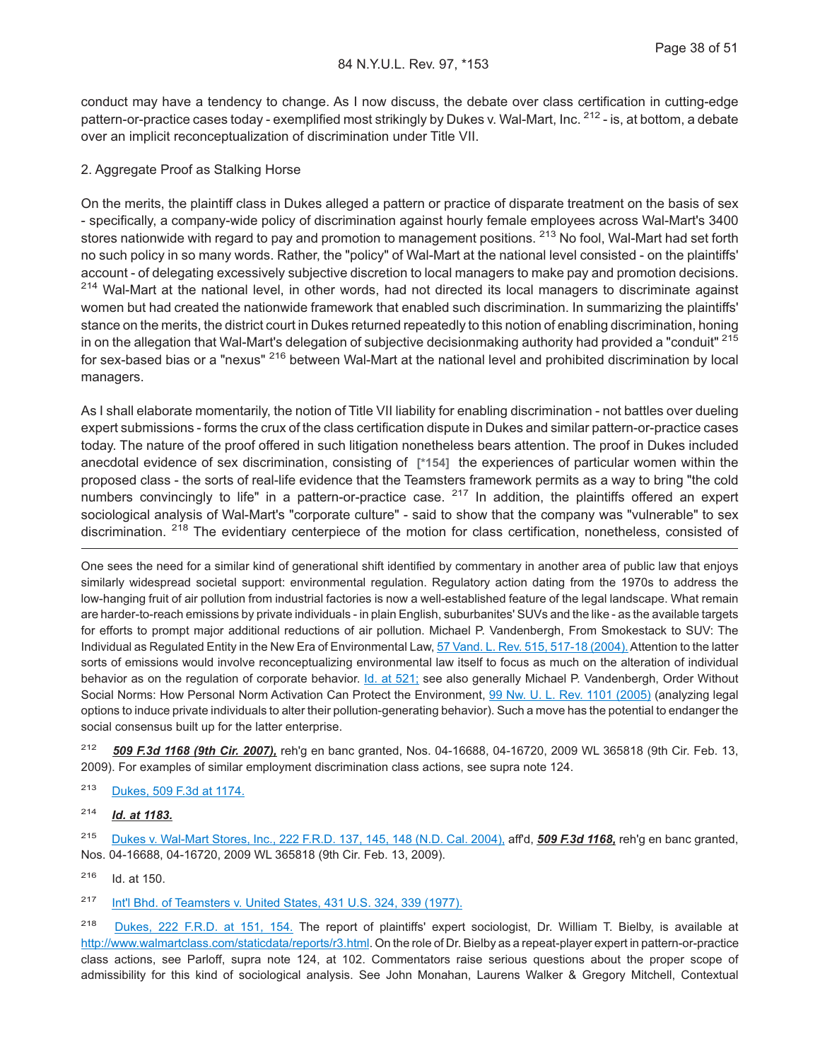conduct may have a tendency to change. As I now discuss, the debate over class certification in cutting-edge pattern-or-practice cases today - exemplified most strikingly by Dukes v. Wal-Mart, Inc. [212] - is, at bottom, a debate over an implicit reconceptualization of discrimination under Title VII.

2. Aggregate Proof as Stalking Horse

On the merits, the plaintiff class in Dukes alleged a pattern or practice of disparate treatment on the basis of sex - specifically, a company-wide policy of discrimination against hourly female employees across Wal-Mart's 3400 stores nationwide with regard to pay and promotion to management positions. [213] No fool, Wal-Mart had set forth no such policy in so many words. Rather, the "policy" of Wal-Mart at the national level consisted - on the plaintiffs' account - of delegating excessively subjective discretion to local managers to make pay and promotion decisions. [214] Wal-Mart at the national level, in other words, had not directed its local managers to discriminate against women but had created the nationwide framework that enabled such discrimination. In summarizing the plaintiffs' stance on the merits, the district court in Dukes returned repeatedly to this notion of enabling discrimination, honing in on the allegation that Wal-Mart's delegation of subjective decisionmaking authority had provided a "conduit" [215] for sex-based bias or a "nexus" [216] between Wal-Mart at the national level and prohibited discrimination by local managers.

As I shall elaborate momentarily, the notion of Title VII liability for enabling discrimination - not battles over dueling expert submissions - forms the crux of the class certification dispute in Dukes and similar pattern-or-practice cases today. The nature of the proof offered in such litigation nonetheless bears attention. The proof in Dukes included anecdotal evidence of sex discrimination, consisting of [*154] the experiences of particular women within the proposed class - the sorts of real-life evidence that the Teamsters framework permits as a way to bring "the cold numbers convincingly to life" in a pattern-or-practice case. [217] In addition, the plaintiffs offered an expert sociological analysis of Wal-Mart's "corporate culture" - said to show that the company was "vulnerable" to sex discrimination. [218] The evidentiary centerpiece of the motion for class certification, nonetheless, consisted of

---

One sees the need for a similar kind of generational shift identified by commentary in another area of public law that enjoys similarly widespread societal support: environmental regulation. Regulatory action dating from the 1970s to address the low-hanging fruit of air pollution from industrial factories is now a well-established feature of the legal landscape. What remain are harder-to-reach emissions by private individuals - in plain English, suburbanites' SUVs and the like - as the available targets for efforts to prompt major additional reductions of air pollution. Michael P. Vandenbergh, From Smokestack to SUV: The Individual as Regulated Entity in the New Era of Environmental Law, 57 Vand. L. Rev. 515, 517-18 (2004). Attention to the latter sorts of emissions would involve reconceptualizing environmental law itself to focus as much on the alteration of individual behavior as on the regulation of corporate behavior. Id. at 521; see also generally Michael P. Vandenbergh, Order Without Social Norms: How Personal Norm Activation Can Protect the Environment, 99 Nw. U. L. Rev. 1101 (2005) (analyzing legal options to induce private individuals to alter their pollution-generating behavior). Such a move has the potential to endanger the social consensus built up for the latter enterprise.

[212] ***509 F.3d 1168 (9th Cir. 2007),*** reh'g en banc granted, Nos. 04-16688, 04-16720, 2009 WL 365818 (9th Cir. Feb. 13, 2009). For examples of similar employment discrimination class actions, see supra note 124.

[213] Dukes, 509 F.3d at 1174.

[214] ***Id. at 1183.***

[215] Dukes v. Wal-Mart Stores, Inc., 222 F.R.D. 137, 145, 148 (N.D. Cal. 2004), aff'd, ***509 F.3d 1168,*** reh'g en banc granted, Nos. 04-16688, 04-16720, 2009 WL 365818 (9th Cir. Feb. 13, 2009).

[216] Id. at 150.

[217] Int'l Bhd. of Teamsters v. United States, 431 U.S. 324, 339 (1977).

[218] Dukes, 222 F.R.D. at 151, 154. The report of plaintiffs' expert sociologist, Dr. William T. Bielby, is available at http://www.walmartclass.com/staticdata/reports/r3.html. On the role of Dr. Bielby as a repeat-player expert in pattern-or-practice class actions, see Parloff, supra note 124, at 102. Commentators raise serious questions about the proper scope of admissibility for this kind of sociological analysis. See John Monahan, Laurens Walker & Gregory Mitchell, Contextual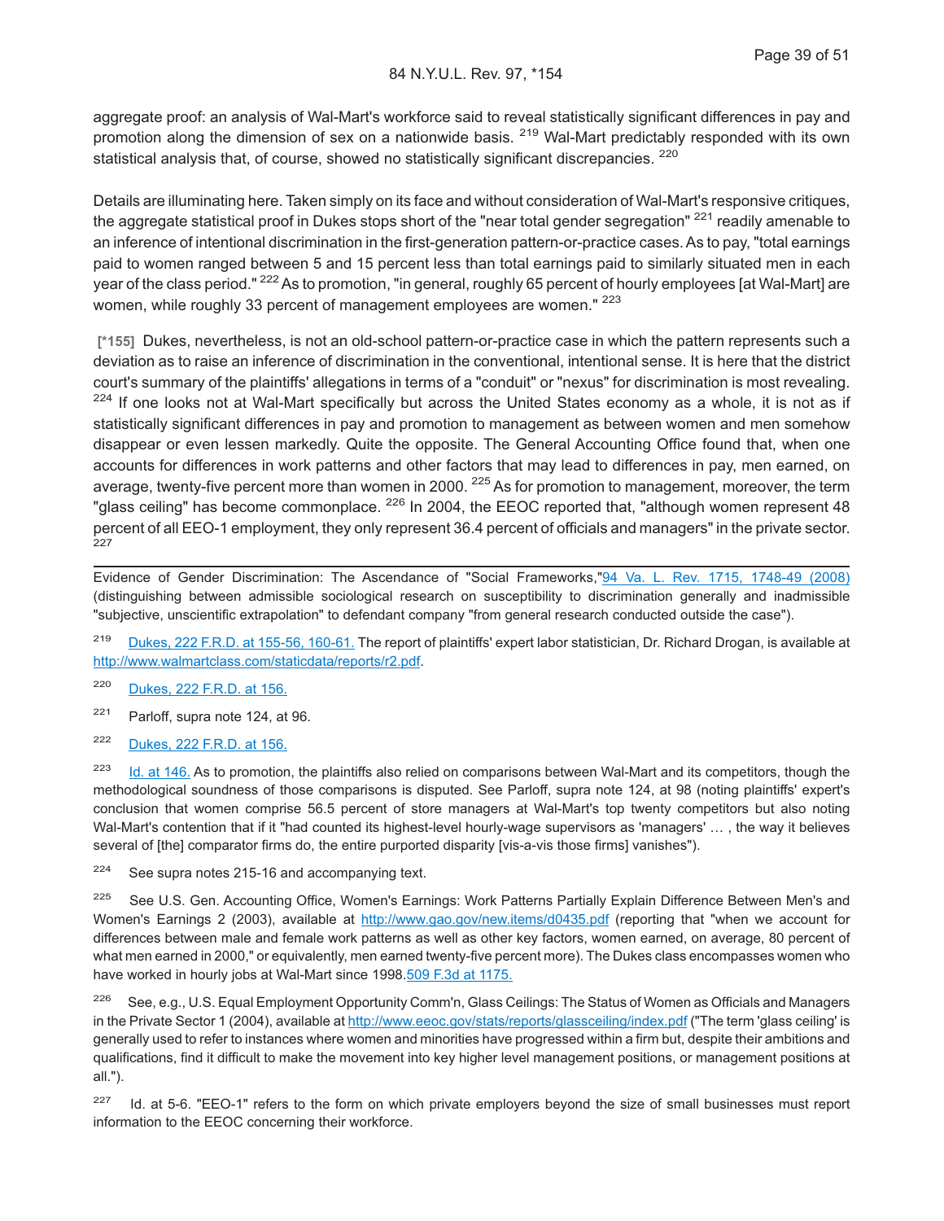aggregate proof: an analysis of Wal-Mart's workforce said to reveal statistically significant differences in pay and promotion along the dimension of sex on a nationwide basis. [219] Wal-Mart predictably responded with its own statistical analysis that, of course, showed no statistically significant discrepancies. [220]

Details are illuminating here. Taken simply on its face and without consideration of Wal-Mart's responsive critiques, the aggregate statistical proof in Dukes stops short of the "near total gender segregation" [221] readily amenable to an inference of intentional discrimination in the first-generation pattern-or-practice cases. As to pay, "total earnings paid to women ranged between 5 and 15 percent less than total earnings paid to similarly situated men in each year of the class period." [222] As to promotion, "in general, roughly 65 percent of hourly employees [at Wal-Mart] are women, while roughly 33 percent of management employees are women." [223]

**[*155]** Dukes, nevertheless, is not an old-school pattern-or-practice case in which the pattern represents such a deviation as to raise an inference of discrimination in the conventional, intentional sense. It is here that the district court's summary of the plaintiffs' allegations in terms of a "conduit" or "nexus" for discrimination is most revealing. [224] If one looks not at Wal-Mart specifically but across the United States economy as a whole, it is not as if statistically significant differences in pay and promotion to management as between women and men somehow disappear or even lessen markedly. Quite the opposite. The General Accounting Office found that, when one accounts for differences in work patterns and other factors that may lead to differences in pay, men earned, on average, twenty-five percent more than women in 2000. [225] As for promotion to management, moreover, the term "glass ceiling" has become commonplace. [226] In 2004, the EEOC reported that, "although women represent 48 percent of all EEO-1 employment, they only represent 36.4 percent of officials and managers" in the private sector. [227]

---

Evidence of Gender Discrimination: The Ascendance of "Social Frameworks," 94 Va. L. Rev. 1715, 1748-49 (2008) (distinguishing between admissible sociological research on susceptibility to discrimination generally and inadmissible "subjective, unscientific extrapolation" to defendant company "from general research conducted outside the case").

[219] Dukes, 222 F.R.D. at 155-56, 160-61. The report of plaintiffs' expert labor statistician, Dr. Richard Drogan, is available at http://www.walmartclass.com/staticdata/reports/r2.pdf.

[220] Dukes, 222 F.R.D. at 156.

[221] Parloff, supra note 124, at 96.

[222] Dukes, 222 F.R.D. at 156.

[223] Id. at 146. As to promotion, the plaintiffs also relied on comparisons between Wal-Mart and its competitors, though the methodological soundness of those comparisons is disputed. See Parloff, supra note 124, at 98 (noting plaintiffs' expert's conclusion that women comprise 56.5 percent of store managers at Wal-Mart's top twenty competitors but also noting Wal-Mart's contention that if it "had counted its highest-level hourly-wage supervisors as 'managers' … , the way it believes several of [the] comparator firms do, the entire purported disparity [vis-a-vis those firms] vanishes").

[224] See supra notes 215-16 and accompanying text.

[225] See U.S. Gen. Accounting Office, Women's Earnings: Work Patterns Partially Explain Difference Between Men's and Women's Earnings 2 (2003), available at http://www.gao.gov/new.items/d0435.pdf (reporting that "when we account for differences between male and female work patterns as well as other key factors, women earned, on average, 80 percent of what men earned in 2000," or equivalently, men earned twenty-five percent more). The Dukes class encompasses women who have worked in hourly jobs at Wal-Mart since 1998. 509 F.3d at 1175.

[226] See, e.g., U.S. Equal Employment Opportunity Comm'n, Glass Ceilings: The Status of Women as Officials and Managers in the Private Sector 1 (2004), available at http://www.eeoc.gov/stats/reports/glassceiling/index.pdf ("The term 'glass ceiling' is generally used to refer to instances where women and minorities have progressed within a firm but, despite their ambitions and qualifications, find it difficult to make the movement into key higher level management positions, or management positions at all.").

[227] Id. at 5-6. "EEO-1" refers to the form on which private employers beyond the size of small businesses must report information to the EEOC concerning their workforce.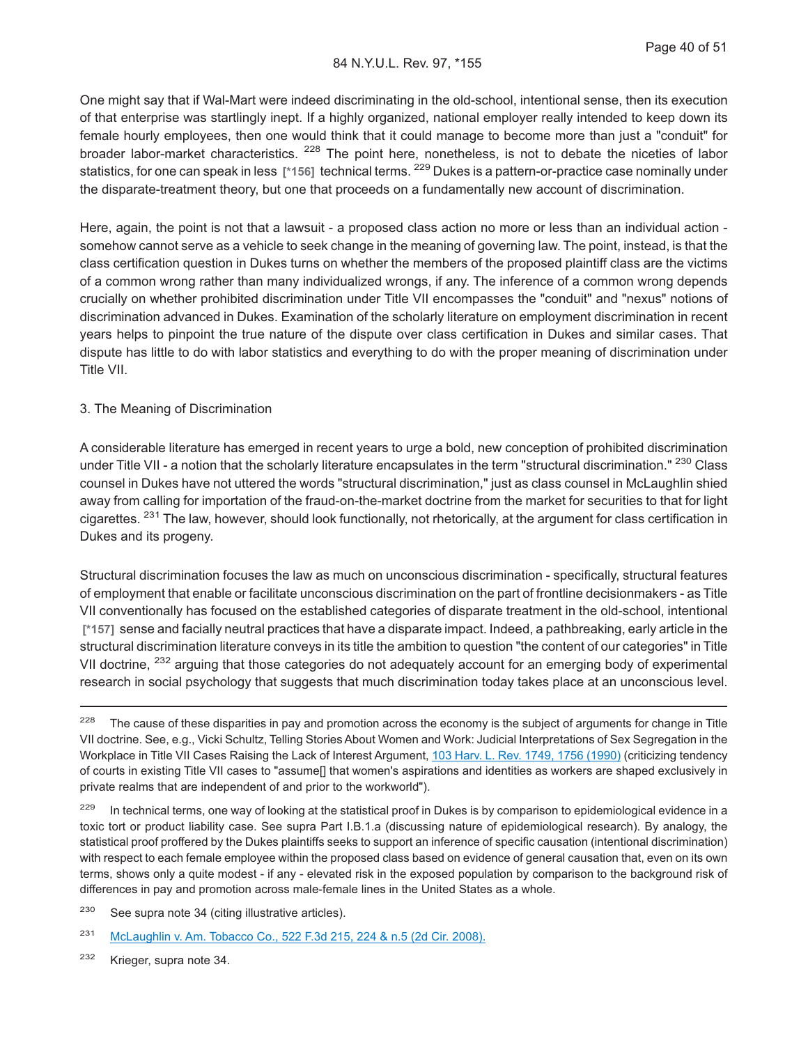One might say that if Wal-Mart were indeed discriminating in the old-school, intentional sense, then its execution of that enterprise was startlingly inept. If a highly organized, national employer really intended to keep down its female hourly employees, then one would think that it could manage to become more than just a "conduit" for broader labor-market characteristics. [228] The point here, nonetheless, is not to debate the niceties of labor statistics, for one can speak in less [*156] technical terms. [229] Dukes is a pattern-or-practice case nominally under the disparate-treatment theory, but one that proceeds on a fundamentally new account of discrimination.

Here, again, the point is not that a lawsuit - a proposed class action no more or less than an individual action - somehow cannot serve as a vehicle to seek change in the meaning of governing law. The point, instead, is that the class certification question in Dukes turns on whether the members of the proposed plaintiff class are the victims of a common wrong rather than many individualized wrongs, if any. The inference of a common wrong depends crucially on whether prohibited discrimination under Title VII encompasses the "conduit" and "nexus" notions of discrimination advanced in Dukes. Examination of the scholarly literature on employment discrimination in recent years helps to pinpoint the true nature of the dispute over class certification in Dukes and similar cases. That dispute has little to do with labor statistics and everything to do with the proper meaning of discrimination under Title VII.

3. The Meaning of Discrimination

A considerable literature has emerged in recent years to urge a bold, new conception of prohibited discrimination under Title VII - a notion that the scholarly literature encapsulates in the term "structural discrimination." [230] Class counsel in Dukes have not uttered the words "structural discrimination," just as class counsel in McLaughlin shied away from calling for importation of the fraud-on-the-market doctrine from the market for securities to that for light cigarettes. [231] The law, however, should look functionally, not rhetorically, at the argument for class certification in Dukes and its progeny.

Structural discrimination focuses the law as much on unconscious discrimination - specifically, structural features of employment that enable or facilitate unconscious discrimination on the part of frontline decisionmakers - as Title VII conventionally has focused on the established categories of disparate treatment in the old-school, intentional [*157] sense and facially neutral practices that have a disparate impact. Indeed, a pathbreaking, early article in the structural discrimination literature conveys in its title the ambition to question "the content of our categories" in Title VII doctrine, [232] arguing that those categories do not adequately account for an emerging body of experimental research in social psychology that suggests that much discrimination today takes place at an unconscious level.

---

[228] The cause of these disparities in pay and promotion across the economy is the subject of arguments for change in Title VII doctrine. See, e.g., Vicki Schultz, Telling Stories About Women and Work: Judicial Interpretations of Sex Segregation in the Workplace in Title VII Cases Raising the Lack of Interest Argument, 103 Harv. L. Rev. 1749, 1756 (1990) (criticizing tendency of courts in existing Title VII cases to "assume[] that women's aspirations and identities as workers are shaped exclusively in private realms that are independent of and prior to the workworld").

[229] In technical terms, one way of looking at the statistical proof in Dukes is by comparison to epidemiological evidence in a toxic tort or product liability case. See supra Part I.B.1.a (discussing nature of epidemiological research). By analogy, the statistical proof proffered by the Dukes plaintiffs seeks to support an inference of specific causation (intentional discrimination) with respect to each female employee within the proposed class based on evidence of general causation that, even on its own terms, shows only a quite modest - if any - elevated risk in the exposed population by comparison to the background risk of differences in pay and promotion across male-female lines in the United States as a whole.

[230] See supra note 34 (citing illustrative articles).

[231] McLaughlin v. Am. Tobacco Co., 522 F.3d 215, 224 & n.5 (2d Cir. 2008).

[232] Krieger, supra note 34.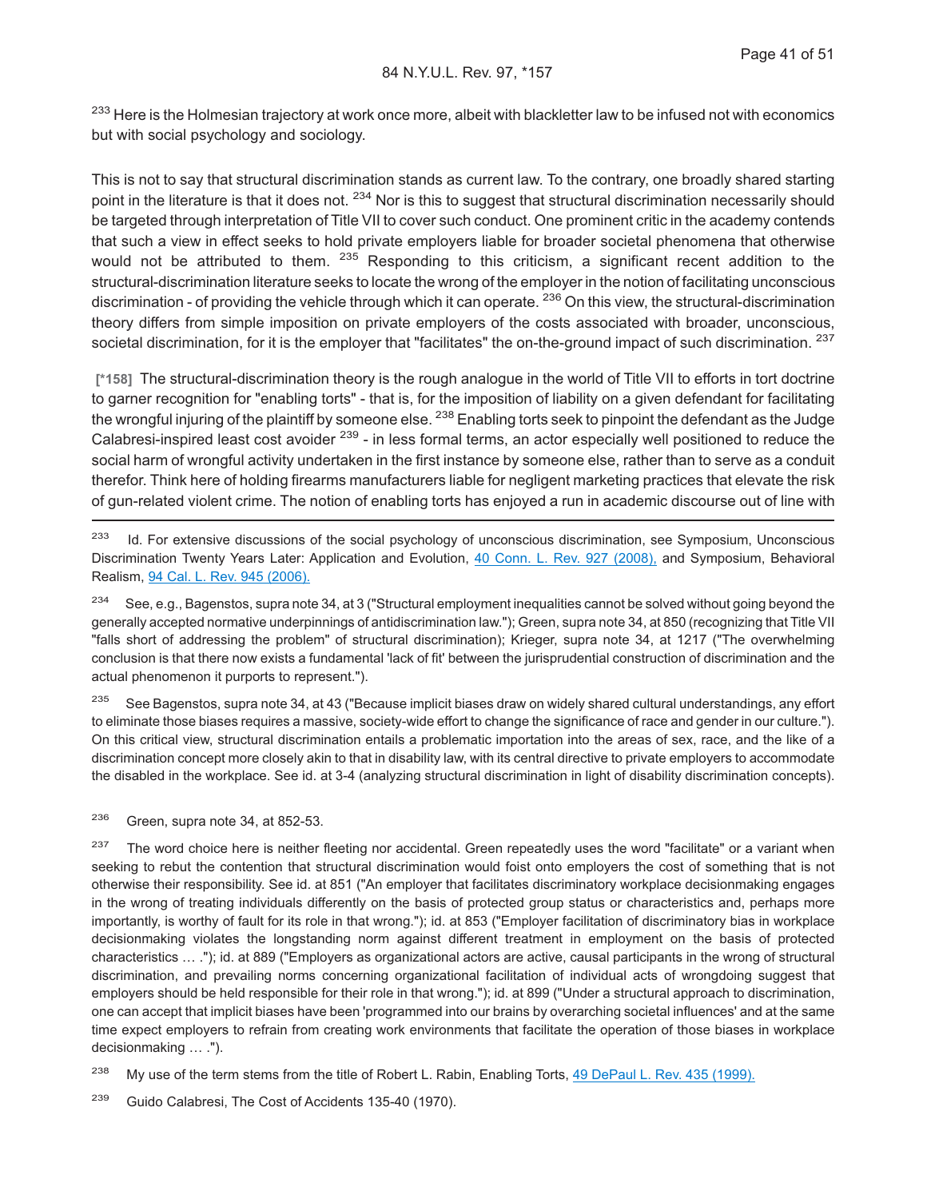[233] Here is the Holmesian trajectory at work once more, albeit with blackletter law to be infused not with economics but with social psychology and sociology.

This is not to say that structural discrimination stands as current law. To the contrary, one broadly shared starting point in the literature is that it does not. [234] Nor is this to suggest that structural discrimination necessarily should be targeted through interpretation of Title VII to cover such conduct. One prominent critic in the academy contends that such a view in effect seeks to hold private employers liable for broader societal phenomena that otherwise would not be attributed to them. [235] Responding to this criticism, a significant recent addition to the structural-discrimination literature seeks to locate the wrong of the employer in the notion of facilitating unconscious discrimination - of providing the vehicle through which it can operate. [236] On this view, the structural-discrimination theory differs from simple imposition on private employers of the costs associated with broader, unconscious, societal discrimination, for it is the employer that "facilitates" the on-the-ground impact of such discrimination. [237]

**[*158]** The structural-discrimination theory is the rough analogue in the world of Title VII to efforts in tort doctrine to garner recognition for "enabling torts" - that is, for the imposition of liability on a given defendant for facilitating the wrongful injuring of the plaintiff by someone else. [238] Enabling torts seek to pinpoint the defendant as the Judge Calabresi-inspired least cost avoider [239] - in less formal terms, an actor especially well positioned to reduce the social harm of wrongful activity undertaken in the first instance by someone else, rather than to serve as a conduit therefor. Think here of holding firearms manufacturers liable for negligent marketing practices that elevate the risk of gun-related violent crime. The notion of enabling torts has enjoyed a run in academic discourse out of line with

---

[233] Id. For extensive discussions of the social psychology of unconscious discrimination, see Symposium, Unconscious Discrimination Twenty Years Later: Application and Evolution, 40 Conn. L. Rev. 927 (2008), and Symposium, Behavioral Realism, 94 Cal. L. Rev. 945 (2006).

[234] See, e.g., Bagenstos, supra note 34, at 3 ("Structural employment inequalities cannot be solved without going beyond the generally accepted normative underpinnings of antidiscrimination law."); Green, supra note 34, at 850 (recognizing that Title VII "falls short of addressing the problem" of structural discrimination); Krieger, supra note 34, at 1217 ("The overwhelming conclusion is that there now exists a fundamental 'lack of fit' between the jurisprudential construction of discrimination and the actual phenomenon it purports to represent.").

[235] See Bagenstos, supra note 34, at 43 ("Because implicit biases draw on widely shared cultural understandings, any effort to eliminate those biases requires a massive, society-wide effort to change the significance of race and gender in our culture."). On this critical view, structural discrimination entails a problematic importation into the areas of sex, race, and the like of a discrimination concept more closely akin to that in disability law, with its central directive to private employers to accommodate the disabled in the workplace. See id. at 3-4 (analyzing structural discrimination in light of disability discrimination concepts).

[236] Green, supra note 34, at 852-53.

[237] The word choice here is neither fleeting nor accidental. Green repeatedly uses the word "facilitate" or a variant when seeking to rebut the contention that structural discrimination would foist onto employers the cost of something that is not otherwise their responsibility. See id. at 851 ("An employer that facilitates discriminatory workplace decisionmaking engages in the wrong of treating individuals differently on the basis of protected group status or characteristics and, perhaps more importantly, is worthy of fault for its role in that wrong."); id. at 853 ("Employer facilitation of discriminatory bias in workplace decisionmaking violates the longstanding norm against different treatment in employment on the basis of protected characteristics … ."); id. at 889 ("Employers as organizational actors are active, causal participants in the wrong of structural discrimination, and prevailing norms concerning organizational facilitation of individual acts of wrongdoing suggest that employers should be held responsible for their role in that wrong."); id. at 899 ("Under a structural approach to discrimination, one can accept that implicit biases have been 'programmed into our brains by overarching societal influences' and at the same time expect employers to refrain from creating work environments that facilitate the operation of those biases in workplace decisionmaking … .").

[238] My use of the term stems from the title of Robert L. Rabin, Enabling Torts, 49 DePaul L. Rev. 435 (1999).

[239] Guido Calabresi, The Cost of Accidents 135-40 (1970).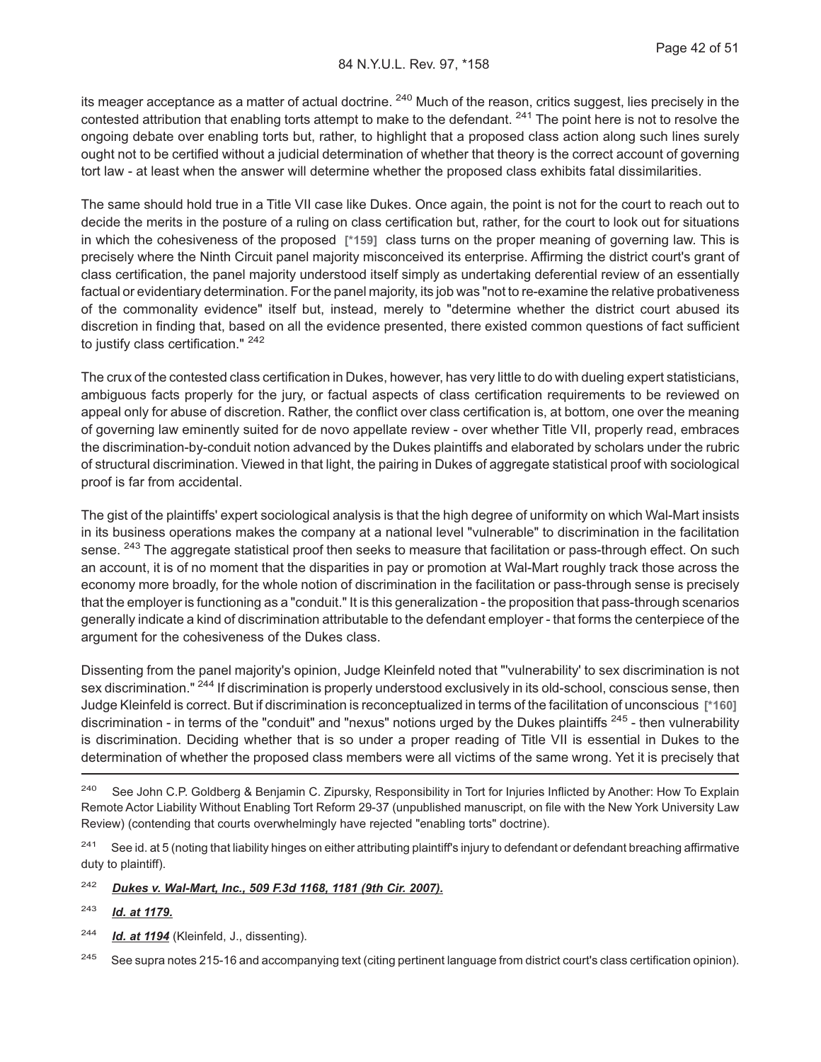its meager acceptance as a matter of actual doctrine. [240] Much of the reason, critics suggest, lies precisely in the contested attribution that enabling torts attempt to make to the defendant. [241] The point here is not to resolve the ongoing debate over enabling torts but, rather, to highlight that a proposed class action along such lines surely ought not to be certified without a judicial determination of whether that theory is the correct account of governing tort law - at least when the answer will determine whether the proposed class exhibits fatal dissimilarities.

The same should hold true in a Title VII case like Dukes. Once again, the point is not for the court to reach out to decide the merits in the posture of a ruling on class certification but, rather, for the court to look out for situations in which the cohesiveness of the proposed **[*159]** class turns on the proper meaning of governing law. This is precisely where the Ninth Circuit panel majority misconceived its enterprise. Affirming the district court's grant of class certification, the panel majority understood itself simply as undertaking deferential review of an essentially factual or evidentiary determination. For the panel majority, its job was "not to re-examine the relative probativeness of the commonality evidence" itself but, instead, merely to "determine whether the district court abused its discretion in finding that, based on all the evidence presented, there existed common questions of fact sufficient to justify class certification." [242]

The crux of the contested class certification in Dukes, however, has very little to do with dueling expert statisticians, ambiguous facts properly for the jury, or factual aspects of class certification requirements to be reviewed on appeal only for abuse of discretion. Rather, the conflict over class certification is, at bottom, one over the meaning of governing law eminently suited for de novo appellate review - over whether Title VII, properly read, embraces the discrimination-by-conduit notion advanced by the Dukes plaintiffs and elaborated by scholars under the rubric of structural discrimination. Viewed in that light, the pairing in Dukes of aggregate statistical proof with sociological proof is far from accidental.

The gist of the plaintiffs' expert sociological analysis is that the high degree of uniformity on which Wal-Mart insists in its business operations makes the company at a national level "vulnerable" to discrimination in the facilitation sense. [243] The aggregate statistical proof then seeks to measure that facilitation or pass-through effect. On such an account, it is of no moment that the disparities in pay or promotion at Wal-Mart roughly track those across the economy more broadly, for the whole notion of discrimination in the facilitation or pass-through sense is precisely that the employer is functioning as a "conduit." It is this generalization - the proposition that pass-through scenarios generally indicate a kind of discrimination attributable to the defendant employer - that forms the centerpiece of the argument for the cohesiveness of the Dukes class.

Dissenting from the panel majority's opinion, Judge Kleinfeld noted that "'vulnerability' to sex discrimination is not sex discrimination." [244] If discrimination is properly understood exclusively in its old-school, conscious sense, then Judge Kleinfeld is correct. But if discrimination is reconceptualized in terms of the facilitation of unconscious **[*160]** discrimination - in terms of the "conduit" and "nexus" notions urged by the Dukes plaintiffs [245] - then vulnerability is discrimination. Deciding whether that is so under a proper reading of Title VII is essential in Dukes to the determination of whether the proposed class members were all victims of the same wrong. Yet it is precisely that

---

[240] See John C.P. Goldberg & Benjamin C. Zipursky, Responsibility in Tort for Injuries Inflicted by Another: How To Explain Remote Actor Liability Without Enabling Tort Reform 29-37 (unpublished manuscript, on file with the New York University Law Review) (contending that courts overwhelmingly have rejected "enabling torts" doctrine).

[241] See id. at 5 (noting that liability hinges on either attributing plaintiff's injury to defendant or defendant breaching affirmative duty to plaintiff).

[242] ***Dukes v. Wal-Mart, Inc., 509 F.3d 1168, 1181 (9th Cir. 2007).***

[243] ***Id. at 1179.***

[244] ***Id. at 1194*** (Kleinfeld, J., dissenting).

[245] See supra notes 215-16 and accompanying text (citing pertinent language from district court's class certification opinion).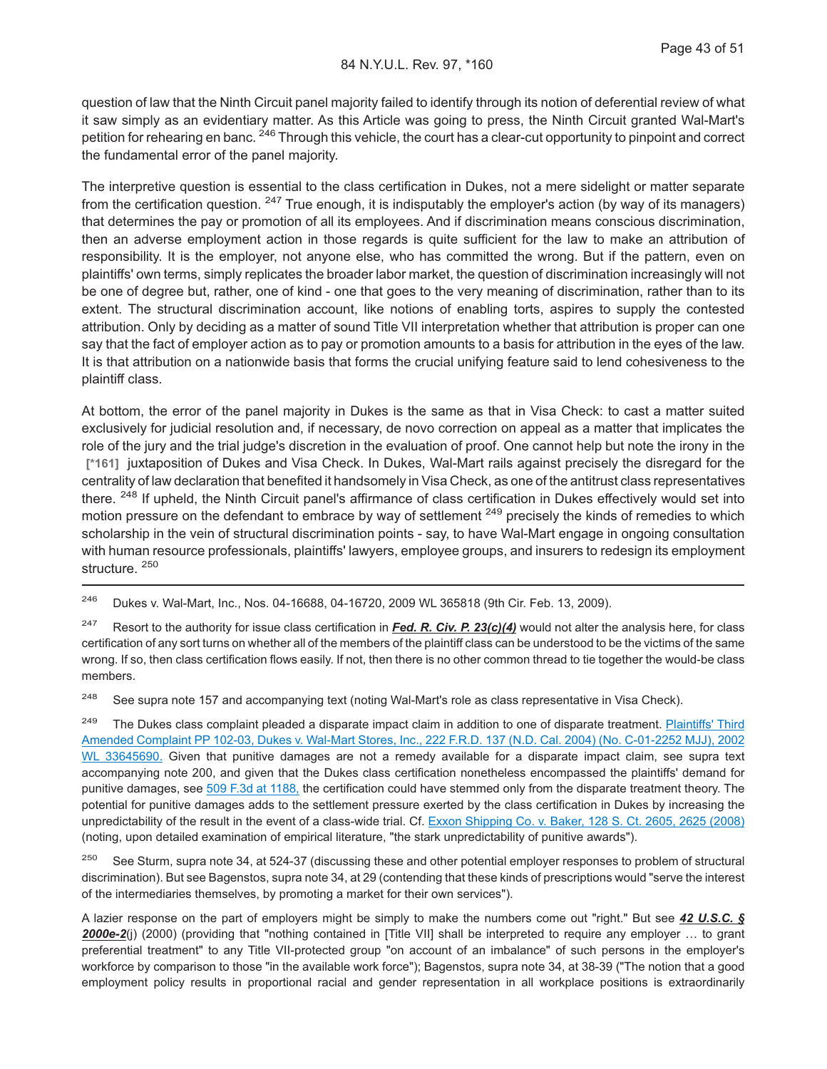question of law that the Ninth Circuit panel majority failed to identify through its notion of deferential review of what it saw simply as an evidentiary matter. As this Article was going to press, the Ninth Circuit granted Wal-Mart's petition for rehearing en banc. [246] Through this vehicle, the court has a clear-cut opportunity to pinpoint and correct the fundamental error of the panel majority.

The interpretive question is essential to the class certification in Dukes, not a mere sidelight or matter separate from the certification question. [247] True enough, it is indisputably the employer's action (by way of its managers) that determines the pay or promotion of all its employees. And if discrimination means conscious discrimination, then an adverse employment action in those regards is quite sufficient for the law to make an attribution of responsibility. It is the employer, not anyone else, who has committed the wrong. But if the pattern, even on plaintiffs' own terms, simply replicates the broader labor market, the question of discrimination increasingly will not be one of degree but, rather, one of kind - one that goes to the very meaning of discrimination, rather than to its extent. The structural discrimination account, like notions of enabling torts, aspires to supply the contested attribution. Only by deciding as a matter of sound Title VII interpretation whether that attribution is proper can one say that the fact of employer action as to pay or promotion amounts to a basis for attribution in the eyes of the law. It is that attribution on a nationwide basis that forms the crucial unifying feature said to lend cohesiveness to the plaintiff class.

At bottom, the error of the panel majority in Dukes is the same as that in Visa Check: to cast a matter suited exclusively for judicial resolution and, if necessary, de novo correction on appeal as a matter that implicates the role of the jury and the trial judge's discretion in the evaluation of proof. One cannot help but note the irony in the [*161] juxtaposition of Dukes and Visa Check. In Dukes, Wal-Mart rails against precisely the disregard for the centrality of law declaration that benefited it handsomely in Visa Check, as one of the antitrust class representatives there. [248] If upheld, the Ninth Circuit panel's affirmance of class certification in Dukes effectively would set into motion pressure on the defendant to embrace by way of settlement [249] precisely the kinds of remedies to which scholarship in the vein of structural discrimination points - say, to have Wal-Mart engage in ongoing consultation with human resource professionals, plaintiffs' lawyers, employee groups, and insurers to redesign its employment structure. [250]

---

[246] Dukes v. Wal-Mart, Inc., Nos. 04-16688, 04-16720, 2009 WL 365818 (9th Cir. Feb. 13, 2009).

[247] Resort to the authority for issue class certification in ***Fed. R. Civ. P. 23(c)(4)*** would not alter the analysis here, for class certification of any sort turns on whether all of the members of the plaintiff class can be understood to be the victims of the same wrong. If so, then class certification flows easily. If not, then there is no other common thread to tie together the would-be class members.

[248] See supra note 157 and accompanying text (noting Wal-Mart's role as class representative in Visa Check).

[249] The Dukes class complaint pleaded a disparate impact claim in addition to one of disparate treatment. Plaintiffs' Third Amended Complaint PP 102-03, Dukes v. Wal-Mart Stores, Inc., 222 F.R.D. 137 (N.D. Cal. 2004) (No. C-01-2252 MJJ), 2002 WL 33645690. Given that punitive damages are not a remedy available for a disparate impact claim, see supra text accompanying note 200, and given that the Dukes class certification nonetheless encompassed the plaintiffs' demand for punitive damages, see 509 F.3d at 1188, the certification could have stemmed only from the disparate treatment theory. The potential for punitive damages adds to the settlement pressure exerted by the class certification in Dukes by increasing the unpredictability of the result in the event of a class-wide trial. Cf. Exxon Shipping Co. v. Baker, 128 S. Ct. 2605, 2625 (2008) (noting, upon detailed examination of empirical literature, "the stark unpredictability of punitive awards").

[250] See Sturm, supra note 34, at 524-37 (discussing these and other potential employer responses to problem of structural discrimination). But see Bagenstos, supra note 34, at 29 (contending that these kinds of prescriptions would "serve the interest of the intermediaries themselves, by promoting a market for their own services").

A lazier response on the part of employers might be simply to make the numbers come out "right." But see ***42 U.S.C. § 2000e-2***(j) (2000) (providing that "nothing contained in [Title VII] shall be interpreted to require any employer … to grant preferential treatment" to any Title VII-protected group "on account of an imbalance" of such persons in the employer's workforce by comparison to those "in the available work force"); Bagenstos, supra note 34, at 38-39 ("The notion that a good employment policy results in proportional racial and gender representation in all workplace positions is extraordinarily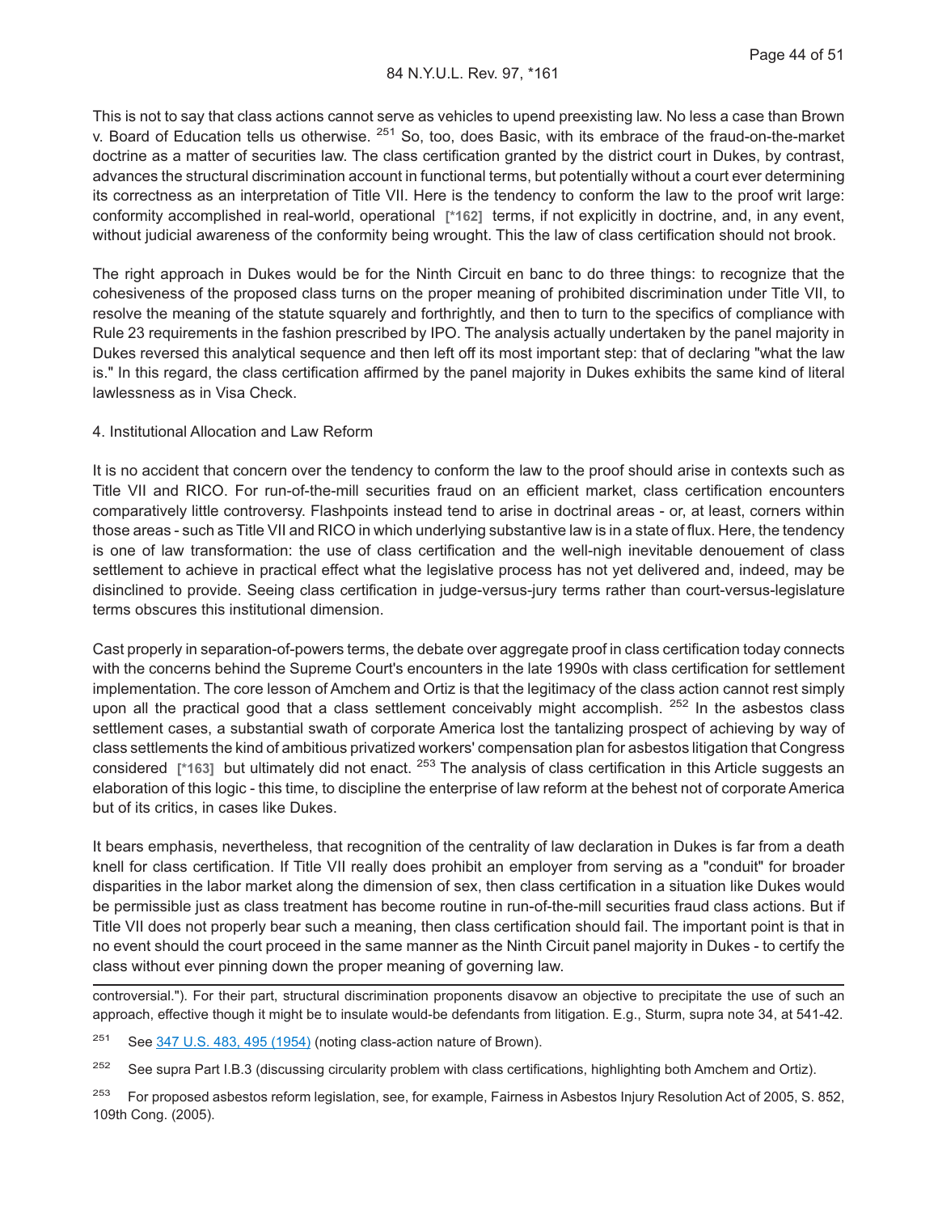This is not to say that class actions cannot serve as vehicles to upend preexisting law. No less a case than Brown v. Board of Education tells us otherwise. [251] So, too, does Basic, with its embrace of the fraud-on-the-market doctrine as a matter of securities law. The class certification granted by the district court in Dukes, by contrast, advances the structural discrimination account in functional terms, but potentially without a court ever determining its correctness as an interpretation of Title VII. Here is the tendency to conform the law to the proof writ large: conformity accomplished in real-world, operational [*162] terms, if not explicitly in doctrine, and, in any event, without judicial awareness of the conformity being wrought. This the law of class certification should not brook.

The right approach in Dukes would be for the Ninth Circuit en banc to do three things: to recognize that the cohesiveness of the proposed class turns on the proper meaning of prohibited discrimination under Title VII, to resolve the meaning of the statute squarely and forthrightly, and then to turn to the specifics of compliance with Rule 23 requirements in the fashion prescribed by IPO. The analysis actually undertaken by the panel majority in Dukes reversed this analytical sequence and then left off its most important step: that of declaring "what the law is." In this regard, the class certification affirmed by the panel majority in Dukes exhibits the same kind of literal lawlessness as in Visa Check.

4. Institutional Allocation and Law Reform

It is no accident that concern over the tendency to conform the law to the proof should arise in contexts such as Title VII and RICO. For run-of-the-mill securities fraud on an efficient market, class certification encounters comparatively little controversy. Flashpoints instead tend to arise in doctrinal areas - or, at least, corners within those areas - such as Title VII and RICO in which underlying substantive law is in a state of flux. Here, the tendency is one of law transformation: the use of class certification and the well-nigh inevitable denouement of class settlement to achieve in practical effect what the legislative process has not yet delivered and, indeed, may be disinclined to provide. Seeing class certification in judge-versus-jury terms rather than court-versus-legislature terms obscures this institutional dimension.

Cast properly in separation-of-powers terms, the debate over aggregate proof in class certification today connects with the concerns behind the Supreme Court's encounters in the late 1990s with class certification for settlement implementation. The core lesson of Amchem and Ortiz is that the legitimacy of the class action cannot rest simply upon all the practical good that a class settlement conceivably might accomplish. [252] In the asbestos class settlement cases, a substantial swath of corporate America lost the tantalizing prospect of achieving by way of class settlements the kind of ambitious privatized workers' compensation plan for asbestos litigation that Congress considered [*163] but ultimately did not enact. [253] The analysis of class certification in this Article suggests an elaboration of this logic - this time, to discipline the enterprise of law reform at the behest not of corporate America but of its critics, in cases like Dukes.

It bears emphasis, nevertheless, that recognition of the centrality of law declaration in Dukes is far from a death knell for class certification. If Title VII really does prohibit an employer from serving as a "conduit" for broader disparities in the labor market along the dimension of sex, then class certification in a situation like Dukes would be permissible just as class treatment has become routine in run-of-the-mill securities fraud class actions. But if Title VII does not properly bear such a meaning, then class certification should fail. The important point is that in no event should the court proceed in the same manner as the Ninth Circuit panel majority in Dukes - to certify the class without ever pinning down the proper meaning of governing law.

---

controversial."). For their part, structural discrimination proponents disavow an objective to precipitate the use of such an approach, effective though it might be to insulate would-be defendants from litigation. E.g., Sturm, supra note 34, at 541-42.

[251] See 347 U.S. 483, 495 (1954) (noting class-action nature of Brown).

[252] See supra Part I.B.3 (discussing circularity problem with class certifications, highlighting both Amchem and Ortiz).

[253] For proposed asbestos reform legislation, see, for example, Fairness in Asbestos Injury Resolution Act of 2005, S. 852, 109th Cong. (2005).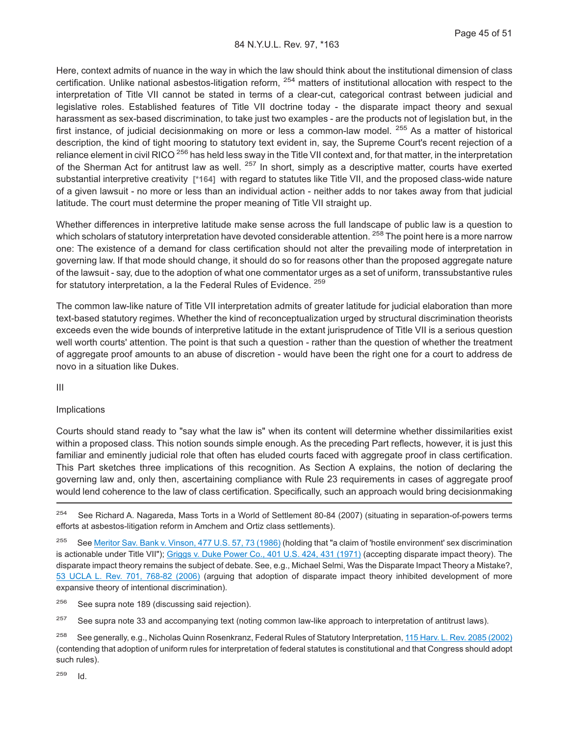Here, context admits of nuance in the way in which the law should think about the institutional dimension of class certification. Unlike national asbestos-litigation reform, [254] matters of institutional allocation with respect to the interpretation of Title VII cannot be stated in terms of a clear-cut, categorical contrast between judicial and legislative roles. Established features of Title VII doctrine today - the disparate impact theory and sexual harassment as sex-based discrimination, to take just two examples - are the products not of legislation but, in the first instance, of judicial decisionmaking on more or less a common-law model. [255] As a matter of historical description, the kind of tight mooring to statutory text evident in, say, the Supreme Court's recent rejection of a reliance element in civil RICO [256] has held less sway in the Title VII context and, for that matter, in the interpretation of the Sherman Act for antitrust law as well. [257] In short, simply as a descriptive matter, courts have exerted substantial interpretive creativity **[*164]** with regard to statutes like Title VII, and the proposed class-wide nature of a given lawsuit - no more or less than an individual action - neither adds to nor takes away from that judicial latitude. The court must determine the proper meaning of Title VII straight up.

Whether differences in interpretive latitude make sense across the full landscape of public law is a question to which scholars of statutory interpretation have devoted considerable attention. [258] The point here is a more narrow one: The existence of a demand for class certification should not alter the prevailing mode of interpretation in governing law. If that mode should change, it should do so for reasons other than the proposed aggregate nature of the lawsuit - say, due to the adoption of what one commentator urges as a set of uniform, transsubstantive rules for statutory interpretation, a la the Federal Rules of Evidence. [259]

The common law-like nature of Title VII interpretation admits of greater latitude for judicial elaboration than more text-based statutory regimes. Whether the kind of reconceptualization urged by structural discrimination theorists exceeds even the wide bounds of interpretive latitude in the extant jurisprudence of Title VII is a serious question well worth courts' attention. The point is that such a question - rather than the question of whether the treatment of aggregate proof amounts to an abuse of discretion - would have been the right one for a court to address de novo in a situation like Dukes.

## III

## Implications

Courts should stand ready to "say what the law is" when its content will determine whether dissimilarities exist within a proposed class. This notion sounds simple enough. As the preceding Part reflects, however, it is just this familiar and eminently judicial role that often has eluded courts faced with aggregate proof in class certification. This Part sketches three implications of this recognition. As Section A explains, the notion of declaring the governing law and, only then, ascertaining compliance with Rule 23 requirements in cases of aggregate proof would lend coherence to the law of class certification. Specifically, such an approach would bring decisionmaking

---

[254] See Richard A. Nagareda, Mass Torts in a World of Settlement 80-84 (2007) (situating in separation-of-powers terms efforts at asbestos-litigation reform in Amchem and Ortiz class settlements).

[255] See Meritor Sav. Bank v. Vinson, 477 U.S. 57, 73 (1986) (holding that "a claim of 'hostile environment' sex discrimination is actionable under Title VII"); Griggs v. Duke Power Co., 401 U.S. 424, 431 (1971) (accepting disparate impact theory). The disparate impact theory remains the subject of debate. See, e.g., Michael Selmi, Was the Disparate Impact Theory a Mistake?, 53 UCLA L. Rev. 701, 768-82 (2006) (arguing that adoption of disparate impact theory inhibited development of more expansive theory of intentional discrimination).

[256] See supra note 189 (discussing said rejection).

[257] See supra note 33 and accompanying text (noting common law-like approach to interpretation of antitrust laws).

[258] See generally, e.g., Nicholas Quinn Rosenkranz, Federal Rules of Statutory Interpretation, 115 Harv. L. Rev. 2085 (2002) (contending that adoption of uniform rules for interpretation of federal statutes is constitutional and that Congress should adopt such rules).

[259] Id.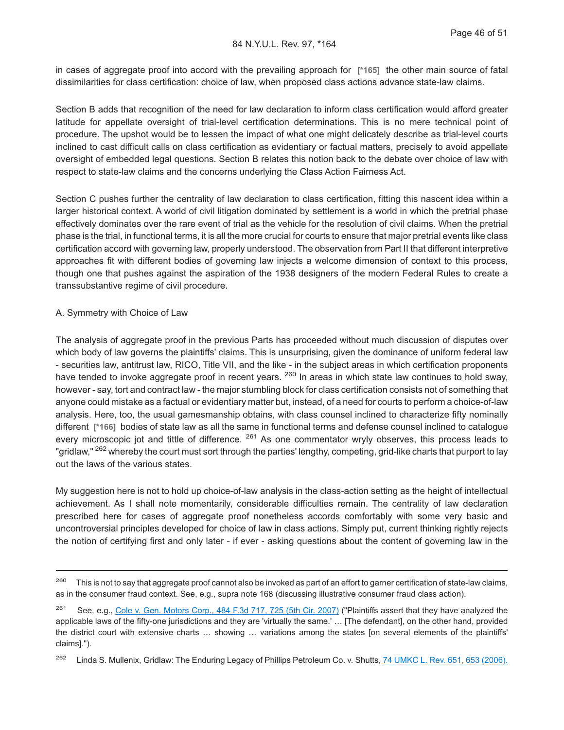in cases of aggregate proof into accord with the prevailing approach for [*165] the other main source of fatal dissimilarities for class certification: choice of law, when proposed class actions advance state-law claims.

Section B adds that recognition of the need for law declaration to inform class certification would afford greater latitude for appellate oversight of trial-level certification determinations. This is no mere technical point of procedure. The upshot would be to lessen the impact of what one might delicately describe as trial-level courts inclined to cast difficult calls on class certification as evidentiary or factual matters, precisely to avoid appellate oversight of embedded legal questions. Section B relates this notion back to the debate over choice of law with respect to state-law claims and the concerns underlying the Class Action Fairness Act.

Section C pushes further the centrality of law declaration to class certification, fitting this nascent idea within a larger historical context. A world of civil litigation dominated by settlement is a world in which the pretrial phase effectively dominates over the rare event of trial as the vehicle for the resolution of civil claims. When the pretrial phase is the trial, in functional terms, it is all the more crucial for courts to ensure that major pretrial events like class certification accord with governing law, properly understood. The observation from Part II that different interpretive approaches fit with different bodies of governing law injects a welcome dimension of context to this process, though one that pushes against the aspiration of the 1938 designers of the modern Federal Rules to create a transsubstantive regime of civil procedure.

A. Symmetry with Choice of Law

The analysis of aggregate proof in the previous Parts has proceeded without much discussion of disputes over which body of law governs the plaintiffs' claims. This is unsurprising, given the dominance of uniform federal law - securities law, antitrust law, RICO, Title VII, and the like - in the subject areas in which certification proponents have tended to invoke aggregate proof in recent years. [260] In areas in which state law continues to hold sway, however - say, tort and contract law - the major stumbling block for class certification consists not of something that anyone could mistake as a factual or evidentiary matter but, instead, of a need for courts to perform a choice-of-law analysis. Here, too, the usual gamesmanship obtains, with class counsel inclined to characterize fifty nominally different [*166] bodies of state law as all the same in functional terms and defense counsel inclined to catalogue every microscopic jot and tittle of difference. [261] As one commentator wryly observes, this process leads to "gridlaw," [262] whereby the court must sort through the parties' lengthy, competing, grid-like charts that purport to lay out the laws of the various states.

My suggestion here is not to hold up choice-of-law analysis in the class-action setting as the height of intellectual achievement. As I shall note momentarily, considerable difficulties remain. The centrality of law declaration prescribed here for cases of aggregate proof nonetheless accords comfortably with some very basic and uncontroversial principles developed for choice of law in class actions. Simply put, current thinking rightly rejects the notion of certifying first and only later - if ever - asking questions about the content of governing law in the

---

[260] This is not to say that aggregate proof cannot also be invoked as part of an effort to garner certification of state-law claims, as in the consumer fraud context. See, e.g., supra note 168 (discussing illustrative consumer fraud class action).

[261] See, e.g., Cole v. Gen. Motors Corp., 484 F.3d 717, 725 (5th Cir. 2007) ("Plaintiffs assert that they have analyzed the applicable laws of the fifty-one jurisdictions and they are 'virtually the same.' … [The defendant], on the other hand, provided the district court with extensive charts … showing … variations among the states [on several elements of the plaintiffs' claims].").

[262] Linda S. Mullenix, Gridlaw: The Enduring Legacy of Phillips Petroleum Co. v. Shutts, 74 UMKC L. Rev. 651, 653 (2006).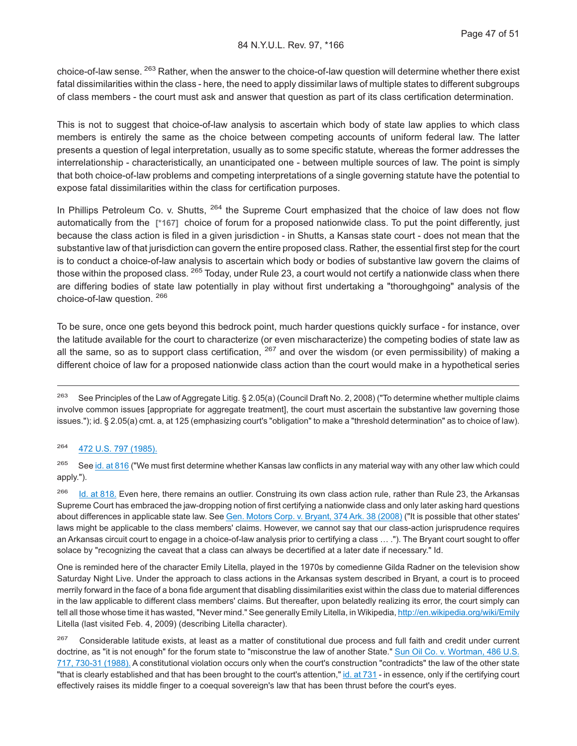choice-of-law sense. [263] Rather, when the answer to the choice-of-law question will determine whether there exist fatal dissimilarities within the class - here, the need to apply dissimilar laws of multiple states to different subgroups of class members - the court must ask and answer that question as part of its class certification determination.

This is not to suggest that choice-of-law analysis to ascertain which body of state law applies to which class members is entirely the same as the choice between competing accounts of uniform federal law. The latter presents a question of legal interpretation, usually as to some specific statute, whereas the former addresses the interrelationship - characteristically, an unanticipated one - between multiple sources of law. The point is simply that both choice-of-law problems and competing interpretations of a single governing statute have the potential to expose fatal dissimilarities within the class for certification purposes.

In Phillips Petroleum Co. v. Shutts, [264] the Supreme Court emphasized that the choice of law does not flow automatically from the **[*167]** choice of forum for a proposed nationwide class. To put the point differently, just because the class action is filed in a given jurisdiction - in Shutts, a Kansas state court - does not mean that the substantive law of that jurisdiction can govern the entire proposed class. Rather, the essential first step for the court is to conduct a choice-of-law analysis to ascertain which body or bodies of substantive law govern the claims of those within the proposed class. [265] Today, under Rule 23, a court would not certify a nationwide class when there are differing bodies of state law potentially in play without first undertaking a "thoroughgoing" analysis of the choice-of-law question. [266]

To be sure, once one gets beyond this bedrock point, much harder questions quickly surface - for instance, over the latitude available for the court to characterize (or even mischaracterize) the competing bodies of state law as all the same, so as to support class certification, [267] and over the wisdom (or even permissibility) of making a different choice of law for a proposed nationwide class action than the court would make in a hypothetical series

---

[263] See Principles of the Law of Aggregate Litig. § 2.05(a) (Council Draft No. 2, 2008) ("To determine whether multiple claims involve common issues [appropriate for aggregate treatment], the court must ascertain the substantive law governing those issues."); id. § 2.05(a) cmt. a, at 125 (emphasizing court's "obligation" to make a "threshold determination" as to choice of law).

[264] 472 U.S. 797 (1985).

[265] See id. at 816 ("We must first determine whether Kansas law conflicts in any material way with any other law which could apply.").

[266] Id. at 818. Even here, there remains an outlier. Construing its own class action rule, rather than Rule 23, the Arkansas Supreme Court has embraced the jaw-dropping notion of first certifying a nationwide class and only later asking hard questions about differences in applicable state law. See Gen. Motors Corp. v. Bryant, 374 Ark. 38 (2008) ("It is possible that other states' laws might be applicable to the class members' claims. However, we cannot say that our class-action jurisprudence requires an Arkansas circuit court to engage in a choice-of-law analysis prior to certifying a class … ."). The Bryant court sought to offer solace by "recognizing the caveat that a class can always be decertified at a later date if necessary." Id.

One is reminded here of the character Emily Litella, played in the 1970s by comedienne Gilda Radner on the television show Saturday Night Live. Under the approach to class actions in the Arkansas system described in Bryant, a court is to proceed merrily forward in the face of a bona fide argument that disabling dissimilarities exist within the class due to material differences in the law applicable to different class members' claims. But thereafter, upon belatedly realizing its error, the court simply can tell all those whose time it has wasted, "Never mind." See generally Emily Litella, in Wikipedia, http://en.wikipedia.org/wiki/Emily Litella (last visited Feb. 4, 2009) (describing Litella character).

[267] Considerable latitude exists, at least as a matter of constitutional due process and full faith and credit under current doctrine, as "it is not enough" for the forum state to "misconstrue the law of another State." Sun Oil Co. v. Wortman, 486 U.S. 717, 730-31 (1988). A constitutional violation occurs only when the court's construction "contradicts" the law of the other state "that is clearly established and that has been brought to the court's attention," id. at 731 - in essence, only if the certifying court effectively raises its middle finger to a coequal sovereign's law that has been thrust before the court's eyes.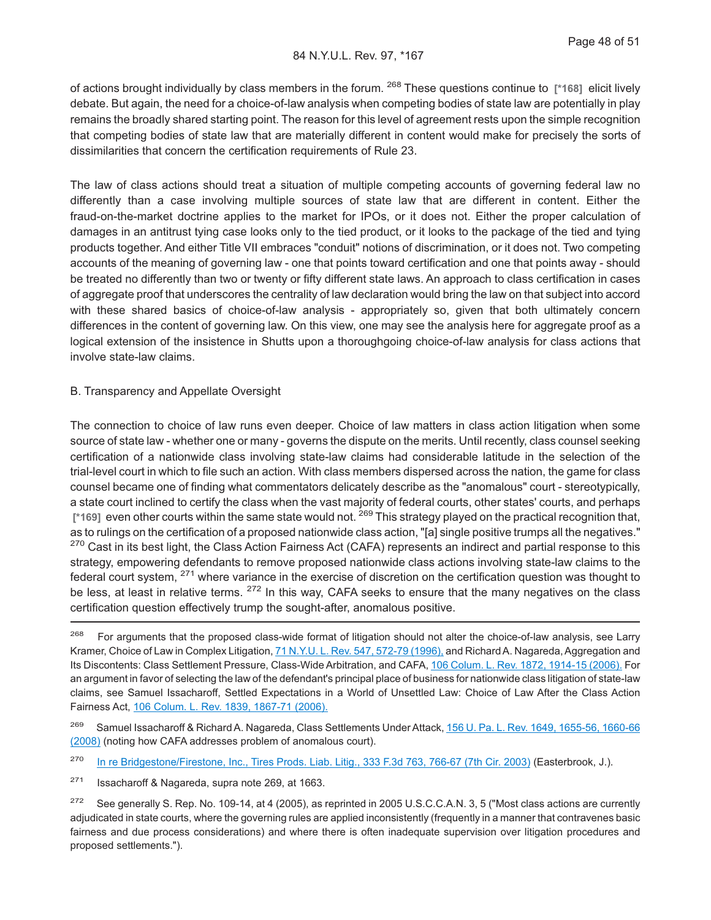of actions brought individually by class members in the forum. [268] These questions continue to [*168] elicit lively debate. But again, the need for a choice-of-law analysis when competing bodies of state law are potentially in play remains the broadly shared starting point. The reason for this level of agreement rests upon the simple recognition that competing bodies of state law that are materially different in content would make for precisely the sorts of dissimilarities that concern the certification requirements of Rule 23.

The law of class actions should treat a situation of multiple competing accounts of governing federal law no differently than a case involving multiple sources of state law that are different in content. Either the fraud-on-the-market doctrine applies to the market for IPOs, or it does not. Either the proper calculation of damages in an antitrust tying case looks only to the tied product, or it looks to the package of the tied and tying products together. And either Title VII embraces "conduit" notions of discrimination, or it does not. Two competing accounts of the meaning of governing law - one that points toward certification and one that points away - should be treated no differently than two or twenty or fifty different state laws. An approach to class certification in cases of aggregate proof that underscores the centrality of law declaration would bring the law on that subject into accord with these shared basics of choice-of-law analysis - appropriately so, given that both ultimately concern differences in the content of governing law. On this view, one may see the analysis here for aggregate proof as a logical extension of the insistence in Shutts upon a thoroughgoing choice-of-law analysis for class actions that involve state-law claims.

B. Transparency and Appellate Oversight

The connection to choice of law runs even deeper. Choice of law matters in class action litigation when some source of state law - whether one or many - governs the dispute on the merits. Until recently, class counsel seeking certification of a nationwide class involving state-law claims had considerable latitude in the selection of the trial-level court in which to file such an action. With class members dispersed across the nation, the game for class counsel became one of finding what commentators delicately describe as the "anomalous" court - stereotypically, a state court inclined to certify the class when the vast majority of federal courts, other states' courts, and perhaps [*169] even other courts within the same state would not. [269] This strategy played on the practical recognition that, as to rulings on the certification of a proposed nationwide class action, "[a] single positive trumps all the negatives." [270] Cast in its best light, the Class Action Fairness Act (CAFA) represents an indirect and partial response to this strategy, empowering defendants to remove proposed nationwide class actions involving state-law claims to the federal court system, [271] where variance in the exercise of discretion on the certification question was thought to be less, at least in relative terms. [272] In this way, CAFA seeks to ensure that the many negatives on the class certification question effectively trump the sought-after, anomalous positive.

---

[268] For arguments that the proposed class-wide format of litigation should not alter the choice-of-law analysis, see Larry Kramer, Choice of Law in Complex Litigation, 71 N.Y.U. L. Rev. 547, 572-79 (1996), and Richard A. Nagareda, Aggregation and Its Discontents: Class Settlement Pressure, Class-Wide Arbitration, and CAFA, 106 Colum. L. Rev. 1872, 1914-15 (2006). For an argument in favor of selecting the law of the defendant's principal place of business for nationwide class litigation of state-law claims, see Samuel Issacharoff, Settled Expectations in a World of Unsettled Law: Choice of Law After the Class Action Fairness Act, 106 Colum. L. Rev. 1839, 1867-71 (2006).

[269] Samuel Issacharoff & Richard A. Nagareda, Class Settlements Under Attack, 156 U. Pa. L. Rev. 1649, 1655-56, 1660-66 (2008) (noting how CAFA addresses problem of anomalous court).

[270] In re Bridgestone/Firestone, Inc., Tires Prods. Liab. Litig., 333 F.3d 763, 766-67 (7th Cir. 2003) (Easterbrook, J.).

[271] Issacharoff & Nagareda, supra note 269, at 1663.

[272] See generally S. Rep. No. 109-14, at 4 (2005), as reprinted in 2005 U.S.C.C.A.N. 3, 5 ("Most class actions are currently adjudicated in state courts, where the governing rules are applied inconsistently (frequently in a manner that contravenes basic fairness and due process considerations) and where there is often inadequate supervision over litigation procedures and proposed settlements.").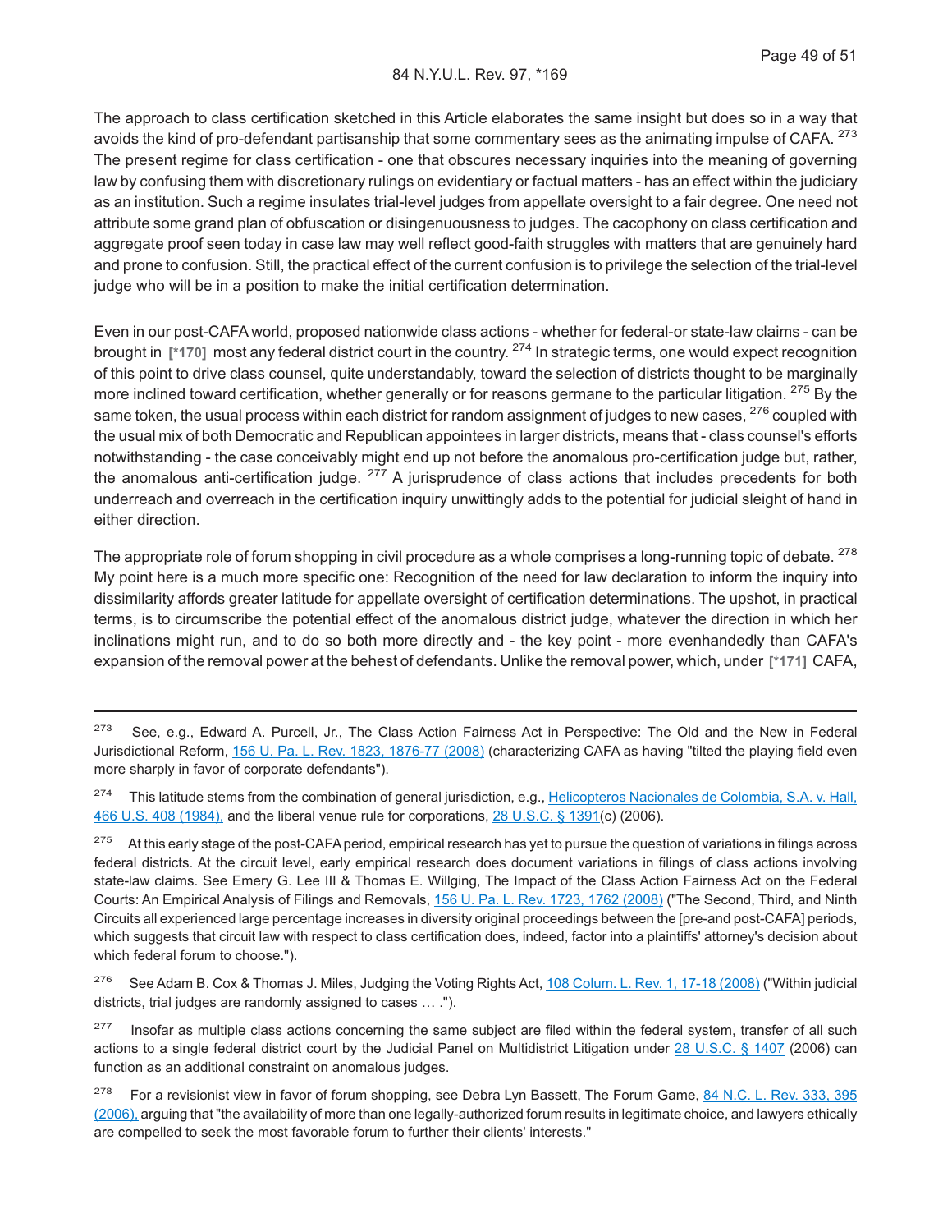The approach to class certification sketched in this Article elaborates the same insight but does so in a way that avoids the kind of pro-defendant partisanship that some commentary sees as the animating impulse of CAFA. [273] The present regime for class certification - one that obscures necessary inquiries into the meaning of governing law by confusing them with discretionary rulings on evidentiary or factual matters - has an effect within the judiciary as an institution. Such a regime insulates trial-level judges from appellate oversight to a fair degree. One need not attribute some grand plan of obfuscation or disingenuousness to judges. The cacophony on class certification and aggregate proof seen today in case law may well reflect good-faith struggles with matters that are genuinely hard and prone to confusion. Still, the practical effect of the current confusion is to privilege the selection of the trial-level judge who will be in a position to make the initial certification determination.

Even in our post-CAFA world, proposed nationwide class actions - whether for federal-or state-law claims - can be brought in [*170] most any federal district court in the country. [274] In strategic terms, one would expect recognition of this point to drive class counsel, quite understandably, toward the selection of districts thought to be marginally more inclined toward certification, whether generally or for reasons germane to the particular litigation. [275] By the same token, the usual process within each district for random assignment of judges to new cases, [276] coupled with the usual mix of both Democratic and Republican appointees in larger districts, means that - class counsel's efforts notwithstanding - the case conceivably might end up not before the anomalous pro-certification judge but, rather, the anomalous anti-certification judge. [277] A jurisprudence of class actions that includes precedents for both underreach and overreach in the certification inquiry unwittingly adds to the potential for judicial sleight of hand in either direction.

The appropriate role of forum shopping in civil procedure as a whole comprises a long-running topic of debate. [278] My point here is a much more specific one: Recognition of the need for law declaration to inform the inquiry into dissimilarity affords greater latitude for appellate oversight of certification determinations. The upshot, in practical terms, is to circumscribe the potential effect of the anomalous district judge, whatever the direction in which her inclinations might run, and to do so both more directly and - the key point - more evenhandedly than CAFA's expansion of the removal power at the behest of defendants. Unlike the removal power, which, under [*171] CAFA,

---

[273] See, e.g., Edward A. Purcell, Jr., The Class Action Fairness Act in Perspective: The Old and the New in Federal Jurisdictional Reform, 156 U. Pa. L. Rev. 1823, 1876-77 (2008) (characterizing CAFA as having "tilted the playing field even more sharply in favor of corporate defendants").

[274] This latitude stems from the combination of general jurisdiction, e.g., Helicopteros Nacionales de Colombia, S.A. v. Hall, 466 U.S. 408 (1984), and the liberal venue rule for corporations, 28 U.S.C. § 1391(c) (2006).

[275] At this early stage of the post-CAFA period, empirical research has yet to pursue the question of variations in filings across federal districts. At the circuit level, early empirical research does document variations in filings of class actions involving state-law claims. See Emery G. Lee III & Thomas E. Willging, The Impact of the Class Action Fairness Act on the Federal Courts: An Empirical Analysis of Filings and Removals, 156 U. Pa. L. Rev. 1723, 1762 (2008) ("The Second, Third, and Ninth Circuits all experienced large percentage increases in diversity original proceedings between the [pre-and post-CAFA] periods, which suggests that circuit law with respect to class certification does, indeed, factor into a plaintiffs' attorney's decision about which federal forum to choose.").

[276] See Adam B. Cox & Thomas J. Miles, Judging the Voting Rights Act, 108 Colum. L. Rev. 1, 17-18 (2008) ("Within judicial districts, trial judges are randomly assigned to cases … .").

[277] Insofar as multiple class actions concerning the same subject are filed within the federal system, transfer of all such actions to a single federal district court by the Judicial Panel on Multidistrict Litigation under 28 U.S.C. § 1407 (2006) can function as an additional constraint on anomalous judges.

[278] For a revisionist view in favor of forum shopping, see Debra Lyn Bassett, The Forum Game, 84 N.C. L. Rev. 333, 395 (2006), arguing that "the availability of more than one legally-authorized forum results in legitimate choice, and lawyers ethically are compelled to seek the most favorable forum to further their clients' interests."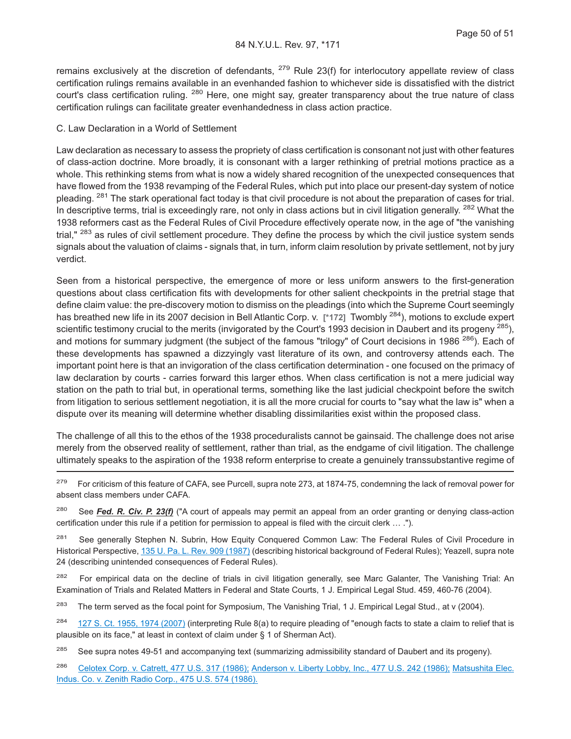remains exclusively at the discretion of defendants, [279] Rule 23(f) for interlocutory appellate review of class certification rulings remains available in an evenhanded fashion to whichever side is dissatisfied with the district court's class certification ruling. [280] Here, one might say, greater transparency about the true nature of class certification rulings can facilitate greater evenhandedness in class action practice.

C. Law Declaration in a World of Settlement

Law declaration as necessary to assess the propriety of class certification is consonant not just with other features of class-action doctrine. More broadly, it is consonant with a larger rethinking of pretrial motions practice as a whole. This rethinking stems from what is now a widely shared recognition of the unexpected consequences that have flowed from the 1938 revamping of the Federal Rules, which put into place our present-day system of notice pleading. [281] The stark operational fact today is that civil procedure is not about the preparation of cases for trial. In descriptive terms, trial is exceedingly rare, not only in class actions but in civil litigation generally. [282] What the 1938 reformers cast as the Federal Rules of Civil Procedure effectively operate now, in the age of "the vanishing trial," [283] as rules of civil settlement procedure. They define the process by which the civil justice system sends signals about the valuation of claims - signals that, in turn, inform claim resolution by private settlement, not by jury verdict.

Seen from a historical perspective, the emergence of more or less uniform answers to the first-generation questions about class certification fits with developments for other salient checkpoints in the pretrial stage that define claim value: the pre-discovery motion to dismiss on the pleadings (into which the Supreme Court seemingly has breathed new life in its 2007 decision in Bell Atlantic Corp. v. [*172] Twombly [284]), motions to exclude expert scientific testimony crucial to the merits (invigorated by the Court's 1993 decision in Daubert and its progeny [285]), and motions for summary judgment (the subject of the famous "trilogy" of Court decisions in 1986 [286]). Each of these developments has spawned a dizzyingly vast literature of its own, and controversy attends each. The important point here is that an invigoration of the class certification determination - one focused on the primacy of law declaration by courts - carries forward this larger ethos. When class certification is not a mere judicial way station on the path to trial but, in operational terms, something like the last judicial checkpoint before the switch from litigation to serious settlement negotiation, it is all the more crucial for courts to "say what the law is" when a dispute over its meaning will determine whether disabling dissimilarities exist within the proposed class.

The challenge of all this to the ethos of the 1938 proceduralists cannot be gainsaid. The challenge does not arise merely from the observed reality of settlement, rather than trial, as the endgame of civil litigation. The challenge ultimately speaks to the aspiration of the 1938 reform enterprise to create a genuinely transsubstantive regime of

---

[279] For criticism of this feature of CAFA, see Purcell, supra note 273, at 1874-75, condemning the lack of removal power for absent class members under CAFA.

[280] See ***Fed. R. Civ. P. 23(f)*** ("A court of appeals may permit an appeal from an order granting or denying class-action certification under this rule if a petition for permission to appeal is filed with the circuit clerk ... .").

[281] See generally Stephen N. Subrin, How Equity Conquered Common Law: The Federal Rules of Civil Procedure in Historical Perspective, 135 U. Pa. L. Rev. 909 (1987) (describing historical background of Federal Rules); Yeazell, supra note 24 (describing unintended consequences of Federal Rules).

[282] For empirical data on the decline of trials in civil litigation generally, see Marc Galanter, The Vanishing Trial: An Examination of Trials and Related Matters in Federal and State Courts, 1 J. Empirical Legal Stud. 459, 460-76 (2004).

[283] The term served as the focal point for Symposium, The Vanishing Trial, 1 J. Empirical Legal Stud., at v (2004).

[284] 127 S. Ct. 1955, 1974 (2007) (interpreting Rule 8(a) to require pleading of "enough facts to state a claim to relief that is plausible on its face," at least in context of claim under § 1 of Sherman Act).

[285] See supra notes 49-51 and accompanying text (summarizing admissibility standard of Daubert and its progeny).

[286] Celotex Corp. v. Catrett, 477 U.S. 317 (1986); Anderson v. Liberty Lobby, Inc., 477 U.S. 242 (1986); Matsushita Elec. Indus. Co. v. Zenith Radio Corp., 475 U.S. 574 (1986).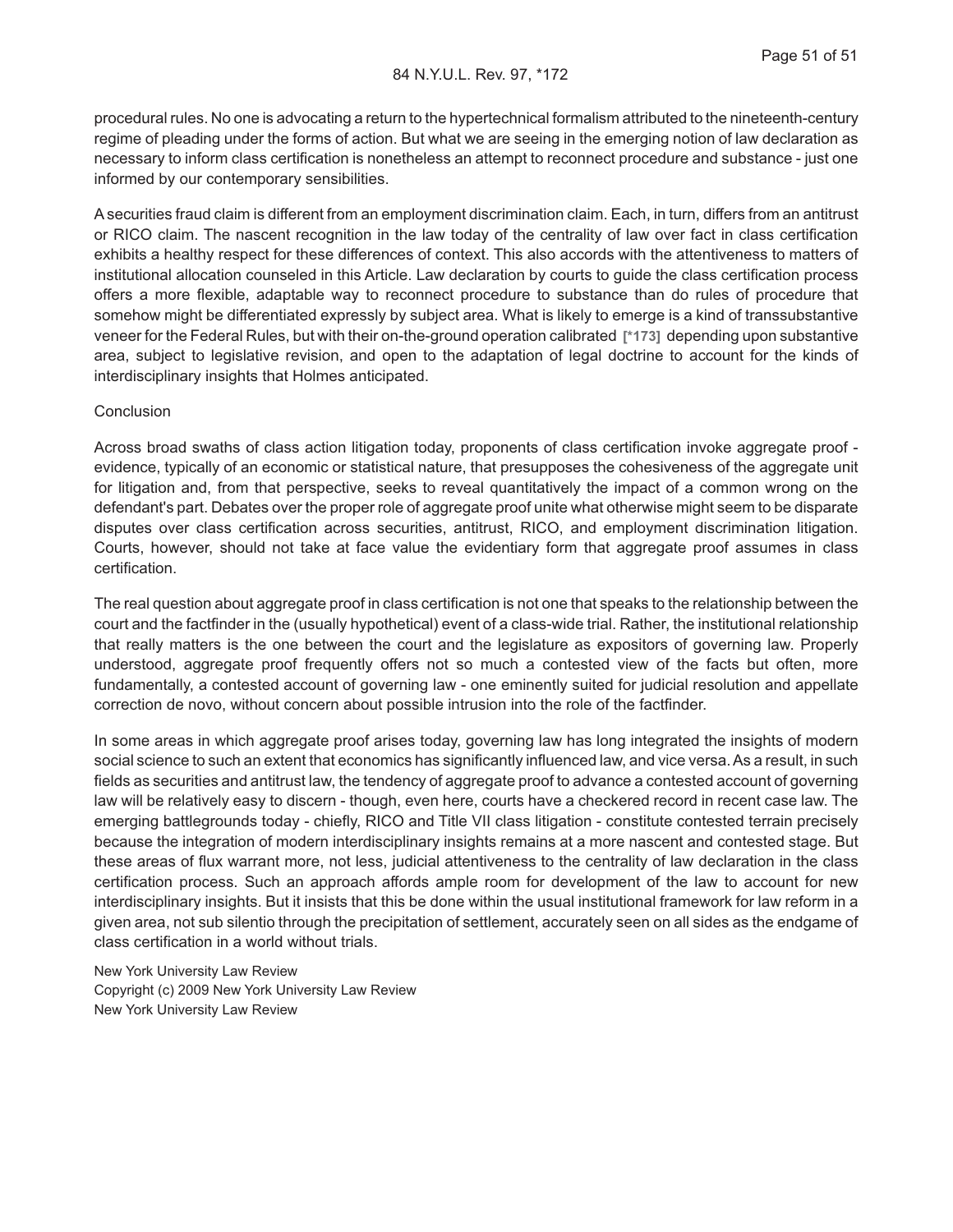procedural rules. No one is advocating a return to the hypertechnical formalism attributed to the nineteenth-century regime of pleading under the forms of action. But what we are seeing in the emerging notion of law declaration as necessary to inform class certification is nonetheless an attempt to reconnect procedure and substance - just one informed by our contemporary sensibilities.

A securities fraud claim is different from an employment discrimination claim. Each, in turn, differs from an antitrust or RICO claim. The nascent recognition in the law today of the centrality of law over fact in class certification exhibits a healthy respect for these differences of context. This also accords with the attentiveness to matters of institutional allocation counseled in this Article. Law declaration by courts to guide the class certification process offers a more flexible, adaptable way to reconnect procedure to substance than do rules of procedure that somehow might be differentiated expressly by subject area. What is likely to emerge is a kind of transsubstantive veneer for the Federal Rules, but with their on-the-ground operation calibrated [*173] depending upon substantive area, subject to legislative revision, and open to the adaptation of legal doctrine to account for the kinds of interdisciplinary insights that Holmes anticipated.

## Conclusion

Across broad swaths of class action litigation today, proponents of class certification invoke aggregate proof - evidence, typically of an economic or statistical nature, that presupposes the cohesiveness of the aggregate unit for litigation and, from that perspective, seeks to reveal quantitatively the impact of a common wrong on the defendant's part. Debates over the proper role of aggregate proof unite what otherwise might seem to be disparate disputes over class certification across securities, antitrust, RICO, and employment discrimination litigation. Courts, however, should not take at face value the evidentiary form that aggregate proof assumes in class certification.

The real question about aggregate proof in class certification is not one that speaks to the relationship between the court and the factfinder in the (usually hypothetical) event of a class-wide trial. Rather, the institutional relationship that really matters is the one between the court and the legislature as expositors of governing law. Properly understood, aggregate proof frequently offers not so much a contested view of the facts but often, more fundamentally, a contested account of governing law - one eminently suited for judicial resolution and appellate correction de novo, without concern about possible intrusion into the role of the factfinder.

In some areas in which aggregate proof arises today, governing law has long integrated the insights of modern social science to such an extent that economics has significantly influenced law, and vice versa. As a result, in such fields as securities and antitrust law, the tendency of aggregate proof to advance a contested account of governing law will be relatively easy to discern - though, even here, courts have a checkered record in recent case law. The emerging battlegrounds today - chiefly, RICO and Title VII class litigation - constitute contested terrain precisely because the integration of modern interdisciplinary insights remains at a more nascent and contested stage. But these areas of flux warrant more, not less, judicial attentiveness to the centrality of law declaration in the class certification process. Such an approach affords ample room for development of the law to account for new interdisciplinary insights. But it insists that this be done within the usual institutional framework for law reform in a given area, not sub silentio through the precipitation of settlement, accurately seen on all sides as the endgame of class certification in a world without trials.

New York University Law Review
Copyright (c) 2009 New York University Law Review
New York University Law Review